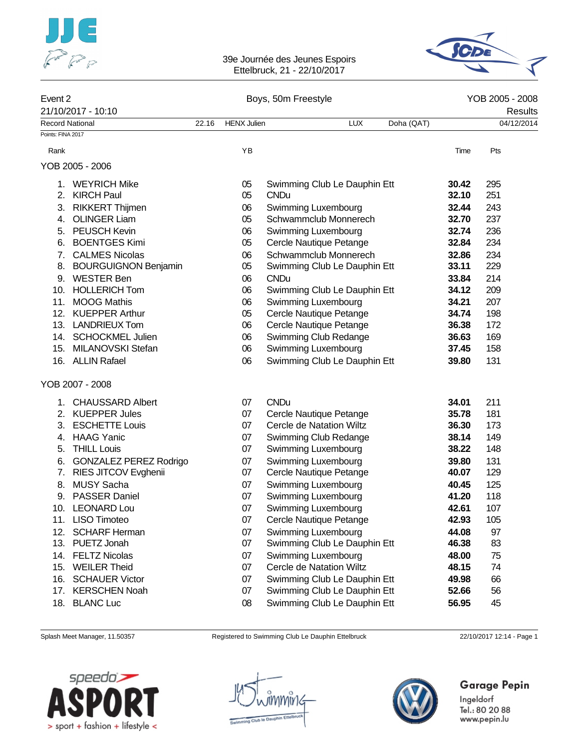39e Journée des Jeunes Espoirs
Ettelbruck, 21 - 22/10/2017

## Event 2 — Boys, 50m Freestyle — YOB 2005 - 2008

21/10/2017 - 10:10 — Results

| Record National | 22.16 | HENX Julien | LUX | Doha (QAT) | 04/12/2014 |
|---|---|---|---|---|---|

Points: FINA 2017

### YOB 2005 - 2006

| Rank | Name | YB | Club | Time | Pts |
|---|---|---|---|---|---|
| 1. | WEYRICH Mike | 05 | Swimming Club Le Dauphin Ett | **30.42** | 295 |
| 2. | KIRCH Paul | 05 | CNDu | **32.10** | 251 |
| 3. | RIKKERT Thijmen | 06 | Swimming Luxembourg | **32.44** | 243 |
| 4. | OLINGER Liam | 05 | Schwammclub Monnerech | **32.70** | 237 |
| 5. | PEUSCH Kevin | 06 | Swimming Luxembourg | **32.74** | 236 |
| 6. | BOENTGES Kimi | 05 | Cercle Nautique Petange | **32.84** | 234 |
| 7. | CALMES Nicolas | 06 | Schwammclub Monnerech | **32.86** | 234 |
| 8. | BOURGUIGNON Benjamin | 05 | Swimming Club Le Dauphin Ett | **33.11** | 229 |
| 9. | WESTER Ben | 06 | CNDu | **33.84** | 214 |
| 10. | HOLLERICH Tom | 06 | Swimming Club Le Dauphin Ett | **34.12** | 209 |
| 11. | MOOG Mathis | 06 | Swimming Luxembourg | **34.21** | 207 |
| 12. | KUEPPER Arthur | 05 | Cercle Nautique Petange | **34.74** | 198 |
| 13. | LANDRIEUX Tom | 06 | Cercle Nautique Petange | **36.38** | 172 |
| 14. | SCHOCKMEL Julien | 06 | Swimming Club Redange | **36.63** | 169 |
| 15. | MILANOVSKI Stefan | 06 | Swimming Luxembourg | **37.45** | 158 |
| 16. | ALLIN Rafael | 06 | Swimming Club Le Dauphin Ett | **39.80** | 131 |

### YOB 2007 - 2008

| Rank | Name | YB | Club | Time | Pts |
|---|---|---|---|---|---|
| 1. | CHAUSSARD Albert | 07 | CNDu | **34.01** | 211 |
| 2. | KUEPPER Jules | 07 | Cercle Nautique Petange | **35.78** | 181 |
| 3. | ESCHETTE Louis | 07 | Cercle de Natation Wiltz | **36.30** | 173 |
| 4. | HAAG Yanic | 07 | Swimming Club Redange | **38.14** | 149 |
| 5. | THILL Louis | 07 | Swimming Luxembourg | **38.22** | 148 |
| 6. | GONZALEZ PEREZ Rodrigo | 07 | Swimming Luxembourg | **39.80** | 131 |
| 7. | RIES JITCOV Evghenii | 07 | Cercle Nautique Petange | **40.07** | 129 |
| 8. | MUSY Sacha | 07 | Swimming Luxembourg | **40.45** | 125 |
| 9. | PASSER Daniel | 07 | Swimming Luxembourg | **41.20** | 118 |
| 10. | LEONARD Lou | 07 | Swimming Luxembourg | **42.61** | 107 |
| 11. | LISO Timoteo | 07 | Cercle Nautique Petange | **42.93** | 105 |
| 12. | SCHARF Herman | 07 | Swimming Luxembourg | **44.08** | 97 |
| 13. | PUETZ Jonah | 07 | Swimming Club Le Dauphin Ett | **46.38** | 83 |
| 14. | FELTZ Nicolas | 07 | Swimming Luxembourg | **48.00** | 75 |
| 15. | WEILER Theid | 07 | Cercle de Natation Wiltz | **48.15** | 74 |
| 16. | SCHAUER Victor | 07 | Swimming Club Le Dauphin Ett | **49.98** | 66 |
| 17. | KERSCHEN Noah | 07 | Swimming Club Le Dauphin Ett | **52.66** | 56 |
| 18. | BLANC Luc | 08 | Swimming Club Le Dauphin Ett | **56.95** | 45 |

Splash Meet Manager, 11.50357 — Registered to Swimming Club Le Dauphin Ettelbruck — 22/10/2017 12:14

Garage Pepin
Ingeldorf
Tel.: 80 20 88
www.pepin.lu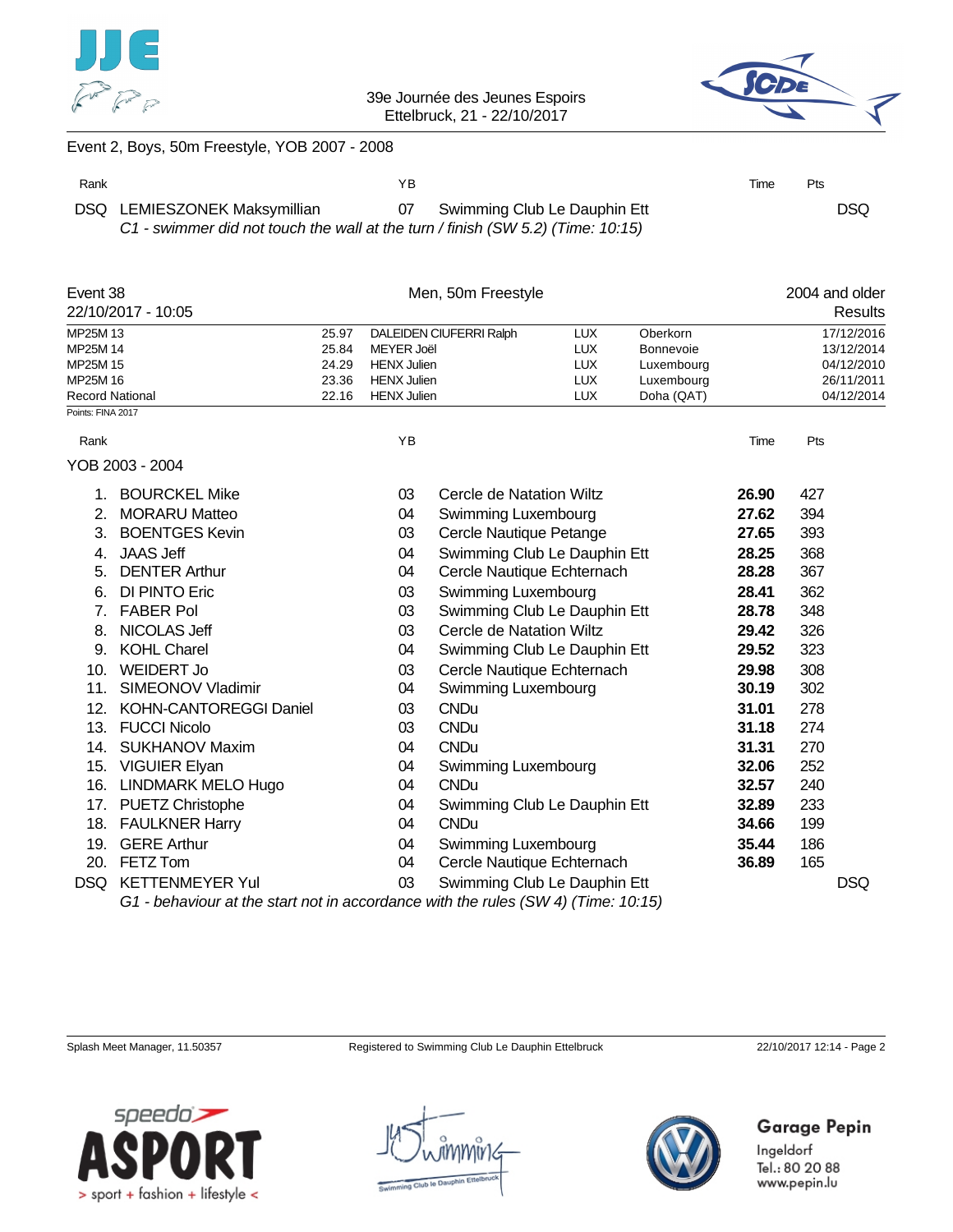Event 2, Boys, 50m Freestyle, YOB 2007 - 2008

| Rank | | YB | | Time | Pts |
|---|---|---|---|---|---|
| DSQ | LEMIESZONEK Maksymillian | 07 | Swimming Club Le Dauphin Ett | | DSQ |

*C1 - swimmer did not touch the wall at the turn / finish (SW 5.2) (Time: 10:15)*

## Event 38 — Men, 50m Freestyle — 2004 and older

22/10/2017 - 10:05 — Results

| | | | | | |
|---|---|---|---|---|---|
| MP25M 13 | 25.97 | DALEIDEN CIUFERRI Ralph | LUX | Oberkorn | 17/12/2016 |
| MP25M 14 | 25.84 | MEYER Joël | LUX | Bonnevoie | 13/12/2014 |
| MP25M 15 | 24.29 | HENX Julien | LUX | Luxembourg | 04/12/2010 |
| MP25M 16 | 23.36 | HENX Julien | LUX | Luxembourg | 26/11/2011 |
| Record National | 22.16 | HENX Julien | LUX | Doha (QAT) | 04/12/2014 |

Points: FINA 2017

YOB 2003 - 2004

| Rank | | YB | | Time | Pts |
|---|---|---|---|---|---|
| 1. | BOURCKEL Mike | 03 | Cercle de Natation Wiltz | **26.90** | 427 |
| 2. | MORARU Matteo | 04 | Swimming Luxembourg | **27.62** | 394 |
| 3. | BOENTGES Kevin | 03 | Cercle Nautique Petange | **27.65** | 393 |
| 4. | JAAS Jeff | 04 | Swimming Club Le Dauphin Ett | **28.25** | 368 |
| 5. | DENTER Arthur | 04 | Cercle Nautique Echternach | **28.28** | 367 |
| 6. | DI PINTO Eric | 03 | Swimming Luxembourg | **28.41** | 362 |
| 7. | FABER Pol | 03 | Swimming Club Le Dauphin Ett | **28.78** | 348 |
| 8. | NICOLAS Jeff | 03 | Cercle de Natation Wiltz | **29.42** | 326 |
| 9. | KOHL Charel | 04 | Swimming Club Le Dauphin Ett | **29.52** | 323 |
| 10. | WEIDERT Jo | 03 | Cercle Nautique Echternach | **29.98** | 308 |
| 11. | SIMEONOV Vladimir | 04 | Swimming Luxembourg | **30.19** | 302 |
| 12. | KOHN-CANTOREGGI Daniel | 03 | CNDu | **31.01** | 278 |
| 13. | FUCCI Nicolo | 03 | CNDu | **31.18** | 274 |
| 14. | SUKHANOV Maxim | 04 | CNDu | **31.31** | 270 |
| 15. | VIGUIER Elyan | 04 | Swimming Luxembourg | **32.06** | 252 |
| 16. | LINDMARK MELO Hugo | 04 | CNDu | **32.57** | 240 |
| 17. | PUETZ Christophe | 04 | Swimming Club Le Dauphin Ett | **32.89** | 233 |
| 18. | FAULKNER Harry | 04 | CNDu | **34.66** | 199 |
| 19. | GERE Arthur | 04 | Swimming Luxembourg | **35.44** | 186 |
| 20. | FETZ Tom | 04 | Cercle Nautique Echternach | **36.89** | 165 |
| DSQ | KETTENMEYER Yul | 03 | Swimming Club Le Dauphin Ett | | DSQ |

*G1 - behaviour at the start not in accordance with the rules (SW 4) (Time: 10:15)*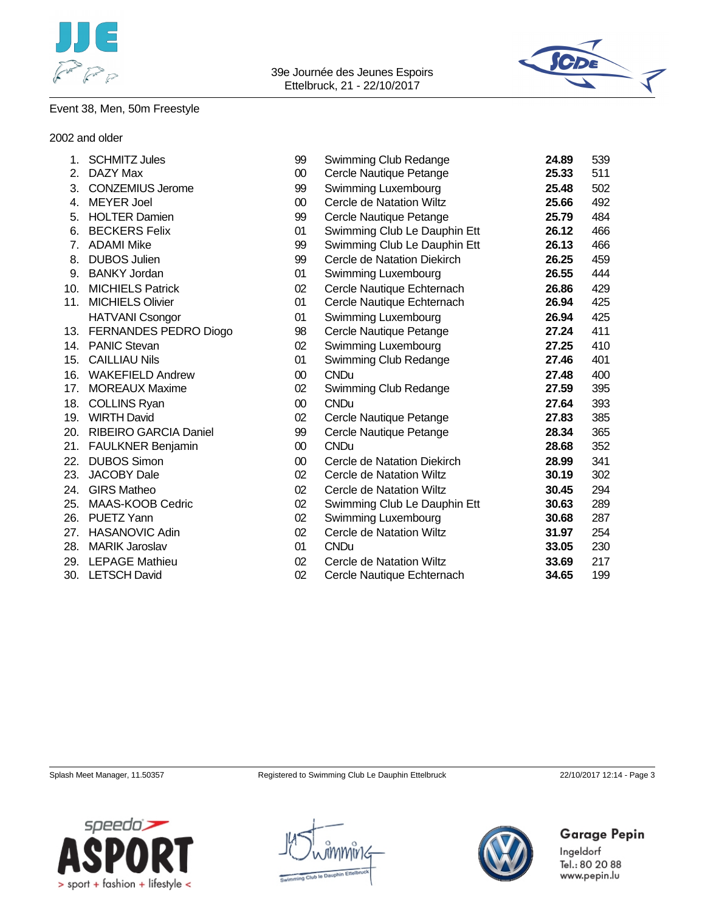39e Journée des Jeunes Espoirs
Ettelbruck, 21 - 22/10/2017

Event 38, Men, 50m Freestyle

2002 and older

| | | | | | |
|---|---|---|---|---|---|
| 1. | SCHMITZ Jules | 99 | Swimming Club Redange | **24.89** | 539 |
| 2. | DAZY Max | 00 | Cercle Nautique Petange | **25.33** | 511 |
| 3. | CONZEMIUS Jerome | 99 | Swimming Luxembourg | **25.48** | 502 |
| 4. | MEYER Joel | 00 | Cercle de Natation Wiltz | **25.66** | 492 |
| 5. | HOLTER Damien | 99 | Cercle Nautique Petange | **25.79** | 484 |
| 6. | BECKERS Felix | 01 | Swimming Club Le Dauphin Ett | **26.12** | 466 |
| 7. | ADAMI Mike | 99 | Swimming Club Le Dauphin Ett | **26.13** | 466 |
| 8. | DUBOS Julien | 99 | Cercle de Natation Diekirch | **26.25** | 459 |
| 9. | BANKY Jordan | 01 | Swimming Luxembourg | **26.55** | 444 |
| 10. | MICHIELS Patrick | 02 | Cercle Nautique Echternach | **26.86** | 429 |
| 11. | MICHIELS Olivier | 01 | Cercle Nautique Echternach | **26.94** | 425 |
| | HATVANI Csongor | 01 | Swimming Luxembourg | **26.94** | 425 |
| 13. | FERNANDES PEDRO Diogo | 98 | Cercle Nautique Petange | **27.24** | 411 |
| 14. | PANIC Stevan | 02 | Swimming Luxembourg | **27.25** | 410 |
| 15. | CAILLIAU Nils | 01 | Swimming Club Redange | **27.46** | 401 |
| 16. | WAKEFIELD Andrew | 00 | CNDu | **27.48** | 400 |
| 17. | MOREAUX Maxime | 02 | Swimming Club Redange | **27.59** | 395 |
| 18. | COLLINS Ryan | 00 | CNDu | **27.64** | 393 |
| 19. | WIRTH David | 02 | Cercle Nautique Petange | **27.83** | 385 |
| 20. | RIBEIRO GARCIA Daniel | 99 | Cercle Nautique Petange | **28.34** | 365 |
| 21. | FAULKNER Benjamin | 00 | CNDu | **28.68** | 352 |
| 22. | DUBOS Simon | 00 | Cercle de Natation Diekirch | **28.99** | 341 |
| 23. | JACOBY Dale | 02 | Cercle de Natation Wiltz | **30.19** | 302 |
| 24. | GIRS Matheo | 02 | Cercle de Natation Wiltz | **30.45** | 294 |
| 25. | MAAS-KOOB Cedric | 02 | Swimming Club Le Dauphin Ett | **30.63** | 289 |
| 26. | PUETZ Yann | 02 | Swimming Luxembourg | **30.68** | 287 |
| 27. | HASANOVIC Adin | 02 | Cercle de Natation Wiltz | **31.97** | 254 |
| 28. | MARIK Jaroslav | 01 | CNDu | **33.05** | 230 |
| 29. | LEPAGE Mathieu | 02 | Cercle de Natation Wiltz | **33.69** | 217 |
| 30. | LETSCH David | 02 | Cercle Nautique Echternach | **34.65** | 199 |

Splash Meet Manager, 11.50357 &nbsp;&nbsp; Registered to Swimming Club Le Dauphin Ettelbruck &nbsp;&nbsp; 22/10/2017 12:14

Garage Pepin
Ingeldorf
Tel.: 80 20 88
www.pepin.lu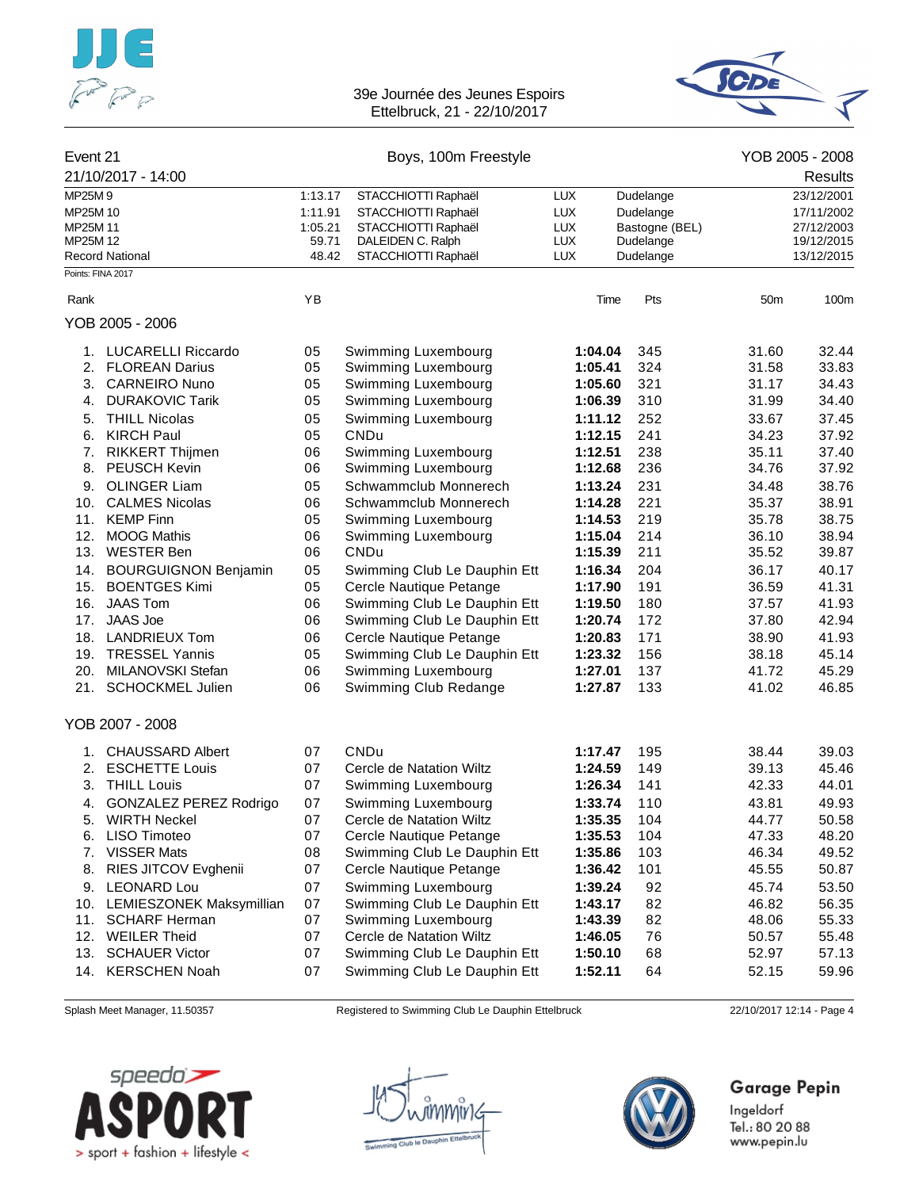39e Journée des Jeunes Espoirs
Ettelbruck, 21 - 22/10/2017

## Event 21 — Boys, 100m Freestyle — YOB 2005 - 2008

21/10/2017 - 14:00 — Results

| | | | | | | |
|---|---|---|---|---|---|---|
| MP25M 9 | 1:13.17 | STACCHIOTTI Raphaël | LUX | Dudelange | 23/12/2001 |
| MP25M 10 | 1:11.91 | STACCHIOTTI Raphaël | LUX | Dudelange | 17/11/2002 |
| MP25M 11 | 1:05.21 | STACCHIOTTI Raphaël | LUX | Bastogne (BEL) | 27/12/2003 |
| MP25M 12 | 59.71 | DALEIDEN C. Ralph | LUX | Dudelange | 19/12/2015 |
| Record National | 48.42 | STACCHIOTTI Raphaël | LUX | Dudelange | 13/12/2015 |

Points: FINA 2017

### YOB 2005 - 2006

| Rank | Name | YB | Club | Time | Pts | 50m | 100m |
|---|---|---|---|---|---|---|---|
| 1. | LUCARELLI Riccardo | 05 | Swimming Luxembourg | **1:04.04** | 345 | 31.60 | 32.44 |
| 2. | FLOREAN Darius | 05 | Swimming Luxembourg | **1:05.41** | 324 | 31.58 | 33.83 |
| 3. | CARNEIRO Nuno | 05 | Swimming Luxembourg | **1:05.60** | 321 | 31.17 | 34.43 |
| 4. | DURAKOVIC Tarik | 05 | Swimming Luxembourg | **1:06.39** | 310 | 31.99 | 34.40 |
| 5. | THILL Nicolas | 05 | Swimming Luxembourg | **1:11.12** | 252 | 33.67 | 37.45 |
| 6. | KIRCH Paul | 05 | CNDu | **1:12.15** | 241 | 34.23 | 37.92 |
| 7. | RIKKERT Thijmen | 06 | Swimming Luxembourg | **1:12.51** | 238 | 35.11 | 37.40 |
| 8. | PEUSCH Kevin | 06 | Swimming Luxembourg | **1:12.68** | 236 | 34.76 | 37.92 |
| 9. | OLINGER Liam | 05 | Schwammclub Monnerech | **1:13.24** | 231 | 34.48 | 38.76 |
| 10. | CALMES Nicolas | 06 | Schwammclub Monnerech | **1:14.28** | 221 | 35.37 | 38.91 |
| 11. | KEMP Finn | 05 | Swimming Luxembourg | **1:14.53** | 219 | 35.78 | 38.75 |
| 12. | MOOG Mathis | 06 | Swimming Luxembourg | **1:15.04** | 214 | 36.10 | 38.94 |
| 13. | WESTER Ben | 06 | CNDu | **1:15.39** | 211 | 35.52 | 39.87 |
| 14. | BOURGUIGNON Benjamin | 05 | Swimming Club Le Dauphin Ett | **1:16.34** | 204 | 36.17 | 40.17 |
| 15. | BOENTGES Kimi | 05 | Cercle Nautique Petange | **1:17.90** | 191 | 36.59 | 41.31 |
| 16. | JAAS Tom | 06 | Swimming Club Le Dauphin Ett | **1:19.50** | 180 | 37.57 | 41.93 |
| 17. | JAAS Joe | 06 | Swimming Club Le Dauphin Ett | **1:20.74** | 172 | 37.80 | 42.94 |
| 18. | LANDRIEUX Tom | 06 | Cercle Nautique Petange | **1:20.83** | 171 | 38.90 | 41.93 |
| 19. | TRESSEL Yannis | 05 | Swimming Club Le Dauphin Ett | **1:23.32** | 156 | 38.18 | 45.14 |
| 20. | MILANOVSKI Stefan | 06 | Swimming Luxembourg | **1:27.01** | 137 | 41.72 | 45.29 |
| 21. | SCHOCKMEL Julien | 06 | Swimming Club Redange | **1:27.87** | 133 | 41.02 | 46.85 |

### YOB 2007 - 2008

| Rank | Name | YB | Club | Time | Pts | 50m | 100m |
|---|---|---|---|---|---|---|---|
| 1. | CHAUSSARD Albert | 07 | CNDu | **1:17.47** | 195 | 38.44 | 39.03 |
| 2. | ESCHETTE Louis | 07 | Cercle de Natation Wiltz | **1:24.59** | 149 | 39.13 | 45.46 |
| 3. | THILL Louis | 07 | Swimming Luxembourg | **1:26.34** | 141 | 42.33 | 44.01 |
| 4. | GONZALEZ PEREZ Rodrigo | 07 | Swimming Luxembourg | **1:33.74** | 110 | 43.81 | 49.93 |
| 5. | WIRTH Neckel | 07 | Cercle de Natation Wiltz | **1:35.35** | 104 | 44.77 | 50.58 |
| 6. | LISO Timoteo | 07 | Cercle Nautique Petange | **1:35.53** | 104 | 47.33 | 48.20 |
| 7. | VISSER Mats | 08 | Swimming Club Le Dauphin Ett | **1:35.86** | 103 | 46.34 | 49.52 |
| 8. | RIES JITCOV Evghenii | 07 | Cercle Nautique Petange | **1:36.42** | 101 | 45.55 | 50.87 |
| 9. | LEONARD Lou | 07 | Swimming Luxembourg | **1:39.24** | 92 | 45.74 | 53.50 |
| 10. | LEMIESZONEK Maksymillian | 07 | Swimming Club Le Dauphin Ett | **1:43.17** | 82 | 46.82 | 56.35 |
| 11. | SCHARF Herman | 07 | Swimming Luxembourg | **1:43.39** | 82 | 48.06 | 55.33 |
| 12. | WEILER Theid | 07 | Cercle de Natation Wiltz | **1:46.05** | 76 | 50.57 | 55.48 |
| 13. | SCHAUER Victor | 07 | Swimming Club Le Dauphin Ett | **1:50.10** | 68 | 52.97 | 57.13 |
| 14. | KERSCHEN Noah | 07 | Swimming Club Le Dauphin Ett | **1:52.11** | 64 | 52.15 | 59.96 |

Splash Meet Manager, 11.50357 — Registered to Swimming Club Le Dauphin Ettelbruck — 22/10/2017 12:14

speedo ASPORT > sport + fashion + lifestyle <

Garage Pepin
Ingeldorf
Tel.: 80 20 88
www.pepin.lu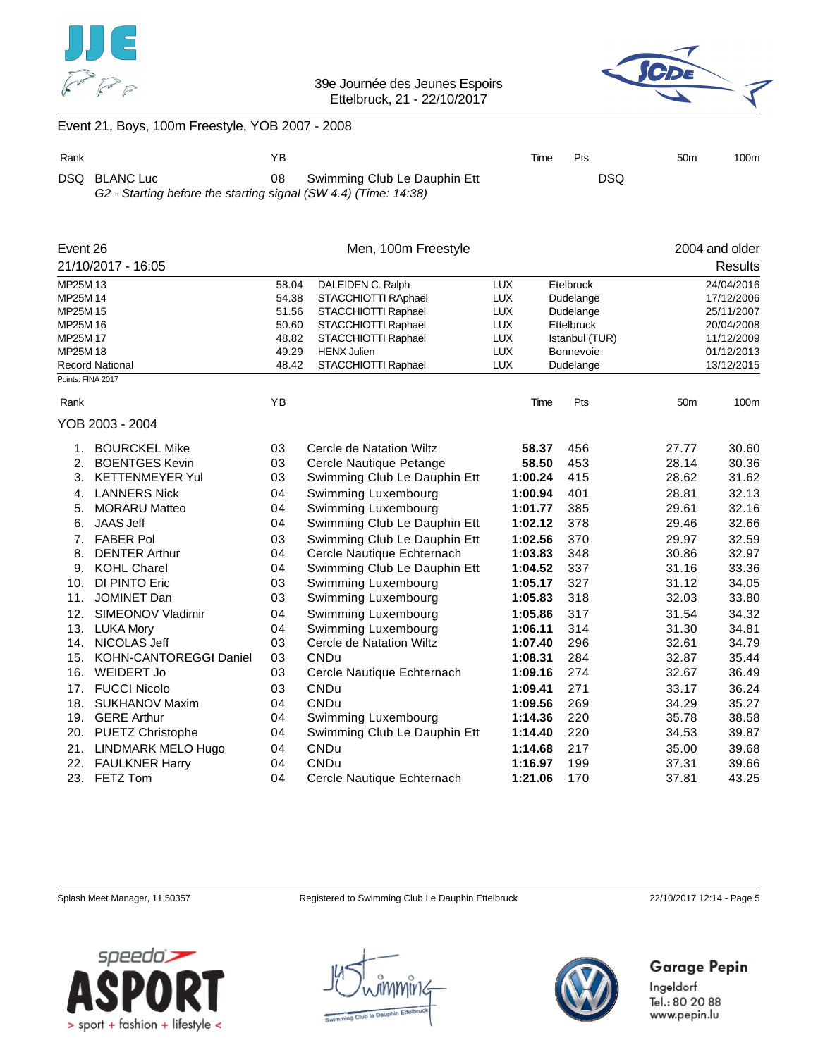## Event 21, Boys, 100m Freestyle, YOB 2007 - 2008

| Rank | | YB | | Time | Pts | 50m | 100m |
|---|---|---|---|---|---|---|---|
| DSQ | BLANC Luc | 08 | Swimming Club Le Dauphin Ett | | DSQ | | |

*G2 - Starting before the starting signal (SW 4.4) (Time: 14:38)*

## Event 26 — Men, 100m Freestyle — 2004 and older

21/10/2017 - 16:05 — Results

| | | | | | |
|---|---|---|---|---|---|
| MP25M 13 | 58.04 | DALEIDEN C. Ralph | LUX | Etelbruck | 24/04/2016 |
| MP25M 14 | 54.38 | STACCHIOTTI RAphaël | LUX | Dudelange | 17/12/2006 |
| MP25M 15 | 51.56 | STACCHIOTTI Raphaël | LUX | Dudelange | 25/11/2007 |
| MP25M 16 | 50.60 | STACCHIOTTI Raphaël | LUX | Ettelbruck | 20/04/2008 |
| MP25M 17 | 48.82 | STACCHIOTTI Raphaël | LUX | Istanbul (TUR) | 11/12/2009 |
| MP25M 18 | 49.29 | HENX Julien | LUX | Bonnevoie | 01/12/2013 |
| Record National | 48.42 | STACCHIOTTI Raphaël | LUX | Dudelange | 13/12/2015 |

Points: FINA 2017

### YOB 2003 - 2004

| Rank | | YB | | Time | Pts | 50m | 100m |
|---|---|---|---|---|---|---|---|
| 1. | BOURCKEL Mike | 03 | Cercle de Natation Wiltz | **58.37** | 456 | 27.77 | 30.60 |
| 2. | BOENTGES Kevin | 03 | Cercle Nautique Petange | **58.50** | 453 | 28.14 | 30.36 |
| 3. | KETTENMEYER Yul | 03 | Swimming Club Le Dauphin Ett | **1:00.24** | 415 | 28.62 | 31.62 |
| 4. | LANNERS Nick | 04 | Swimming Luxembourg | **1:00.94** | 401 | 28.81 | 32.13 |
| 5. | MORARU Matteo | 04 | Swimming Luxembourg | **1:01.77** | 385 | 29.61 | 32.16 |
| 6. | JAAS Jeff | 04 | Swimming Club Le Dauphin Ett | **1:02.12** | 378 | 29.46 | 32.66 |
| 7. | FABER Pol | 03 | Swimming Club Le Dauphin Ett | **1:02.56** | 370 | 29.97 | 32.59 |
| 8. | DENTER Arthur | 04 | Cercle Nautique Echternach | **1:03.83** | 348 | 30.86 | 32.97 |
| 9. | KOHL Charel | 04 | Swimming Club Le Dauphin Ett | **1:04.52** | 337 | 31.16 | 33.36 |
| 10. | DI PINTO Eric | 03 | Swimming Luxembourg | **1:05.17** | 327 | 31.12 | 34.05 |
| 11. | JOMINET Dan | 03 | Swimming Luxembourg | **1:05.83** | 318 | 32.03 | 33.80 |
| 12. | SIMEONOV Vladimir | 04 | Swimming Luxembourg | **1:05.86** | 317 | 31.54 | 34.32 |
| 13. | LUKA Mory | 04 | Swimming Luxembourg | **1:06.11** | 314 | 31.30 | 34.81 |
| 14. | NICOLAS Jeff | 03 | Cercle de Natation Wiltz | **1:07.40** | 296 | 32.61 | 34.79 |
| 15. | KOHN-CANTOREGGI Daniel | 03 | CNDu | **1:08.31** | 284 | 32.87 | 35.44 |
| 16. | WEIDERT Jo | 03 | Cercle Nautique Echternach | **1:09.16** | 274 | 32.67 | 36.49 |
| 17. | FUCCI Nicolo | 03 | CNDu | **1:09.41** | 271 | 33.17 | 36.24 |
| 18. | SUKHANOV Maxim | 04 | CNDu | **1:09.56** | 269 | 34.29 | 35.27 |
| 19. | GERE Arthur | 04 | Swimming Luxembourg | **1:14.36** | 220 | 35.78 | 38.58 |
| 20. | PUETZ Christophe | 04 | Swimming Club Le Dauphin Ett | **1:14.40** | 220 | 34.53 | 39.87 |
| 21. | LINDMARK MELO Hugo | 04 | CNDu | **1:14.68** | 217 | 35.00 | 39.68 |
| 22. | FAULKNER Harry | 04 | CNDu | **1:16.97** | 199 | 37.31 | 39.66 |
| 23. | FETZ Tom | 04 | Cercle Nautique Echternach | **1:21.06** | 170 | 37.81 | 43.25 |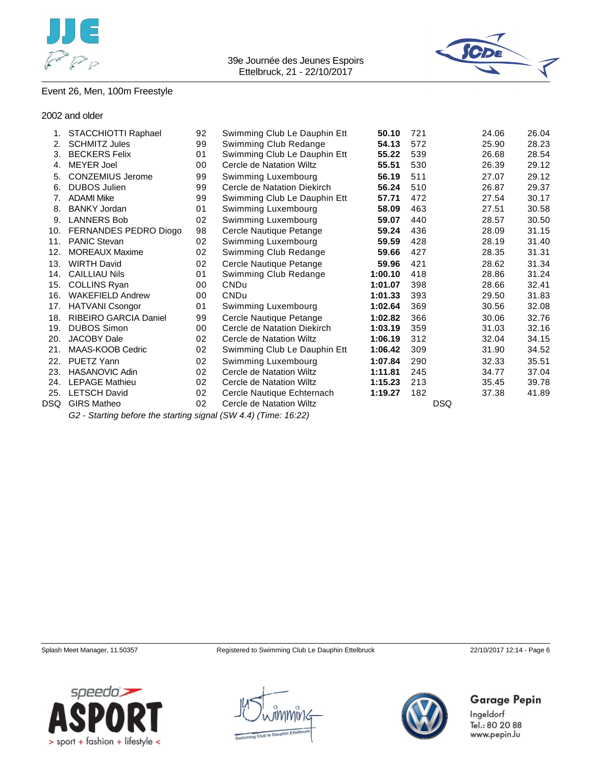Event 26, Men, 100m Freestyle

2002 and older

| Place | Name | YoB | Club | Time | Points | | 50m | 100m |
|---|---|---|---|---|---|---|---|---|
| 1. | STACCHIOTTI Raphael | 92 | Swimming Club Le Dauphin Ett | **50.10** | 721 | | 24.06 | 26.04 |
| 2. | SCHMITZ Jules | 99 | Swimming Club Redange | **54.13** | 572 | | 25.90 | 28.23 |
| 3. | BECKERS Felix | 01 | Swimming Club Le Dauphin Ett | **55.22** | 539 | | 26.68 | 28.54 |
| 4. | MEYER Joel | 00 | Cercle de Natation Wiltz | **55.51** | 530 | | 26.39 | 29.12 |
| 5. | CONZEMIUS Jerome | 99 | Swimming Luxembourg | **56.19** | 511 | | 27.07 | 29.12 |
| 6. | DUBOS Julien | 99 | Cercle de Natation Diekirch | **56.24** | 510 | | 26.87 | 29.37 |
| 7. | ADAMI Mike | 99 | Swimming Club Le Dauphin Ett | **57.71** | 472 | | 27.54 | 30.17 |
| 8. | BANKY Jordan | 01 | Swimming Luxembourg | **58.09** | 463 | | 27.51 | 30.58 |
| 9. | LANNERS Bob | 02 | Swimming Luxembourg | **59.07** | 440 | | 28.57 | 30.50 |
| 10. | FERNANDES PEDRO Diogo | 98 | Cercle Nautique Petange | **59.24** | 436 | | 28.09 | 31.15 |
| 11. | PANIC Stevan | 02 | Swimming Luxembourg | **59.59** | 428 | | 28.19 | 31.40 |
| 12. | MOREAUX Maxime | 02 | Swimming Club Redange | **59.66** | 427 | | 28.35 | 31.31 |
| 13. | WIRTH David | 02 | Cercle Nautique Petange | **59.96** | 421 | | 28.62 | 31.34 |
| 14. | CAILLIAU Nils | 01 | Swimming Club Redange | **1:00.10** | 418 | | 28.86 | 31.24 |
| 15. | COLLINS Ryan | 00 | CNDu | **1:01.07** | 398 | | 28.66 | 32.41 |
| 16. | WAKEFIELD Andrew | 00 | CNDu | **1:01.33** | 393 | | 29.50 | 31.83 |
| 17. | HATVANI Csongor | 01 | Swimming Luxembourg | **1:02.64** | 369 | | 30.56 | 32.08 |
| 18. | RIBEIRO GARCIA Daniel | 99 | Cercle Nautique Petange | **1:02.82** | 366 | | 30.06 | 32.76 |
| 19. | DUBOS Simon | 00 | Cercle de Natation Diekirch | **1:03.19** | 359 | | 31.03 | 32.16 |
| 20. | JACOBY Dale | 02 | Cercle de Natation Wiltz | **1:06.19** | 312 | | 32.04 | 34.15 |
| 21. | MAAS-KOOB Cedric | 02 | Swimming Club Le Dauphin Ett | **1:06.42** | 309 | | 31.90 | 34.52 |
| 22. | PUETZ Yann | 02 | Swimming Luxembourg | **1:07.84** | 290 | | 32.33 | 35.51 |
| 23. | HASANOVIC Adin | 02 | Cercle de Natation Wiltz | **1:11.81** | 245 | | 34.77 | 37.04 |
| 24. | LEPAGE Mathieu | 02 | Cercle de Natation Wiltz | **1:15.23** | 213 | | 35.45 | 39.78 |
| 25. | LETSCH David | 02 | Cercle Nautique Echternach | **1:19.27** | 182 | | 37.38 | 41.89 |
| DSQ | GIRS Matheo | 02 | Cercle de Natation Wiltz | | | DSQ | | |

*G2 - Starting before the starting signal (SW 4.4) (Time: 16:22)*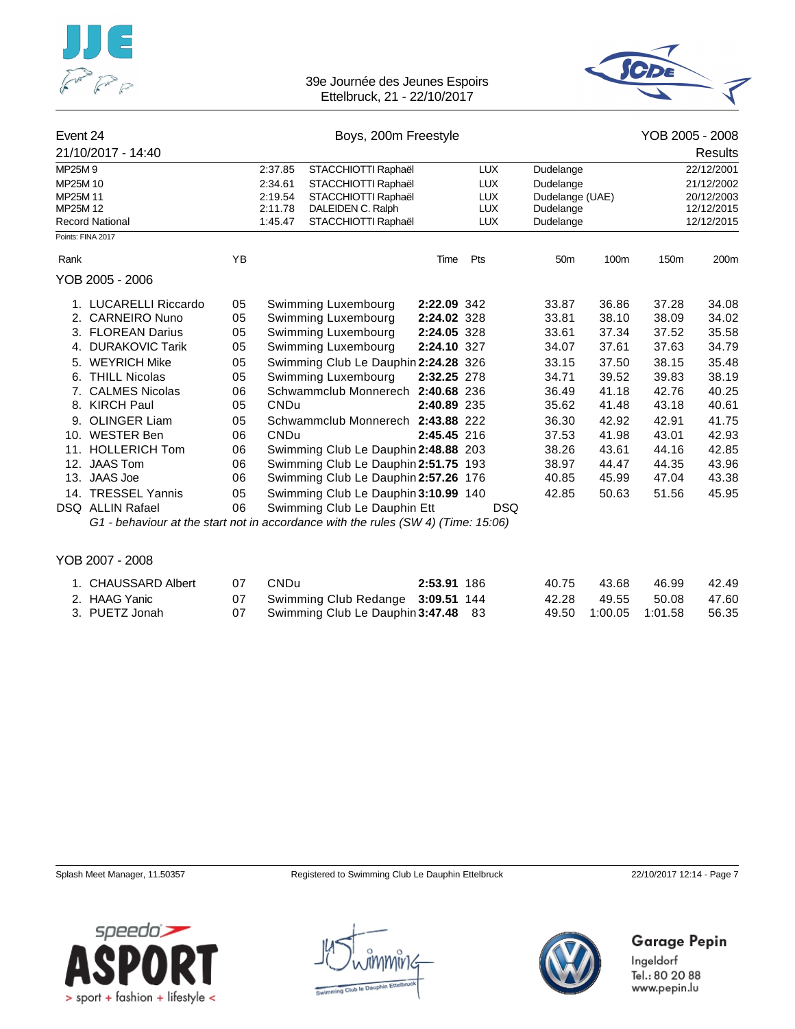39e Journée des Jeunes Espoirs
Ettelbruck, 21 - 22/10/2017

## Event 24 — Boys, 200m Freestyle — YOB 2005 - 2008

21/10/2017 - 14:40 — Results

| Record | Time | Name | Nation | Place | Date |
|---|---|---|---|---|---|
| MP25M 9 | 2:37.85 | STACCHIOTTI Raphaël | LUX | Dudelange | 22/12/2001 |
| MP25M 10 | 2:34.61 | STACCHIOTTI Raphaël | LUX | Dudelange | 21/12/2002 |
| MP25M 11 | 2:19.54 | STACCHIOTTI Raphaël | LUX | Dudelange (UAE) | 20/12/2003 |
| MP25M 12 | 2:11.78 | DALEIDEN C. Ralph | LUX | Dudelange | 12/12/2015 |
| Record National | 1:45.47 | STACCHIOTTI Raphaël | LUX | Dudelange | 12/12/2015 |

Points: FINA 2017

### YOB 2005 - 2006

| Rank | Name | YB | Club | Time | Pts | 50m | 100m | 150m | 200m |
|---|---|---|---|---|---|---|---|---|---|
| 1. | LUCARELLI Riccardo | 05 | Swimming Luxembourg | **2:22.09** | 342 | 33.87 | 36.86 | 37.28 | 34.08 |
| 2. | CARNEIRO Nuno | 05 | Swimming Luxembourg | **2:24.02** | 328 | 33.81 | 38.10 | 38.09 | 34.02 |
| 3. | FLOREAN Darius | 05 | Swimming Luxembourg | **2:24.05** | 328 | 33.61 | 37.34 | 37.52 | 35.58 |
| 4. | DURAKOVIC Tarik | 05 | Swimming Luxembourg | **2:24.10** | 327 | 34.07 | 37.61 | 37.63 | 34.79 |
| 5. | WEYRICH Mike | 05 | Swimming Club Le Dauphin | **2:24.28** | 326 | 33.15 | 37.50 | 38.15 | 35.48 |
| 6. | THILL Nicolas | 05 | Swimming Luxembourg | **2:32.25** | 278 | 34.71 | 39.52 | 39.83 | 38.19 |
| 7. | CALMES Nicolas | 06 | Schwammclub Monnerech | **2:40.68** | 236 | 36.49 | 41.18 | 42.76 | 40.25 |
| 8. | KIRCH Paul | 05 | CNDu | **2:40.89** | 235 | 35.62 | 41.48 | 43.18 | 40.61 |
| 9. | OLINGER Liam | 05 | Schwammclub Monnerech | **2:43.88** | 222 | 36.30 | 42.92 | 42.91 | 41.75 |
| 10. | WESTER Ben | 06 | CNDu | **2:45.45** | 216 | 37.53 | 41.98 | 43.01 | 42.93 |
| 11. | HOLLERICH Tom | 06 | Swimming Club Le Dauphin | **2:48.88** | 203 | 38.26 | 43.61 | 44.16 | 42.85 |
| 12. | JAAS Tom | 06 | Swimming Club Le Dauphin | **2:51.75** | 193 | 38.97 | 44.47 | 44.35 | 43.96 |
| 13. | JAAS Joe | 06 | Swimming Club Le Dauphin | **2:57.26** | 176 | 40.85 | 45.99 | 47.04 | 43.38 |
| 14. | TRESSEL Yannis | 05 | Swimming Club Le Dauphin | **3:10.99** | 140 | 42.85 | 50.63 | 51.56 | 45.95 |
| DSQ | ALLIN Rafael | 06 | Swimming Club Le Dauphin Ett | DSQ | | | | | |

*G1 - behaviour at the start not in accordance with the rules (SW 4) (Time: 15:06)*

### YOB 2007 - 2008

| Rank | Name | YB | Club | Time | Pts | 50m | 100m | 150m | 200m |
|---|---|---|---|---|---|---|---|---|---|
| 1. | CHAUSSARD Albert | 07 | CNDu | **2:53.91** | 186 | 40.75 | 43.68 | 46.99 | 42.49 |
| 2. | HAAG Yanic | 07 | Swimming Club Redange | **3:09.51** | 144 | 42.28 | 49.55 | 50.08 | 47.60 |
| 3. | PUETZ Jonah | 07 | Swimming Club Le Dauphin | **3:47.48** | 83 | 49.50 | 1:00.05 | 1:01.58 | 56.35 |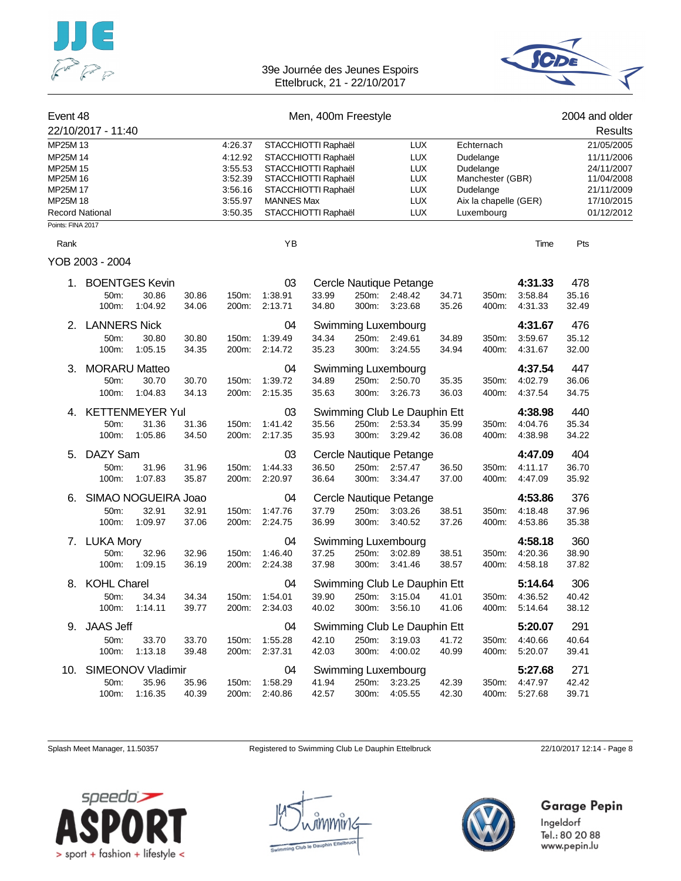39e Journée des Jeunes Espoirs
Ettelbruck, 21 - 22/10/2017

## Event 48 — Men, 400m Freestyle — 2004 and older

22/10/2017 - 11:40 — Results

| | | | | | |
|---|---|---|---|---|---|
| MP25M 13 | 4:26.37 | STACCHIOTTI Raphaël | LUX | Echternach | 21/05/2005 |
| MP25M 14 | 4:12.92 | STACCHIOTTI Raphaël | LUX | Dudelange | 11/11/2006 |
| MP25M 15 | 3:55.53 | STACCHIOTTI Raphaël | LUX | Dudelange | 24/11/2007 |
| MP25M 16 | 3:52.39 | STACCHIOTTI Raphaël | LUX | Manchester (GBR) | 11/04/2008 |
| MP25M 17 | 3:56.16 | STACCHIOTTI Raphaël | LUX | Dudelange | 21/11/2009 |
| MP25M 18 | 3:55.97 | MANNES Max | LUX | Aix la chapelle (GER) | 17/10/2015 |
| Record National | 3:50.35 | STACCHIOTTI Raphaël | LUX | Luxembourg | 01/12/2012 |

Points: FINA 2017

### YOB 2003 - 2004

| Rank | Name | YB | Club | Time | Pts |
|---|---|---|---|---|---|
| 1. | BOENTGES Kevin | 03 | Cercle Nautique Petange | **4:31.33** | 478 |
| | 50m: 30.86 (30.86) · 100m: 1:04.92 (34.06) · 150m: 1:38.91 (33.99) · 200m: 2:13.71 (34.80) · 250m: 2:48.42 (34.71) · 300m: 3:23.68 (35.26) · 350m: 3:58.84 (35.16) · 400m: 4:31.33 (32.49) | | | | |
| 2. | LANNERS Nick | 04 | Swimming Luxembourg | **4:31.67** | 476 |
| | 50m: 30.80 (30.80) · 100m: 1:05.15 (34.35) · 150m: 1:39.49 (34.34) · 200m: 2:14.72 (35.23) · 250m: 2:49.61 (34.89) · 300m: 3:24.55 (34.94) · 350m: 3:59.67 (35.12) · 400m: 4:31.67 (32.00) | | | | |
| 3. | MORARU Matteo | 04 | Swimming Luxembourg | **4:37.54** | 447 |
| | 50m: 30.70 (30.70) · 100m: 1:04.83 (34.13) · 150m: 1:39.72 (34.89) · 200m: 2:15.35 (35.63) · 250m: 2:50.70 (35.35) · 300m: 3:26.73 (36.03) · 350m: 4:02.79 (36.06) · 400m: 4:37.54 (34.75) | | | | |
| 4. | KETTENMEYER Yul | 03 | Swimming Club Le Dauphin Ett | **4:38.98** | 440 |
| | 50m: 31.36 (31.36) · 100m: 1:05.86 (34.50) · 150m: 1:41.42 (35.56) · 200m: 2:17.35 (35.93) · 250m: 2:53.34 (35.99) · 300m: 3:29.42 (36.08) · 350m: 4:04.76 (35.34) · 400m: 4:38.98 (34.22) | | | | |
| 5. | DAZY Sam | 03 | Cercle Nautique Petange | **4:47.09** | 404 |
| | 50m: 31.96 (31.96) · 100m: 1:07.83 (35.87) · 150m: 1:44.33 (36.50) · 200m: 2:20.97 (36.64) · 250m: 2:57.47 (36.50) · 300m: 3:34.47 (37.00) · 350m: 4:11.17 (36.70) · 400m: 4:47.09 (35.92) | | | | |
| 6. | SIMAO NOGUEIRA Joao | 04 | Cercle Nautique Petange | **4:53.86** | 376 |
| | 50m: 32.91 (32.91) · 100m: 1:09.97 (37.06) · 150m: 1:47.76 (37.79) · 200m: 2:24.75 (36.99) · 250m: 3:03.26 (38.51) · 300m: 3:40.52 (37.26) · 350m: 4:18.48 (37.96) · 400m: 4:53.86 (35.38) | | | | |
| 7. | LUKA Mory | 04 | Swimming Luxembourg | **4:58.18** | 360 |
| | 50m: 32.96 (32.96) · 100m: 1:09.15 (36.19) · 150m: 1:46.40 (37.25) · 200m: 2:24.38 (37.98) · 250m: 3:02.89 (38.51) · 300m: 3:41.46 (38.57) · 350m: 4:20.36 (38.90) · 400m: 4:58.18 (37.82) | | | | |
| 8. | KOHL Charel | 04 | Swimming Club Le Dauphin Ett | **5:14.64** | 306 |
| | 50m: 34.34 (34.34) · 100m: 1:14.11 (39.77) · 150m: 1:54.01 (39.90) · 200m: 2:34.03 (40.02) · 250m: 3:15.04 (41.01) · 300m: 3:56.10 (41.06) · 350m: 4:36.52 (40.42) · 400m: 5:14.64 (38.12) | | | | |
| 9. | JAAS Jeff | 04 | Swimming Club Le Dauphin Ett | **5:20.07** | 291 |
| | 50m: 33.70 (33.70) · 100m: 1:13.18 (39.48) · 150m: 1:55.28 (42.10) · 200m: 2:37.31 (42.03) · 250m: 3:19.03 (41.72) · 300m: 4:00.02 (40.99) · 350m: 4:40.66 (40.64) · 400m: 5:20.07 (39.41) | | | | |
| 10. | SIMEONOV Vladimir | 04 | Swimming Luxembourg | **5:27.68** | 271 |
| | 50m: 35.96 (35.96) · 100m: 1:16.35 (40.39) · 150m: 1:58.29 (41.94) · 200m: 2:40.86 (42.57) · 250m: 3:23.25 (42.39) · 300m: 4:05.55 (42.30) · 350m: 4:47.97 (42.42) · 400m: 5:27.68 (39.71) | | | | |

Splash Meet Manager, 11.50357 — Registered to Swimming Club Le Dauphin Ettelbruck — 22/10/2017 12:14

Garage Pepin
Ingeldorf
Tel.: 80 20 88
www.pepin.lu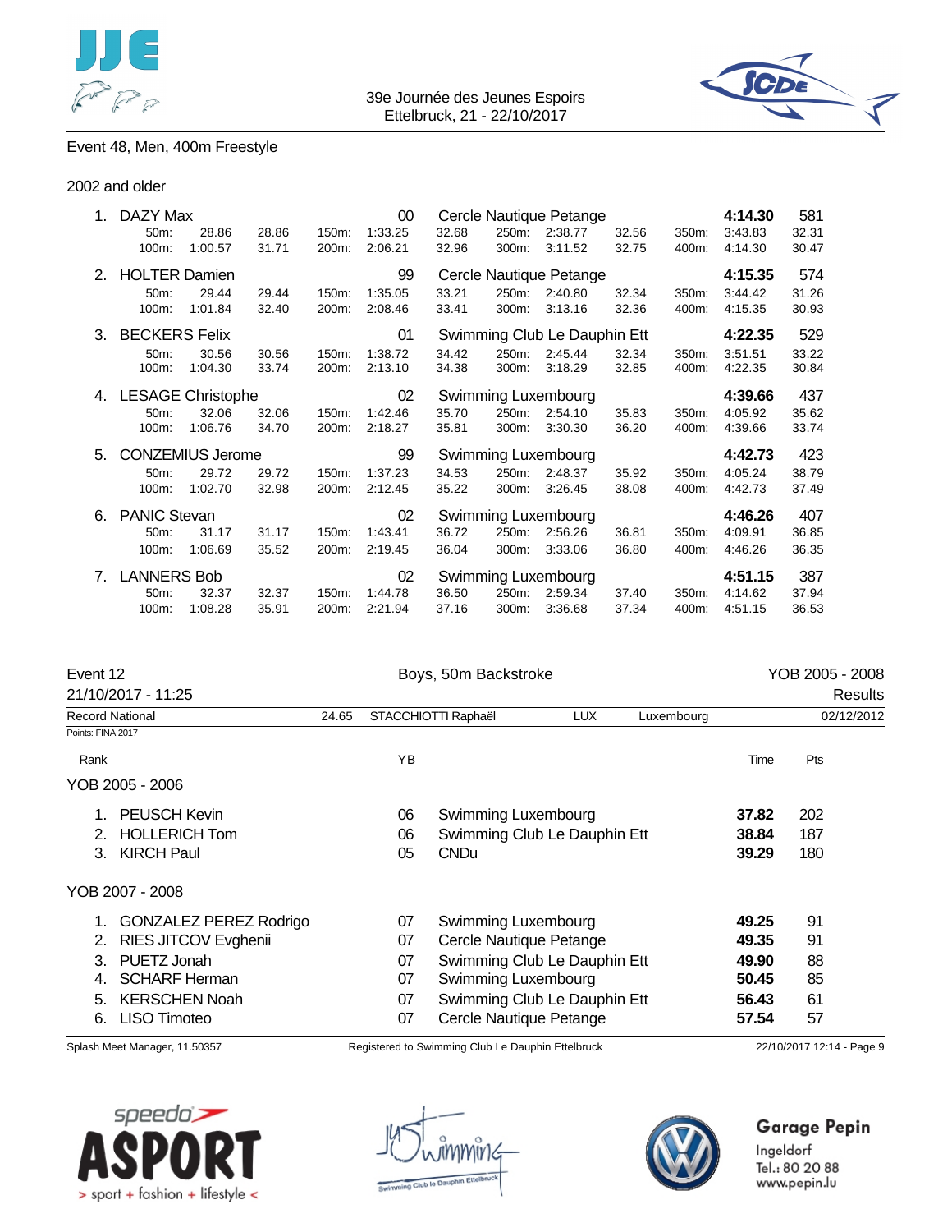Event 48, Men, 400m Freestyle

2002 and older

| Rank | Name | YB | Club | Time | Pts |
|---|---|---|---|---|---|
| 1. | DAZY Max | 00 | Cercle Nautique Petange | 4:14.30 | 581 |
| | 50m: 28.86 (28.86) · 100m: 1:00.57 (31.71) · 150m: 1:33.25 (32.68) · 200m: 2:06.21 (32.96) · 250m: 2:38.77 (32.56) · 300m: 3:11.52 (32.75) · 350m: 3:43.83 (32.31) · 400m: 4:14.30 (30.47) | | | | |
| 2. | HOLTER Damien | 99 | Cercle Nautique Petange | 4:15.35 | 574 |
| | 50m: 29.44 (29.44) · 100m: 1:01.84 (32.40) · 150m: 1:35.05 (33.21) · 200m: 2:08.46 (33.41) · 250m: 2:40.80 (32.34) · 300m: 3:13.16 (32.36) · 350m: 3:44.42 (31.26) · 400m: 4:15.35 (30.93) | | | | |
| 3. | BECKERS Felix | 01 | Swimming Club Le Dauphin Ett | 4:22.35 | 529 |
| | 50m: 30.56 (30.56) · 100m: 1:04.30 (33.74) · 150m: 1:38.72 (34.42) · 200m: 2:13.10 (34.38) · 250m: 2:45.44 (32.34) · 300m: 3:18.29 (32.85) · 350m: 3:51.51 (33.22) · 400m: 4:22.35 (30.84) | | | | |
| 4. | LESAGE Christophe | 02 | Swimming Luxembourg | 4:39.66 | 437 |
| | 50m: 32.06 (32.06) · 100m: 1:06.76 (34.70) · 150m: 1:42.46 (35.70) · 200m: 2:18.27 (35.81) · 250m: 2:54.10 (35.83) · 300m: 3:30.30 (36.20) · 350m: 4:05.92 (35.62) · 400m: 4:39.66 (33.74) | | | | |
| 5. | CONZEMIUS Jerome | 99 | Swimming Luxembourg | 4:42.73 | 423 |
| | 50m: 29.72 (29.72) · 100m: 1:02.70 (32.98) · 150m: 1:37.23 (34.53) · 200m: 2:12.45 (35.22) · 250m: 2:48.37 (35.92) · 300m: 3:26.45 (38.08) · 350m: 4:05.24 (38.79) · 400m: 4:42.73 (37.49) | | | | |
| 6. | PANIC Stevan | 02 | Swimming Luxembourg | 4:46.26 | 407 |
| | 50m: 31.17 (31.17) · 100m: 1:06.69 (35.52) · 150m: 1:43.41 (36.72) · 200m: 2:19.45 (36.04) · 250m: 2:56.26 (36.81) · 300m: 3:33.06 (36.80) · 350m: 4:09.91 (36.85) · 400m: 4:46.26 (36.35) | | | | |
| 7. | LANNERS Bob | 02 | Swimming Luxembourg | 4:51.15 | 387 |
| | 50m: 32.37 (32.37) · 100m: 1:08.28 (35.91) · 150m: 1:44.78 (36.50) · 200m: 2:21.94 (37.16) · 250m: 2:59.34 (37.40) · 300m: 3:36.68 (37.34) · 350m: 4:14.62 (37.94) · 400m: 4:51.15 (36.53) | | | | |

## Event 12 — Boys, 50m Backstroke — YOB 2005 - 2008

21/10/2017 - 11:25 — Results

Record National: 24.65 — STACCHIOTTI Raphaël — LUX — Luxembourg — 02/12/2012

Points: FINA 2017

### YOB 2005 - 2006

| Rank | Name | YB | Club | Time | Pts |
|---|---|---|---|---|---|
| 1. | PEUSCH Kevin | 06 | Swimming Luxembourg | 37.82 | 202 |
| 2. | HOLLERICH Tom | 06 | Swimming Club Le Dauphin Ett | 38.84 | 187 |
| 3. | KIRCH Paul | 05 | CNDu | 39.29 | 180 |

### YOB 2007 - 2008

| Rank | Name | YB | Club | Time | Pts |
|---|---|---|---|---|---|
| 1. | GONZALEZ PEREZ Rodrigo | 07 | Swimming Luxembourg | 49.25 | 91 |
| 2. | RIES JITCOV Evghenii | 07 | Cercle Nautique Petange | 49.35 | 91 |
| 3. | PUETZ Jonah | 07 | Swimming Club Le Dauphin Ett | 49.90 | 88 |
| 4. | SCHARF Herman | 07 | Swimming Luxembourg | 50.45 | 85 |
| 5. | KERSCHEN Noah | 07 | Swimming Club Le Dauphin Ett | 56.43 | 61 |
| 6. | LISO Timoteo | 07 | Cercle Nautique Petange | 57.54 | 57 |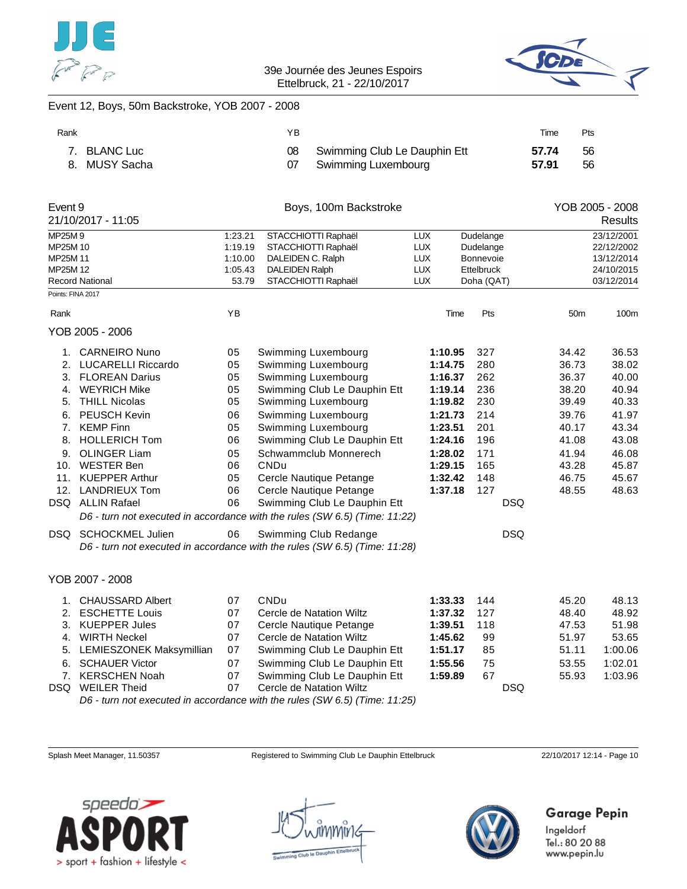Event 12, Boys, 50m Backstroke, YOB 2007 - 2008

| Rank | | YB | | Time | Pts |
|---|---|---|---|---|---|
| 7. | BLANC Luc | 08 | Swimming Club Le Dauphin Ett | **57.74** | 56 |
| 8. | MUSY Sacha | 07 | Swimming Luxembourg | **57.91** | 56 |

## Event 9 — Boys, 100m Backstroke — YOB 2005 - 2008

21/10/2017 - 11:05 — Results

| | | | | | |
|---|---|---|---|---|---|
| MP25M 9 | 1:23.21 | STACCHIOTTI Raphaël | LUX | Dudelange | 23/12/2001 |
| MP25M 10 | 1:19.19 | STACCHIOTTI Raphaël | LUX | Dudelange | 22/12/2002 |
| MP25M 11 | 1:10.00 | DALEIDEN C. Ralph | LUX | Bonnevoie | 13/12/2014 |
| MP25M 12 | 1:05.43 | DALEIDEN Ralph | LUX | Ettelbruck | 24/10/2015 |
| Record National | 53.79 | STACCHIOTTI Raphaël | LUX | Doha (QAT) | 03/12/2014 |

Points: FINA 2017

### YOB 2005 - 2006

| Rank | | YB | | Time | Pts | | 50m | 100m |
|---|---|---|---|---|---|---|---|---|
| 1. | CARNEIRO Nuno | 05 | Swimming Luxembourg | **1:10.95** | 327 | | 34.42 | 36.53 |
| 2. | LUCARELLI Riccardo | 05 | Swimming Luxembourg | **1:14.75** | 280 | | 36.73 | 38.02 |
| 3. | FLOREAN Darius | 05 | Swimming Luxembourg | **1:16.37** | 262 | | 36.37 | 40.00 |
| 4. | WEYRICH Mike | 05 | Swimming Club Le Dauphin Ett | **1:19.14** | 236 | | 38.20 | 40.94 |
| 5. | THILL Nicolas | 05 | Swimming Luxembourg | **1:19.82** | 230 | | 39.49 | 40.33 |
| 6. | PEUSCH Kevin | 06 | Swimming Luxembourg | **1:21.73** | 214 | | 39.76 | 41.97 |
| 7. | KEMP Finn | 05 | Swimming Luxembourg | **1:23.51** | 201 | | 40.17 | 43.34 |
| 8. | HOLLERICH Tom | 06 | Swimming Club Le Dauphin Ett | **1:24.16** | 196 | | 41.08 | 43.08 |
| 9. | OLINGER Liam | 05 | Schwammclub Monnerech | **1:28.02** | 171 | | 41.94 | 46.08 |
| 10. | WESTER Ben | 06 | CNDu | **1:29.15** | 165 | | 43.28 | 45.87 |
| 11. | KUEPPER Arthur | 05 | Cercle Nautique Petange | **1:32.42** | 148 | | 46.75 | 45.67 |
| 12. | LANDRIEUX Tom | 06 | Cercle Nautique Petange | **1:37.18** | 127 | | 48.55 | 48.63 |
| DSQ | ALLIN Rafael | 06 | Swimming Club Le Dauphin Ett | | | DSQ | | |
| | *D6 - turn not executed in accordance with the rules (SW 6.5) (Time: 11:22)* | | | | | | | |
| DSQ | SCHOCKMEL Julien | 06 | Swimming Club Redange | | | DSQ | | |
| | *D6 - turn not executed in accordance with the rules (SW 6.5) (Time: 11:28)* | | | | | | | |

### YOB 2007 - 2008

| Rank | | YB | | Time | Pts | | 50m | 100m |
|---|---|---|---|---|---|---|---|---|
| 1. | CHAUSSARD Albert | 07 | CNDu | **1:33.33** | 144 | | 45.20 | 48.13 |
| 2. | ESCHETTE Louis | 07 | Cercle de Natation Wiltz | **1:37.32** | 127 | | 48.40 | 48.92 |
| 3. | KUEPPER Jules | 07 | Cercle Nautique Petange | **1:39.51** | 118 | | 47.53 | 51.98 |
| 4. | WIRTH Neckel | 07 | Cercle de Natation Wiltz | **1:45.62** | 99 | | 51.97 | 53.65 |
| 5. | LEMIESZONEK Maksymillian | 07 | Swimming Club Le Dauphin Ett | **1:51.17** | 85 | | 51.11 | 1:00.06 |
| 6. | SCHAUER Victor | 07 | Swimming Club Le Dauphin Ett | **1:55.56** | 75 | | 53.55 | 1:02.01 |
| 7. | KERSCHEN Noah | 07 | Swimming Club Le Dauphin Ett | **1:59.89** | 67 | | 55.93 | 1:03.96 |
| DSQ | WEILER Theid | 07 | Cercle de Natation Wiltz | | | DSQ | | |
| | *D6 - turn not executed in accordance with the rules (SW 6.5) (Time: 11:25)* | | | | | | | |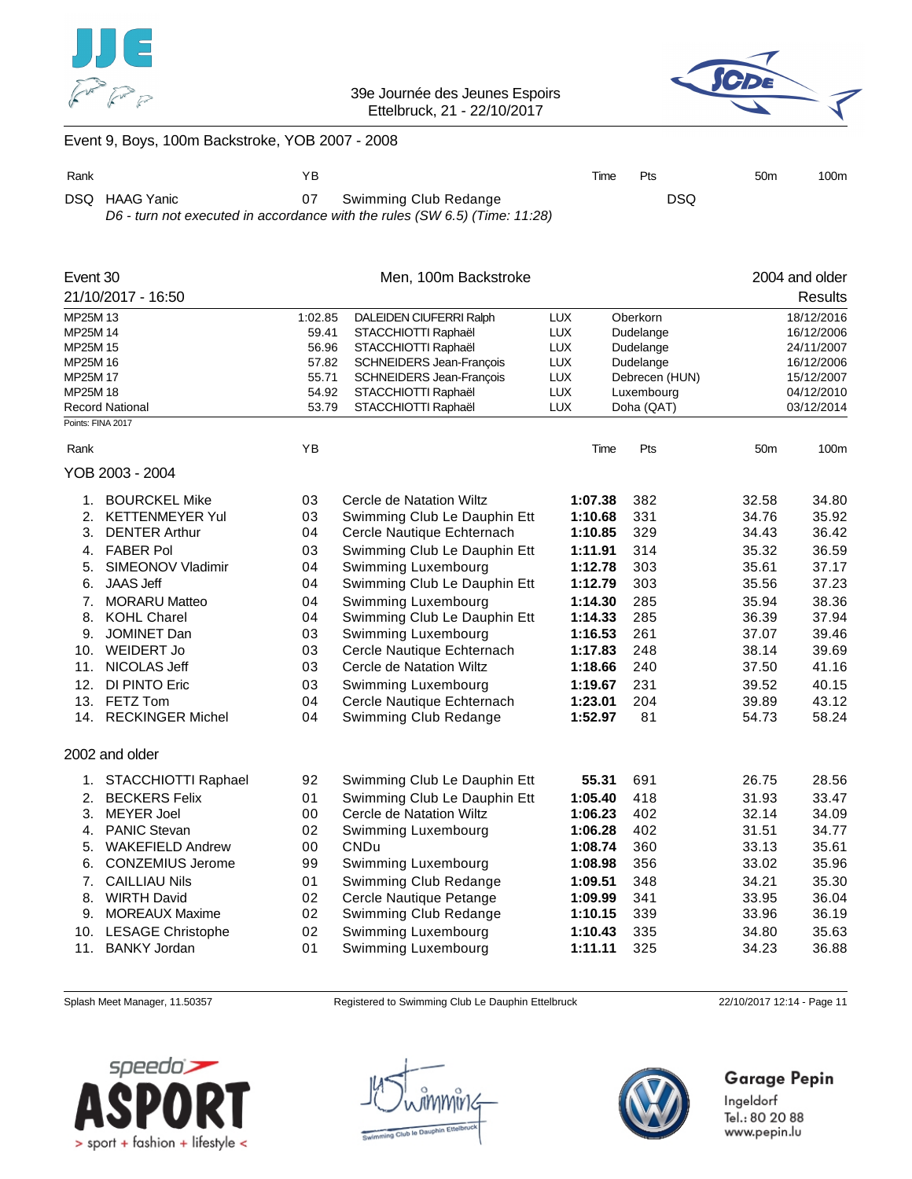## Event 9, Boys, 100m Backstroke, YOB 2007 - 2008

| Rank | | YB | | Time | Pts | 50m | 100m |
|---|---|---|---|---|---|---|---|
| DSQ | HAAG Yanic | 07 | Swimming Club Redange | | DSQ | | |

*D6 - turn not executed in accordance with the rules (SW 6.5) (Time: 11:28)*

## Event 30 — Men, 100m Backstroke — 2004 and older

21/10/2017 - 16:50 — Results

| | | | | | |
|---|---|---|---|---|---|
| MP25M 13 | 1:02.85 | DALEIDEN CIUFERRI Ralph | LUX | Oberkorn | 18/12/2016 |
| MP25M 14 | 59.41 | STACCHIOTTI Raphaël | LUX | Dudelange | 16/12/2006 |
| MP25M 15 | 56.96 | STACCHIOTTI Raphaël | LUX | Dudelange | 24/11/2007 |
| MP25M 16 | 57.82 | SCHNEIDERS Jean-François | LUX | Dudelange | 16/12/2006 |
| MP25M 17 | 55.71 | SCHNEIDERS Jean-François | LUX | Debrecen (HUN) | 15/12/2007 |
| MP25M 18 | 54.92 | STACCHIOTTI Raphaël | LUX | Luxembourg | 04/12/2010 |
| Record National | 53.79 | STACCHIOTTI Raphaël | LUX | Doha (QAT) | 03/12/2014 |

Points: FINA 2017

### YOB 2003 - 2004

| Rank | | YB | | Time | Pts | 50m | 100m |
|---|---|---|---|---|---|---|---|
| 1. | BOURCKEL Mike | 03 | Cercle de Natation Wiltz | **1:07.38** | 382 | 32.58 | 34.80 |
| 2. | KETTENMEYER Yul | 03 | Swimming Club Le Dauphin Ett | **1:10.68** | 331 | 34.76 | 35.92 |
| 3. | DENTER Arthur | 04 | Cercle Nautique Echternach | **1:10.85** | 329 | 34.43 | 36.42 |
| 4. | FABER Pol | 03 | Swimming Club Le Dauphin Ett | **1:11.91** | 314 | 35.32 | 36.59 |
| 5. | SIMEONOV Vladimir | 04 | Swimming Luxembourg | **1:12.78** | 303 | 35.61 | 37.17 |
| 6. | JAAS Jeff | 04 | Swimming Club Le Dauphin Ett | **1:12.79** | 303 | 35.56 | 37.23 |
| 7. | MORARU Matteo | 04 | Swimming Luxembourg | **1:14.30** | 285 | 35.94 | 38.36 |
| 8. | KOHL Charel | 04 | Swimming Club Le Dauphin Ett | **1:14.33** | 285 | 36.39 | 37.94 |
| 9. | JOMINET Dan | 03 | Swimming Luxembourg | **1:16.53** | 261 | 37.07 | 39.46 |
| 10. | WEIDERT Jo | 03 | Cercle Nautique Echternach | **1:17.83** | 248 | 38.14 | 39.69 |
| 11. | NICOLAS Jeff | 03 | Cercle de Natation Wiltz | **1:18.66** | 240 | 37.50 | 41.16 |
| 12. | DI PINTO Eric | 03 | Swimming Luxembourg | **1:19.67** | 231 | 39.52 | 40.15 |
| 13. | FETZ Tom | 04 | Cercle Nautique Echternach | **1:23.01** | 204 | 39.89 | 43.12 |
| 14. | RECKINGER Michel | 04 | Swimming Club Redange | **1:52.97** | 81 | 54.73 | 58.24 |

### 2002 and older

| Rank | | YB | | Time | Pts | 50m | 100m |
|---|---|---|---|---|---|---|---|
| 1. | STACCHIOTTI Raphael | 92 | Swimming Club Le Dauphin Ett | **55.31** | 691 | 26.75 | 28.56 |
| 2. | BECKERS Felix | 01 | Swimming Club Le Dauphin Ett | **1:05.40** | 418 | 31.93 | 33.47 |
| 3. | MEYER Joel | 00 | Cercle de Natation Wiltz | **1:06.23** | 402 | 32.14 | 34.09 |
| 4. | PANIC Stevan | 02 | Swimming Luxembourg | **1:06.28** | 402 | 31.51 | 34.77 |
| 5. | WAKEFIELD Andrew | 00 | CNDu | **1:08.74** | 360 | 33.13 | 35.61 |
| 6. | CONZEMIUS Jerome | 99 | Swimming Luxembourg | **1:08.98** | 356 | 33.02 | 35.96 |
| 7. | CAILLIAU Nils | 01 | Swimming Club Redange | **1:09.51** | 348 | 34.21 | 35.30 |
| 8. | WIRTH David | 02 | Cercle Nautique Petange | **1:09.99** | 341 | 33.95 | 36.04 |
| 9. | MOREAUX Maxime | 02 | Swimming Club Redange | **1:10.15** | 339 | 33.96 | 36.19 |
| 10. | LESAGE Christophe | 02 | Swimming Luxembourg | **1:10.43** | 335 | 34.80 | 35.63 |
| 11. | BANKY Jordan | 01 | Swimming Luxembourg | **1:11.11** | 325 | 34.23 | 36.88 |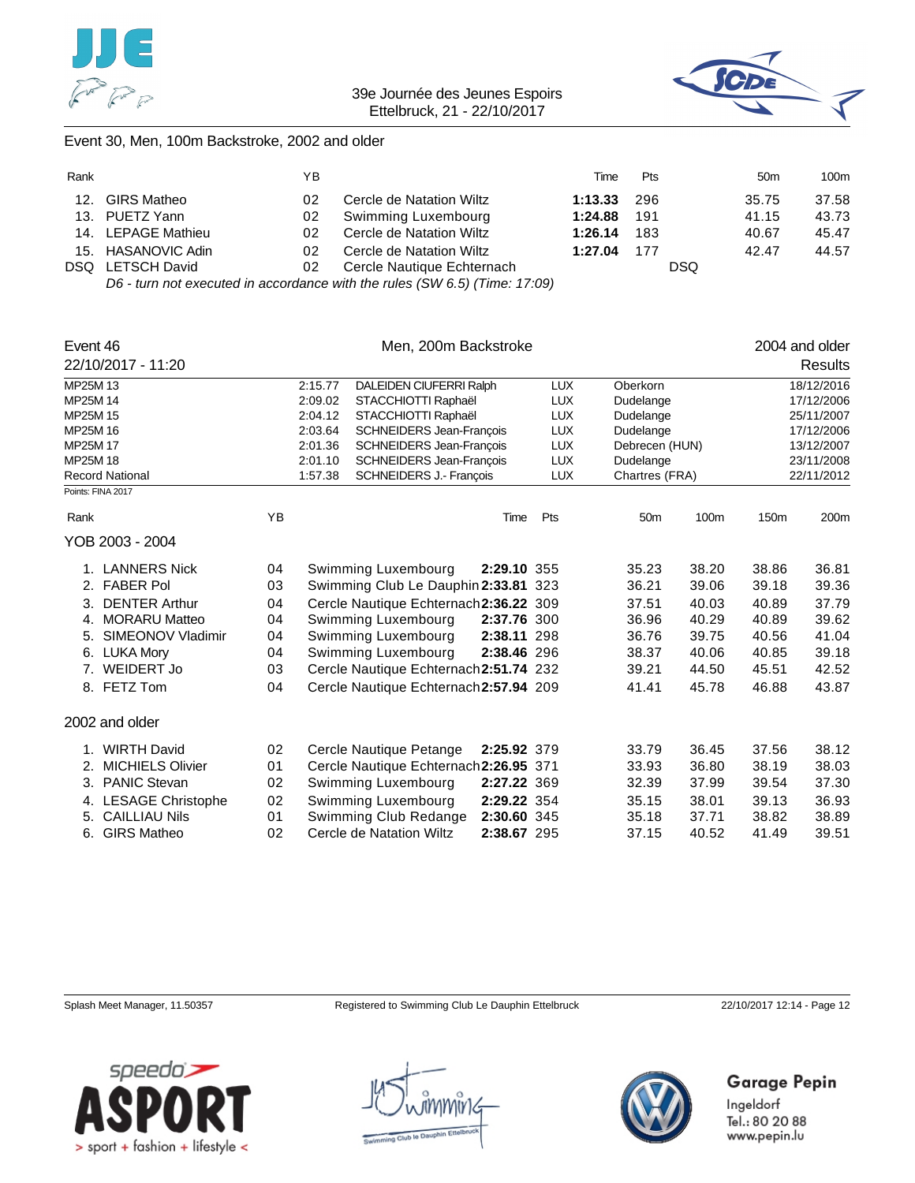39e Journée des Jeunes Espoirs
Ettelbruck, 21 - 22/10/2017

Event 30, Men, 100m Backstroke, 2002 and older

| Rank | | YB | | Time | Pts | | 50m | 100m |
|---|---|---|---|---|---|---|---|---|
| 12. | GIRS Matheo | 02 | Cercle de Natation Wiltz | **1:13.33** | 296 | | 35.75 | 37.58 |
| 13. | PUETZ Yann | 02 | Swimming Luxembourg | **1:24.88** | 191 | | 41.15 | 43.73 |
| 14. | LEPAGE Mathieu | 02 | Cercle de Natation Wiltz | **1:26.14** | 183 | | 40.67 | 45.47 |
| 15. | HASANOVIC Adin | 02 | Cercle de Natation Wiltz | **1:27.04** | 177 | | 42.47 | 44.57 |
| DSQ | LETSCH David | 02 | Cercle Nautique Echternach | | | DSQ | | |

*D6 - turn not executed in accordance with the rules (SW 6.5) (Time: 17:09)*

## Event 46 — Men, 200m Backstroke — 2004 and older

22/10/2017 - 11:20 — Results

| | | | | | |
|---|---|---|---|---|---|
| MP25M 13 | 2:15.77 | DALEIDEN CIUFERRI Ralph | LUX | Oberkorn | 18/12/2016 |
| MP25M 14 | 2:09.02 | STACCHIOTTI Raphaël | LUX | Dudelange | 17/12/2006 |
| MP25M 15 | 2:04.12 | STACCHIOTTI Raphaël | LUX | Dudelange | 25/11/2007 |
| MP25M 16 | 2:03.64 | SCHNEIDERS Jean-François | LUX | Dudelange | 17/12/2006 |
| MP25M 17 | 2:01.36 | SCHNEIDERS Jean-François | LUX | Debrecen (HUN) | 13/12/2007 |
| MP25M 18 | 2:01.10 | SCHNEIDERS Jean-François | LUX | Dudelange | 23/11/2008 |
| Record National | 1:57.38 | SCHNEIDERS J.- François | LUX | Chartres (FRA) | 22/11/2012 |

Points: FINA 2017

| Rank | | YB | | Time | Pts | 50m | 100m | 150m | 200m |
|---|---|---|---|---|---|---|---|---|---|
| **YOB 2003 - 2004** | | | | | | | | | |
| 1. | LANNERS Nick | 04 | Swimming Luxembourg | **2:29.10** | 355 | 35.23 | 38.20 | 38.86 | 36.81 |
| 2. | FABER Pol | 03 | Swimming Club Le Dauphin | **2:33.81** | 323 | 36.21 | 39.06 | 39.18 | 39.36 |
| 3. | DENTER Arthur | 04 | Cercle Nautique Echternach | **2:36.22** | 309 | 37.51 | 40.03 | 40.89 | 37.79 |
| 4. | MORARU Matteo | 04 | Swimming Luxembourg | **2:37.76** | 300 | 36.96 | 40.29 | 40.89 | 39.62 |
| 5. | SIMEONOV Vladimir | 04 | Swimming Luxembourg | **2:38.11** | 298 | 36.76 | 39.75 | 40.56 | 41.04 |
| 6. | LUKA Mory | 04 | Swimming Luxembourg | **2:38.46** | 296 | 38.37 | 40.06 | 40.85 | 39.18 |
| 7. | WEIDERT Jo | 03 | Cercle Nautique Echternach | **2:51.74** | 232 | 39.21 | 44.50 | 45.51 | 42.52 |
| 8. | FETZ Tom | 04 | Cercle Nautique Echternach | **2:57.94** | 209 | 41.41 | 45.78 | 46.88 | 43.87 |
| **2002 and older** | | | | | | | | | |
| 1. | WIRTH David | 02 | Cercle Nautique Petange | **2:25.92** | 379 | 33.79 | 36.45 | 37.56 | 38.12 |
| 2. | MICHIELS Olivier | 01 | Cercle Nautique Echternach | **2:26.95** | 371 | 33.93 | 36.80 | 38.19 | 38.03 |
| 3. | PANIC Stevan | 02 | Swimming Luxembourg | **2:27.22** | 369 | 32.39 | 37.99 | 39.54 | 37.30 |
| 4. | LESAGE Christophe | 02 | Swimming Luxembourg | **2:29.22** | 354 | 35.15 | 38.01 | 39.13 | 36.93 |
| 5. | CAILLIAU Nils | 01 | Swimming Club Redange | **2:30.60** | 345 | 35.18 | 37.71 | 38.82 | 38.89 |
| 6. | GIRS Matheo | 02 | Cercle de Natation Wiltz | **2:38.67** | 295 | 37.15 | 40.52 | 41.49 | 39.51 |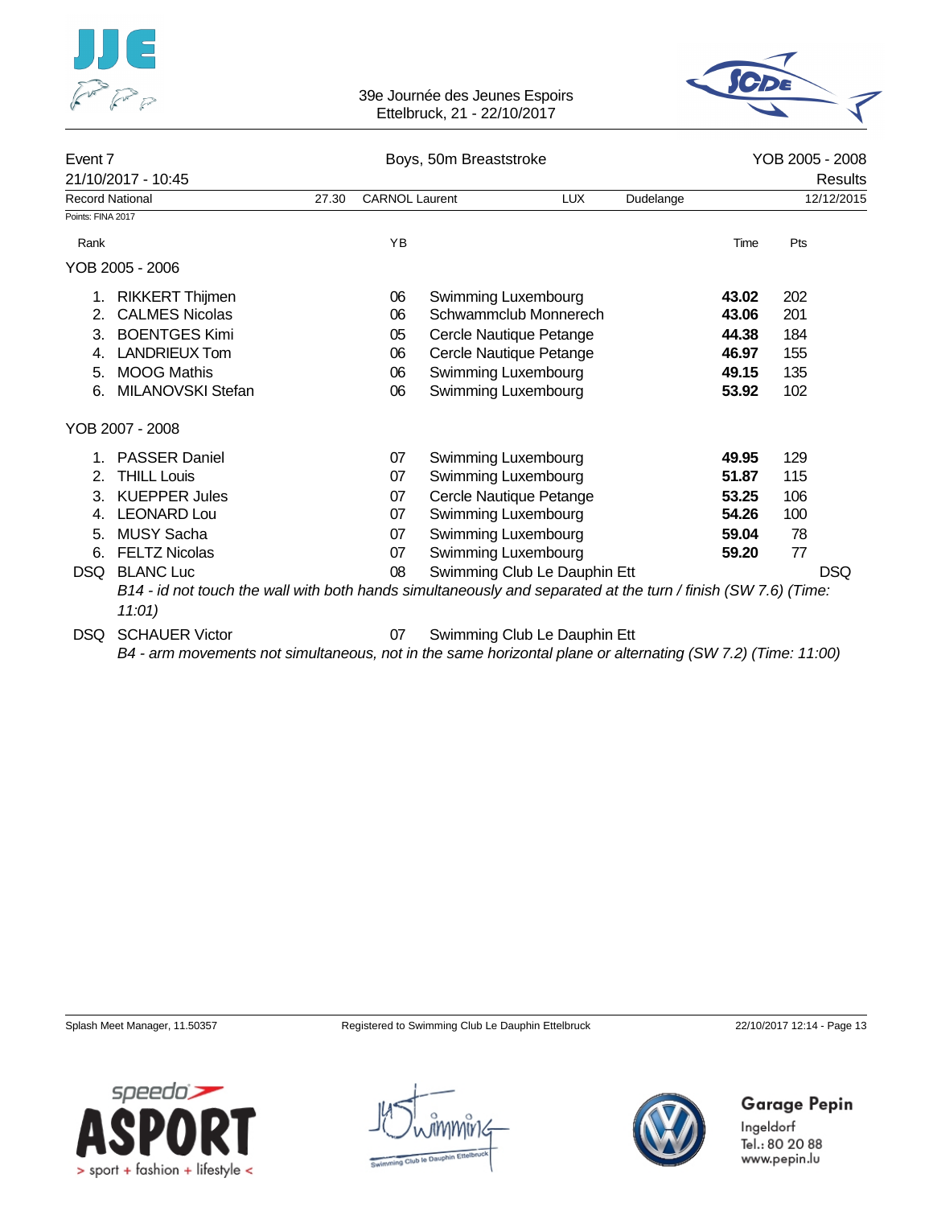| Event 7 | Boys, 50m Breaststroke | | | YOB 2005 - 2008 |
|---|---|---|---|---|
| 21/10/2017 - 10:45 | | | | Results |

| Record National | 27.30 | CARNOL Laurent | LUX | Dudelange | 12/12/2015 |
|---|---|---|---|---|---|

Points: FINA 2017

| Rank | | YB | | Time | Pts |
|---|---|---|---|---|---|
| **YOB 2005 - 2006** | | | | | |
| 1. | RIKKERT Thijmen | 06 | Swimming Luxembourg | **43.02** | 202 |
| 2. | CALMES Nicolas | 06 | Schwammclub Monnerech | **43.06** | 201 |
| 3. | BOENTGES Kimi | 05 | Cercle Nautique Petange | **44.38** | 184 |
| 4. | LANDRIEUX Tom | 06 | Cercle Nautique Petange | **46.97** | 155 |
| 5. | MOOG Mathis | 06 | Swimming Luxembourg | **49.15** | 135 |
| 6. | MILANOVSKI Stefan | 06 | Swimming Luxembourg | **53.92** | 102 |
| **YOB 2007 - 2008** | | | | | |
| 1. | PASSER Daniel | 07 | Swimming Luxembourg | **49.95** | 129 |
| 2. | THILL Louis | 07 | Swimming Luxembourg | **51.87** | 115 |
| 3. | KUEPPER Jules | 07 | Cercle Nautique Petange | **53.25** | 106 |
| 4. | LEONARD Lou | 07 | Swimming Luxembourg | **54.26** | 100 |
| 5. | MUSY Sacha | 07 | Swimming Luxembourg | **59.04** | 78 |
| 6. | FELTZ Nicolas | 07 | Swimming Luxembourg | **59.20** | 77 |
| DSQ | BLANC Luc | 08 | Swimming Club Le Dauphin Ett | | DSQ |
| | *B14 - id not touch the wall with both hands simultaneously and separated at the turn / finish (SW 7.6) (Time: 11:01)* | | | | |
| DSQ | SCHAUER Victor | 07 | Swimming Club Le Dauphin Ett | | |
| | *B4 - arm movements not simultaneous, not in the same horizontal plane or alternating (SW 7.2) (Time: 11:00)* | | | | |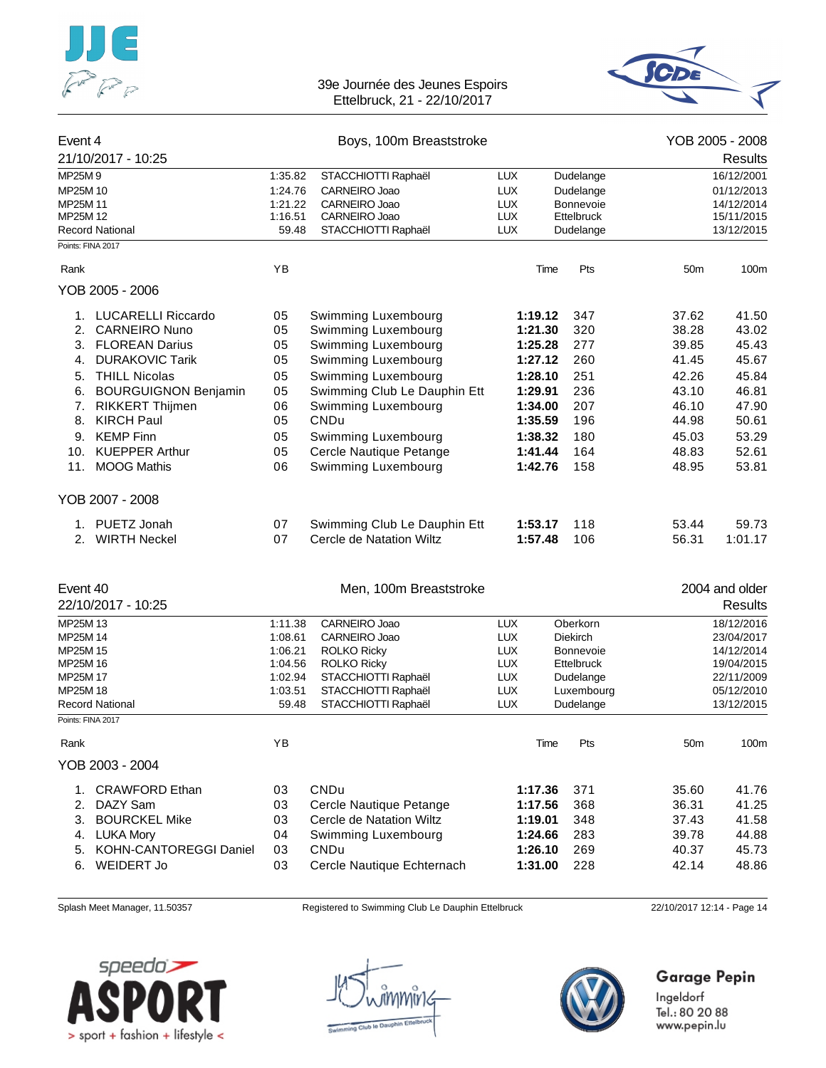39e Journée des Jeunes Espoirs
Ettelbruck, 21 - 22/10/2017

## Event 4 — Boys, 100m Breaststroke — YOB 2005 - 2008

21/10/2017 - 10:25 — Results

| Record | Time | Name | Nat | Place | Date |
|---|---|---|---|---|---|
| MP25M 9 | 1:35.82 | STACCHIOTTI Raphaël | LUX | Dudelange | 16/12/2001 |
| MP25M 10 | 1:24.76 | CARNEIRO Joao | LUX | Dudelange | 01/12/2013 |
| MP25M 11 | 1:21.22 | CARNEIRO Joao | LUX | Bonnevoie | 14/12/2014 |
| MP25M 12 | 1:16.51 | CARNEIRO Joao | LUX | Ettelbruck | 15/11/2015 |
| Record National | 59.48 | STACCHIOTTI Raphaël | LUX | Dudelange | 13/12/2015 |

Points: FINA 2017

### YOB 2005 - 2006

| Rank | Name | YB | Club | Time | Pts | 50m | 100m |
|---|---|---|---|---|---|---|---|
| 1. | LUCARELLI Riccardo | 05 | Swimming Luxembourg | **1:19.12** | 347 | 37.62 | 41.50 |
| 2. | CARNEIRO Nuno | 05 | Swimming Luxembourg | **1:21.30** | 320 | 38.28 | 43.02 |
| 3. | FLOREAN Darius | 05 | Swimming Luxembourg | **1:25.28** | 277 | 39.85 | 45.43 |
| 4. | DURAKOVIC Tarik | 05 | Swimming Luxembourg | **1:27.12** | 260 | 41.45 | 45.67 |
| 5. | THILL Nicolas | 05 | Swimming Luxembourg | **1:28.10** | 251 | 42.26 | 45.84 |
| 6. | BOURGUIGNON Benjamin | 05 | Swimming Club Le Dauphin Ett | **1:29.91** | 236 | 43.10 | 46.81 |
| 7. | RIKKERT Thijmen | 06 | Swimming Luxembourg | **1:34.00** | 207 | 46.10 | 47.90 |
| 8. | KIRCH Paul | 05 | CNDu | **1:35.59** | 196 | 44.98 | 50.61 |
| 9. | KEMP Finn | 05 | Swimming Luxembourg | **1:38.32** | 180 | 45.03 | 53.29 |
| 10. | KUEPPER Arthur | 05 | Cercle Nautique Petange | **1:41.44** | 164 | 48.83 | 52.61 |
| 11. | MOOG Mathis | 06 | Swimming Luxembourg | **1:42.76** | 158 | 48.95 | 53.81 |

### YOB 2007 - 2008

| Rank | Name | YB | Club | Time | Pts | 50m | 100m |
|---|---|---|---|---|---|---|---|
| 1. | PUETZ Jonah | 07 | Swimming Club Le Dauphin Ett | **1:53.17** | 118 | 53.44 | 59.73 |
| 2. | WIRTH Neckel | 07 | Cercle de Natation Wiltz | **1:57.48** | 106 | 56.31 | 1:01.17 |

## Event 40 — Men, 100m Breaststroke — 2004 and older

22/10/2017 - 10:25 — Results

| Record | Time | Name | Nat | Place | Date |
|---|---|---|---|---|---|
| MP25M 13 | 1:11.38 | CARNEIRO Joao | LUX | Oberkorn | 18/12/2016 |
| MP25M 14 | 1:08.61 | CARNEIRO Joao | LUX | Diekirch | 23/04/2017 |
| MP25M 15 | 1:06.21 | ROLKO Ricky | LUX | Bonnevoie | 14/12/2014 |
| MP25M 16 | 1:04.56 | ROLKO Ricky | LUX | Ettelbruck | 19/04/2015 |
| MP25M 17 | 1:02.94 | STACCHIOTTI Raphaël | LUX | Dudelange | 22/11/2009 |
| MP25M 18 | 1:03.51 | STACCHIOTTI Raphaël | LUX | Luxembourg | 05/12/2010 |
| Record National | 59.48 | STACCHIOTTI Raphaël | LUX | Dudelange | 13/12/2015 |

Points: FINA 2017

### YOB 2003 - 2004

| Rank | Name | YB | Club | Time | Pts | 50m | 100m |
|---|---|---|---|---|---|---|---|
| 1. | CRAWFORD Ethan | 03 | CNDu | **1:17.36** | 371 | 35.60 | 41.76 |
| 2. | DAZY Sam | 03 | Cercle Nautique Petange | **1:17.56** | 368 | 36.31 | 41.25 |
| 3. | BOURCKEL Mike | 03 | Cercle de Natation Wiltz | **1:19.01** | 348 | 37.43 | 41.58 |
| 4. | LUKA Mory | 04 | Swimming Luxembourg | **1:24.66** | 283 | 39.78 | 44.88 |
| 5. | KOHN-CANTOREGGI Daniel | 03 | CNDu | **1:26.10** | 269 | 40.37 | 45.73 |
| 6. | WEIDERT Jo | 03 | Cercle Nautique Echternach | **1:31.00** | 228 | 42.14 | 48.86 |

Splash Meet Manager, 11.50357 — Registered to Swimming Club Le Dauphin Ettelbruck — 22/10/2017 12:14

Garage Pepin
Ingeldorf
Tel.: 80 20 88
www.pepin.lu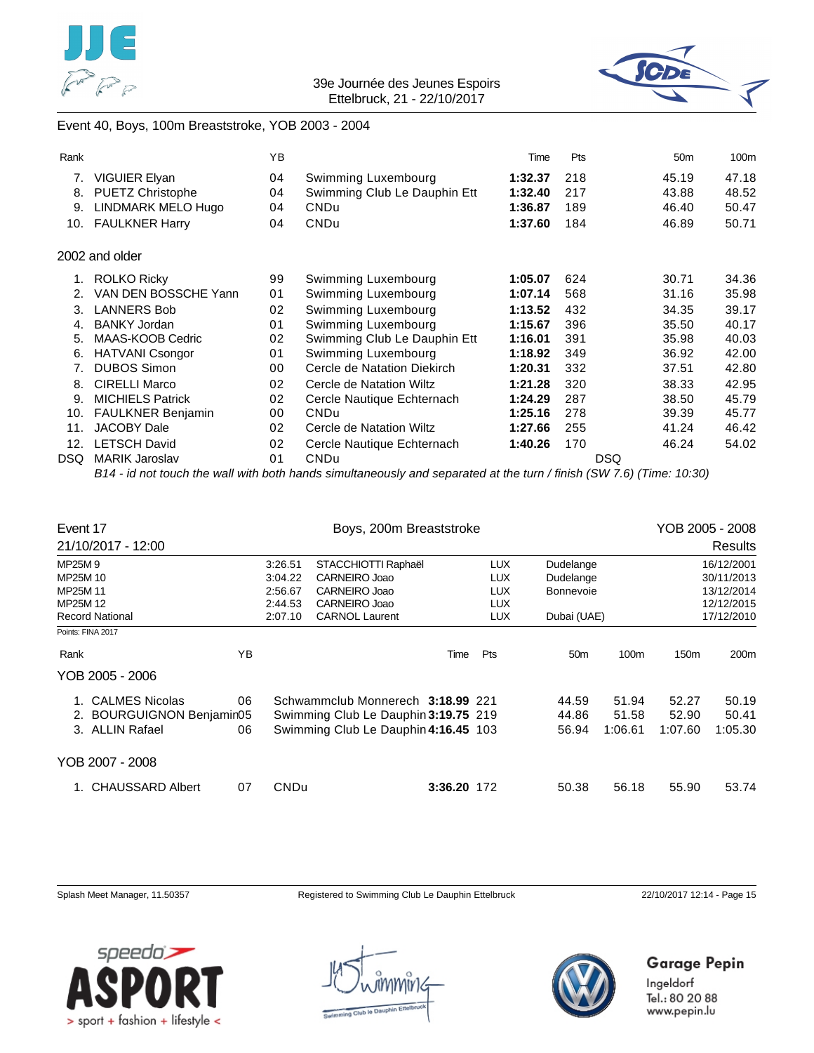## Event 40, Boys, 100m Breaststroke, YOB 2003 - 2004

| Rank | | YB | | Time | Pts | | 50m | 100m |
|---|---|---|---|---|---|---|---|---|
| 7. | VIGUIER Elyan | 04 | Swimming Luxembourg | **1:32.37** | 218 | | 45.19 | 47.18 |
| 8. | PUETZ Christophe | 04 | Swimming Club Le Dauphin Ett | **1:32.40** | 217 | | 43.88 | 48.52 |
| 9. | LINDMARK MELO Hugo | 04 | CNDu | **1:36.87** | 189 | | 46.40 | 50.47 |
| 10. | FAULKNER Harry | 04 | CNDu | **1:37.60** | 184 | | 46.89 | 50.71 |

### 2002 and older

| Rank | | YB | | Time | Pts | | 50m | 100m |
|---|---|---|---|---|---|---|---|---|
| 1. | ROLKO Ricky | 99 | Swimming Luxembourg | **1:05.07** | 624 | | 30.71 | 34.36 |
| 2. | VAN DEN BOSSCHE Yann | 01 | Swimming Luxembourg | **1:07.14** | 568 | | 31.16 | 35.98 |
| 3. | LANNERS Bob | 02 | Swimming Luxembourg | **1:13.52** | 432 | | 34.35 | 39.17 |
| 4. | BANKY Jordan | 01 | Swimming Luxembourg | **1:15.67** | 396 | | 35.50 | 40.17 |
| 5. | MAAS-KOOB Cedric | 02 | Swimming Club Le Dauphin Ett | **1:16.01** | 391 | | 35.98 | 40.03 |
| 6. | HATVANI Csongor | 01 | Swimming Luxembourg | **1:18.92** | 349 | | 36.92 | 42.00 |
| 7. | DUBOS Simon | 00 | Cercle de Natation Diekirch | **1:20.31** | 332 | | 37.51 | 42.80 |
| 8. | CIRELLI Marco | 02 | Cercle de Natation Wiltz | **1:21.28** | 320 | | 38.33 | 42.95 |
| 9. | MICHIELS Patrick | 02 | Cercle Nautique Echternach | **1:24.29** | 287 | | 38.50 | 45.79 |
| 10. | FAULKNER Benjamin | 00 | CNDu | **1:25.16** | 278 | | 39.39 | 45.77 |
| 11. | JACOBY Dale | 02 | Cercle de Natation Wiltz | **1:27.66** | 255 | | 41.24 | 46.42 |
| 12. | LETSCH David | 02 | Cercle Nautique Echternach | **1:40.26** | 170 | | 46.24 | 54.02 |
| DSQ | MARIK Jaroslav | 01 | CNDu | | | DSQ | | |

*B14 - id not touch the wall with both hands simultaneously and separated at the turn / finish (SW 7.6) (Time: 10:30)*

## Event 17 — Boys, 200m Breaststroke — YOB 2005 - 2008

21/10/2017 - 12:00 — Results

| | | | | | |
|---|---|---|---|---|---|
| MP25M 9 | 3:26.51 | STACCHIOTTI Raphaël | LUX | Dudelange | 16/12/2001 |
| MP25M 10 | 3:04.22 | CARNEIRO Joao | LUX | Dudelange | 30/11/2013 |
| MP25M 11 | 2:56.67 | CARNEIRO Joao | LUX | Bonnevoie | 13/12/2014 |
| MP25M 12 | 2:44.53 | CARNEIRO Joao | LUX | | 12/12/2015 |
| Record National | 2:07.10 | CARNOL Laurent | LUX | Dubai (UAE) | 17/12/2010 |

Points: FINA 2017

### YOB 2005 - 2006

| Rank | | YB | | Time | Pts | 50m | 100m | 150m | 200m |
|---|---|---|---|---|---|---|---|---|---|
| 1. | CALMES Nicolas | 06 | Schwammclub Monnerech | **3:18.99** | 221 | 44.59 | 51.94 | 52.27 | 50.19 |
| 2. | BOURGUIGNON Benjamin | 05 | Swimming Club Le Dauphin | **3:19.75** | 219 | 44.86 | 51.58 | 52.90 | 50.41 |
| 3. | ALLIN Rafael | 06 | Swimming Club Le Dauphin | **4:16.45** | 103 | 56.94 | 1:06.61 | 1:07.60 | 1:05.30 |

### YOB 2007 - 2008

| Rank | | YB | | Time | Pts | 50m | 100m | 150m | 200m |
|---|---|---|---|---|---|---|---|---|---|
| 1. | CHAUSSARD Albert | 07 | CNDu | **3:36.20** | 172 | 50.38 | 56.18 | 55.90 | 53.74 |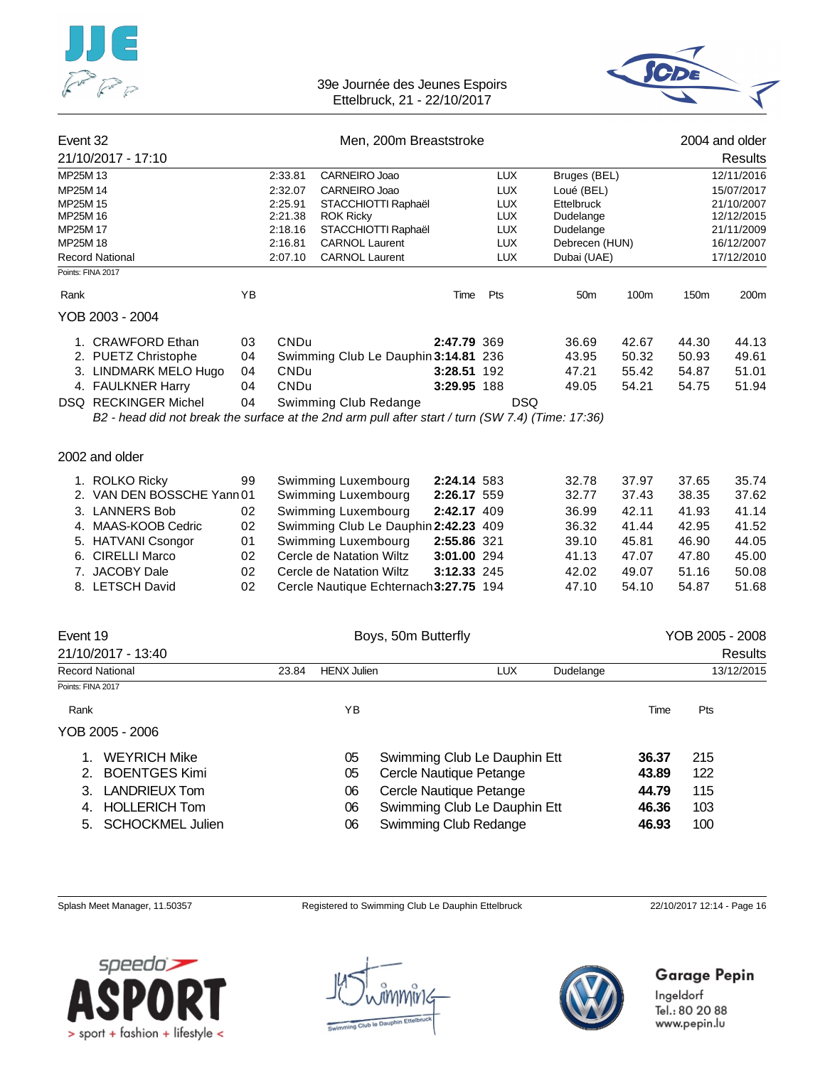39e Journée des Jeunes Espoirs
Ettelbruck, 21 - 22/10/2017

## Event 32 — Men, 200m Breaststroke — 2004 and older

21/10/2017 - 17:10 — Results

| | Time | Name | Nat | Place | Date |
|---|---|---|---|---|---|
| MP25M 13 | 2:33.81 | CARNEIRO Joao | LUX | Bruges (BEL) | 12/11/2016 |
| MP25M 14 | 2:32.07 | CARNEIRO Joao | LUX | Loué (BEL) | 15/07/2017 |
| MP25M 15 | 2:25.91 | STACCHIOTTI Raphaël | LUX | Ettelbruck | 21/10/2007 |
| MP25M 16 | 2:21.38 | ROK Ricky | LUX | Dudelange | 12/12/2015 |
| MP25M 17 | 2:18.16 | STACCHIOTTI Raphaël | LUX | Dudelange | 21/11/2009 |
| MP25M 18 | 2:16.81 | CARNOL Laurent | LUX | Debrecen (HUN) | 16/12/2007 |
| Record National | 2:07.10 | CARNOL Laurent | LUX | Dubai (UAE) | 17/12/2010 |

Points: FINA 2017

### YOB 2003 - 2004

| Rank | Name | YB | Club | Time | Pts | 50m | 100m | 150m | 200m |
|---|---|---|---|---|---|---|---|---|---|
| 1. | CRAWFORD Ethan | 03 | CNDu | **2:47.79** | 369 | 36.69 | 42.67 | 44.30 | 44.13 |
| 2. | PUETZ Christophe | 04 | Swimming Club Le Dauphin | **3:14.81** | 236 | 43.95 | 50.32 | 50.93 | 49.61 |
| 3. | LINDMARK MELO Hugo | 04 | CNDu | **3:28.51** | 192 | 47.21 | 55.42 | 54.87 | 51.01 |
| 4. | FAULKNER Harry | 04 | CNDu | **3:29.95** | 188 | 49.05 | 54.21 | 54.75 | 51.94 |
| DSQ | RECKINGER Michel | 04 | Swimming Club Redange | | DSQ | | | | |

*B2 - head did not break the surface at the 2nd arm pull after start / turn (SW 7.4) (Time: 17:36)*

### 2002 and older

| Rank | Name | YB | Club | Time | Pts | 50m | 100m | 150m | 200m |
|---|---|---|---|---|---|---|---|---|---|
| 1. | ROLKO Ricky | 99 | Swimming Luxembourg | **2:24.14** | 583 | 32.78 | 37.97 | 37.65 | 35.74 |
| 2. | VAN DEN BOSSCHE Yann | 01 | Swimming Luxembourg | **2:26.17** | 559 | 32.77 | 37.43 | 38.35 | 37.62 |
| 3. | LANNERS Bob | 02 | Swimming Luxembourg | **2:42.17** | 409 | 36.99 | 42.11 | 41.93 | 41.14 |
| 4. | MAAS-KOOB Cedric | 02 | Swimming Club Le Dauphin | **2:42.23** | 409 | 36.32 | 41.44 | 42.95 | 41.52 |
| 5. | HATVANI Csongor | 01 | Swimming Luxembourg | **2:55.86** | 321 | 39.10 | 45.81 | 46.90 | 44.05 |
| 6. | CIRELLI Marco | 02 | Cercle de Natation Wiltz | **3:01.00** | 294 | 41.13 | 47.07 | 47.80 | 45.00 |
| 7. | JACOBY Dale | 02 | Cercle de Natation Wiltz | **3:12.33** | 245 | 42.02 | 49.07 | 51.16 | 50.08 |
| 8. | LETSCH David | 02 | Cercle Nautique Echternach | **3:27.75** | 194 | 47.10 | 54.10 | 54.87 | 51.68 |

## Event 19 — Boys, 50m Butterfly — YOB 2005 - 2008

21/10/2017 - 13:40 — Results

| | Time | Name | Nat | Place | Date |
|---|---|---|---|---|---|
| Record National | 23.84 | HENX Julien | LUX | Dudelange | 13/12/2015 |

Points: FINA 2017

### YOB 2005 - 2006

| Rank | Name | YB | Club | Time | Pts |
|---|---|---|---|---|---|
| 1. | WEYRICH Mike | 05 | Swimming Club Le Dauphin Ett | **36.37** | 215 |
| 2. | BOENTGES Kimi | 05 | Cercle Nautique Petange | **43.89** | 122 |
| 3. | LANDRIEUX Tom | 06 | Cercle Nautique Petange | **44.79** | 115 |
| 4. | HOLLERICH Tom | 06 | Swimming Club Le Dauphin Ett | **46.36** | 103 |
| 5. | SCHOCKMEL Julien | 06 | Swimming Club Redange | **46.93** | 100 |

Splash Meet Manager, 11.50357 — Registered to Swimming Club Le Dauphin Ettelbruck — 22/10/2017 12:14

Garage Pepin
Ingeldorf
Tel.: 80 20 88
www.pepin.lu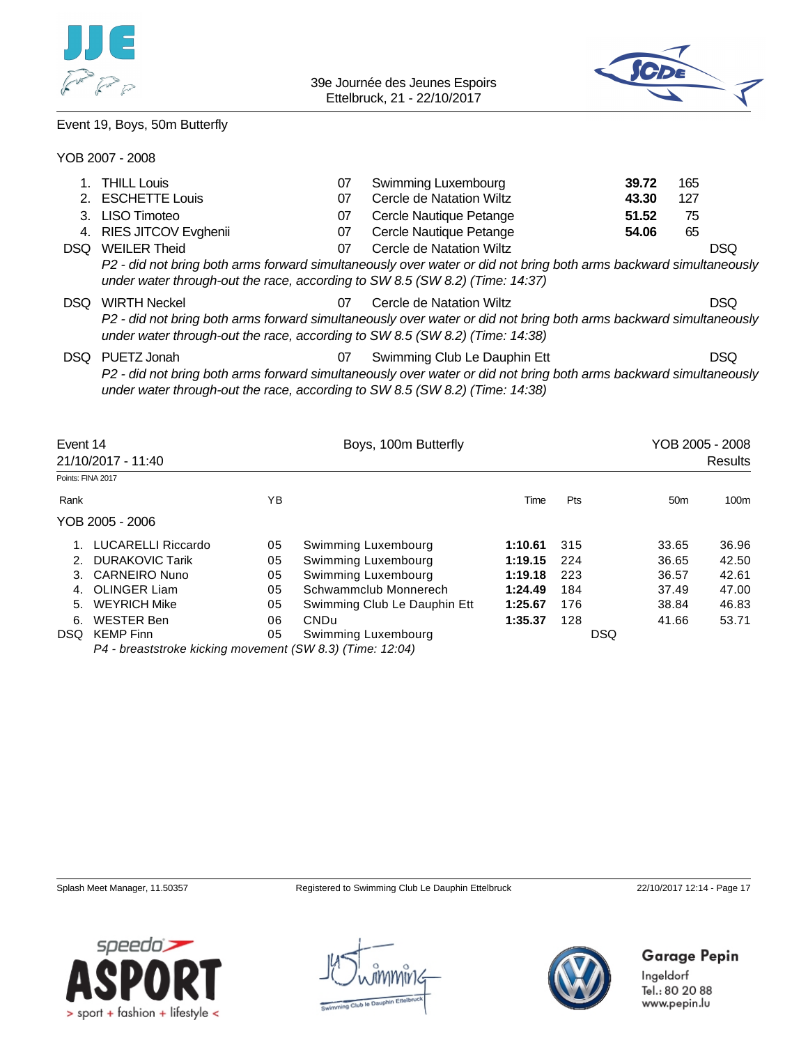Event 19, Boys, 50m Butterfly

YOB 2007 - 2008

| Rank | Name | YB | Club | Time | Pts |
|---|---|---|---|---|---|
| 1. | THILL Louis | 07 | Swimming Luxembourg | **39.72** | 165 |
| 2. | ESCHETTE Louis | 07 | Cercle de Natation Wiltz | **43.30** | 127 |
| 3. | LISO Timoteo | 07 | Cercle Nautique Petange | **51.52** | 75 |
| 4. | RIES JITCOV Evghenii | 07 | Cercle Nautique Petange | **54.06** | 65 |
| DSQ | WEILER Theid | 07 | Cercle de Natation Wiltz | | DSQ |
| DSQ | WIRTH Neckel | 07 | Cercle de Natation Wiltz | | DSQ |
| DSQ | PUETZ Jonah | 07 | Swimming Club Le Dauphin Ett | | DSQ |

DSQ WEILER Theid: *P2 - did not bring both arms forward simultaneously over water or did not bring both arms backward simultaneously under water through-out the race, according to SW 8.5 (SW 8.2) (Time: 14:37)*

DSQ WIRTH Neckel: *P2 - did not bring both arms forward simultaneously over water or did not bring both arms backward simultaneously under water through-out the race, according to SW 8.5 (SW 8.2) (Time: 14:38)*

DSQ PUETZ Jonah: *P2 - did not bring both arms forward simultaneously over water or did not bring both arms backward simultaneously under water through-out the race, according to SW 8.5 (SW 8.2) (Time: 14:38)*

## Event 14 — Boys, 100m Butterfly — YOB 2005 - 2008

21/10/2017 - 11:40 — Results

Points: FINA 2017

YOB 2005 - 2006

| Rank | Name | YB | Club | Time | Pts | 50m | 100m |
|---|---|---|---|---|---|---|---|
| 1. | LUCARELLI Riccardo | 05 | Swimming Luxembourg | **1:10.61** | 315 | 33.65 | 36.96 |
| 2. | DURAKOVIC Tarik | 05 | Swimming Luxembourg | **1:19.15** | 224 | 36.65 | 42.50 |
| 3. | CARNEIRO Nuno | 05 | Swimming Luxembourg | **1:19.18** | 223 | 36.57 | 42.61 |
| 4. | OLINGER Liam | 05 | Schwammclub Monnerech | **1:24.49** | 184 | 37.49 | 47.00 |
| 5. | WEYRICH Mike | 05 | Swimming Club Le Dauphin Ett | **1:25.67** | 176 | 38.84 | 46.83 |
| 6. | WESTER Ben | 06 | CNDu | **1:35.37** | 128 | 41.66 | 53.71 |
| DSQ | KEMP Finn | 05 | Swimming Luxembourg | | DSQ | | |

DSQ KEMP Finn: *P4 - breaststroke kicking movement (SW 8.3) (Time: 12:04)*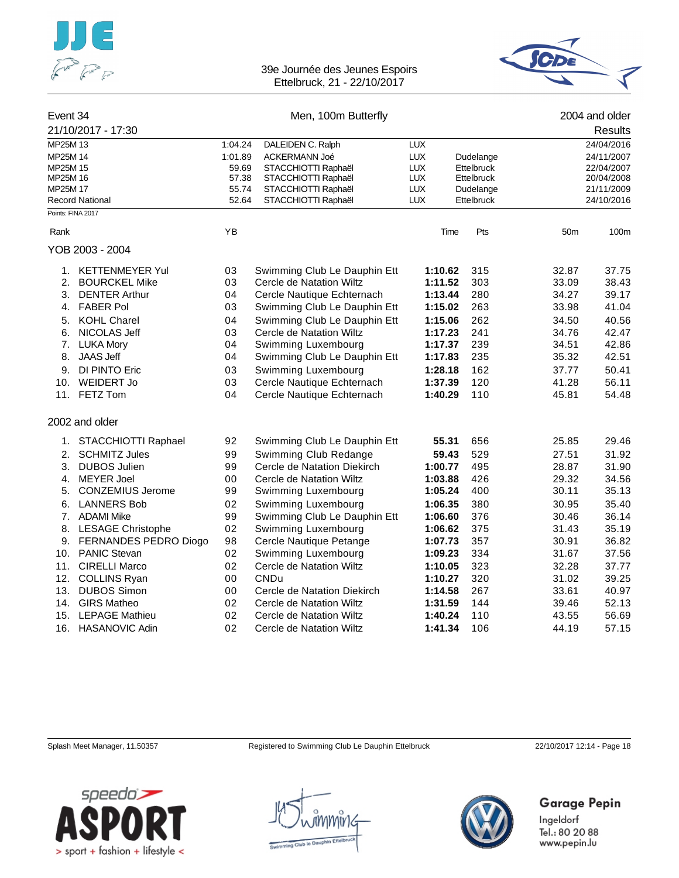# 39e Journée des Jeunes Espoirs
Ettelbruck, 21 - 22/10/2017

## Event 34 — Men, 100m Butterfly — 2004 and older

21/10/2017 - 17:30 — Results

| Record | Time | Name | Nat | Place | Date |
|---|---|---|---|---|---|
| MP25M 13 | 1:04.24 | DALEIDEN C. Ralph | LUX | | 24/04/2016 |
| MP25M 14 | 1:01.89 | ACKERMANN Joé | LUX | Dudelange | 24/11/2007 |
| MP25M 15 | 59.69 | STACCHIOTTI Raphaël | LUX | Ettelbruck | 22/04/2007 |
| MP25M 16 | 57.38 | STACCHIOTTI Raphaël | LUX | Ettelbruck | 20/04/2008 |
| MP25M 17 | 55.74 | STACCHIOTTI Raphaël | LUX | Dudelange | 21/11/2009 |
| Record National | 52.64 | STACCHIOTTI Raphaël | LUX | Ettelbruck | 24/10/2016 |

Points: FINA 2017

### YOB 2003 - 2004

| Rank | Name | YB | Club | Time | Pts | 50m | 100m |
|---|---|---|---|---|---|---|---|
| 1. | KETTENMEYER Yul | 03 | Swimming Club Le Dauphin Ett | **1:10.62** | 315 | 32.87 | 37.75 |
| 2. | BOURCKEL Mike | 03 | Cercle de Natation Wiltz | **1:11.52** | 303 | 33.09 | 38.43 |
| 3. | DENTER Arthur | 04 | Cercle Nautique Echternach | **1:13.44** | 280 | 34.27 | 39.17 |
| 4. | FABER Pol | 03 | Swimming Club Le Dauphin Ett | **1:15.02** | 263 | 33.98 | 41.04 |
| 5. | KOHL Charel | 04 | Swimming Club Le Dauphin Ett | **1:15.06** | 262 | 34.50 | 40.56 |
| 6. | NICOLAS Jeff | 03 | Cercle de Natation Wiltz | **1:17.23** | 241 | 34.76 | 42.47 |
| 7. | LUKA Mory | 04 | Swimming Luxembourg | **1:17.37** | 239 | 34.51 | 42.86 |
| 8. | JAAS Jeff | 04 | Swimming Club Le Dauphin Ett | **1:17.83** | 235 | 35.32 | 42.51 |
| 9. | DI PINTO Eric | 03 | Swimming Luxembourg | **1:28.18** | 162 | 37.77 | 50.41 |
| 10. | WEIDERT Jo | 03 | Cercle Nautique Echternach | **1:37.39** | 120 | 41.28 | 56.11 |
| 11. | FETZ Tom | 04 | Cercle Nautique Echternach | **1:40.29** | 110 | 45.81 | 54.48 |

### 2002 and older

| Rank | Name | YB | Club | Time | Pts | 50m | 100m |
|---|---|---|---|---|---|---|---|
| 1. | STACCHIOTTI Raphael | 92 | Swimming Club Le Dauphin Ett | **55.31** | 656 | 25.85 | 29.46 |
| 2. | SCHMITZ Jules | 99 | Swimming Club Redange | **59.43** | 529 | 27.51 | 31.92 |
| 3. | DUBOS Julien | 99 | Cercle de Natation Diekirch | **1:00.77** | 495 | 28.87 | 31.90 |
| 4. | MEYER Joel | 00 | Cercle de Natation Wiltz | **1:03.88** | 426 | 29.32 | 34.56 |
| 5. | CONZEMIUS Jerome | 99 | Swimming Luxembourg | **1:05.24** | 400 | 30.11 | 35.13 |
| 6. | LANNERS Bob | 02 | Swimming Luxembourg | **1:06.35** | 380 | 30.95 | 35.40 |
| 7. | ADAMI Mike | 99 | Swimming Club Le Dauphin Ett | **1:06.60** | 376 | 30.46 | 36.14 |
| 8. | LESAGE Christophe | 02 | Swimming Luxembourg | **1:06.62** | 375 | 31.43 | 35.19 |
| 9. | FERNANDES PEDRO Diogo | 98 | Cercle Nautique Petange | **1:07.73** | 357 | 30.91 | 36.82 |
| 10. | PANIC Stevan | 02 | Swimming Luxembourg | **1:09.23** | 334 | 31.67 | 37.56 |
| 11. | CIRELLI Marco | 02 | Cercle de Natation Wiltz | **1:10.05** | 323 | 32.28 | 37.77 |
| 12. | COLLINS Ryan | 00 | CNDu | **1:10.27** | 320 | 31.02 | 39.25 |
| 13. | DUBOS Simon | 00 | Cercle de Natation Diekirch | **1:14.58** | 267 | 33.61 | 40.97 |
| 14. | GIRS Matheo | 02 | Cercle de Natation Wiltz | **1:31.59** | 144 | 39.46 | 52.13 |
| 15. | LEPAGE Mathieu | 02 | Cercle de Natation Wiltz | **1:40.24** | 110 | 43.55 | 56.69 |
| 16. | HASANOVIC Adin | 02 | Cercle de Natation Wiltz | **1:41.34** | 106 | 44.19 | 57.15 |

Splash Meet Manager, 11.50357 — Registered to Swimming Club Le Dauphin Ettelbruck — 22/10/2017 12:14

speedo ASPORT > sport + fashion + lifestyle <

Garage Pepin
Ingeldorf
Tel.: 80 20 88
www.pepin.lu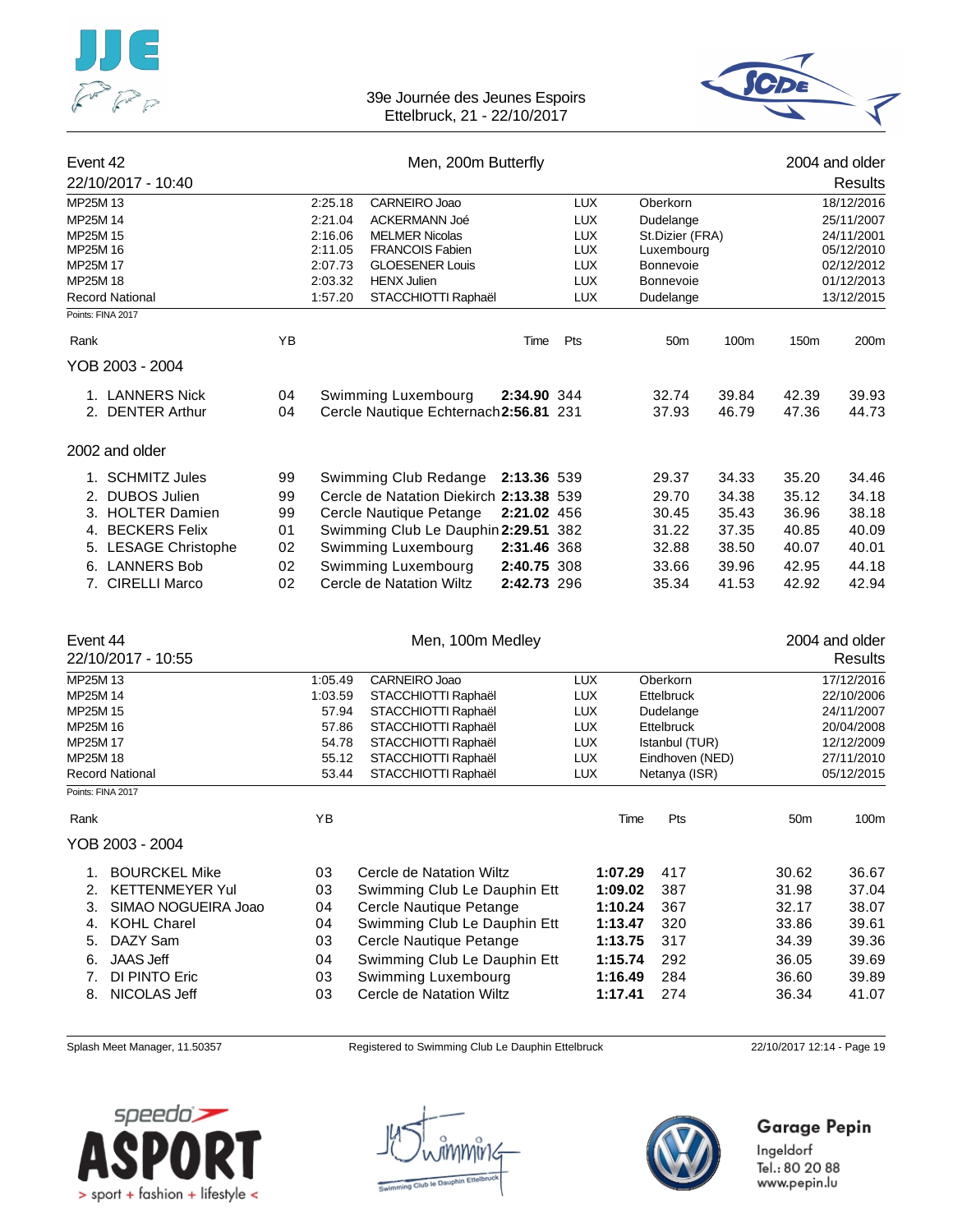## Event 42 — Men, 200m Butterfly — 2004 and older

22/10/2017 - 10:40 — Results

| Record | Time | Name | Nation | Place | Date |
|---|---|---|---|---|---|
| MP25M 13 | 2:25.18 | CARNEIRO Joao | LUX | Oberkorn | 18/12/2016 |
| MP25M 14 | 2:21.04 | ACKERMANN Joé | LUX | Dudelange | 25/11/2007 |
| MP25M 15 | 2:16.06 | MELMER Nicolas | LUX | St.Dizier (FRA) | 24/11/2001 |
| MP25M 16 | 2:11.05 | FRANCOIS Fabien | LUX | Luxembourg | 05/12/2010 |
| MP25M 17 | 2:07.73 | GLOESENER Louis | LUX | Bonnevoie | 02/12/2012 |
| MP25M 18 | 2:03.32 | HENX Julien | LUX | Bonnevoie | 01/12/2013 |
| Record National | 1:57.20 | STACCHIOTTI Raphaël | LUX | Dudelange | 13/12/2015 |

Points: FINA 2017

### YOB 2003 - 2004

| Rank | Name | YB | Club | Time | Pts | 50m | 100m | 150m | 200m |
|---|---|---|---|---|---|---|---|---|---|
| 1. | LANNERS Nick | 04 | Swimming Luxembourg | **2:34.90** | 344 | 32.74 | 39.84 | 42.39 | 39.93 |
| 2. | DENTER Arthur | 04 | Cercle Nautique Echternach | **2:56.81** | 231 | 37.93 | 46.79 | 47.36 | 44.73 |

### 2002 and older

| Rank | Name | YB | Club | Time | Pts | 50m | 100m | 150m | 200m |
|---|---|---|---|---|---|---|---|---|---|
| 1. | SCHMITZ Jules | 99 | Swimming Club Redange | **2:13.36** | 539 | 29.37 | 34.33 | 35.20 | 34.46 |
| 2. | DUBOS Julien | 99 | Cercle de Natation Diekirch | **2:13.38** | 539 | 29.70 | 34.38 | 35.12 | 34.18 |
| 3. | HOLTER Damien | 99 | Cercle Nautique Petange | **2:21.02** | 456 | 30.45 | 35.43 | 36.96 | 38.18 |
| 4. | BECKERS Felix | 01 | Swimming Club Le Dauphin | **2:29.51** | 382 | 31.22 | 37.35 | 40.85 | 40.09 |
| 5. | LESAGE Christophe | 02 | Swimming Luxembourg | **2:31.46** | 368 | 32.88 | 38.50 | 40.07 | 40.01 |
| 6. | LANNERS Bob | 02 | Swimming Luxembourg | **2:40.75** | 308 | 33.66 | 39.96 | 42.95 | 44.18 |
| 7. | CIRELLI Marco | 02 | Cercle de Natation Wiltz | **2:42.73** | 296 | 35.34 | 41.53 | 42.92 | 42.94 |

## Event 44 — Men, 100m Medley — 2004 and older

22/10/2017 - 10:55 — Results

| Record | Time | Name | Nation | Place | Date |
|---|---|---|---|---|---|
| MP25M 13 | 1:05.49 | CARNEIRO Joao | LUX | Oberkorn | 17/12/2016 |
| MP25M 14 | 1:03.59 | STACCHIOTTI Raphaël | LUX | Ettelbruck | 22/10/2006 |
| MP25M 15 | 57.94 | STACCHIOTTI Raphaël | LUX | Dudelange | 24/11/2007 |
| MP25M 16 | 57.86 | STACCHIOTTI Raphaël | LUX | Ettelbruck | 20/04/2008 |
| MP25M 17 | 54.78 | STACCHIOTTI Raphaël | LUX | Istanbul (TUR) | 12/12/2009 |
| MP25M 18 | 55.12 | STACCHIOTTI Raphaël | LUX | Eindhoven (NED) | 27/11/2010 |
| Record National | 53.44 | STACCHIOTTI Raphaël | LUX | Netanya (ISR) | 05/12/2015 |

Points: FINA 2017

### YOB 2003 - 2004

| Rank | Name | YB | Club | Time | Pts | 50m | 100m |
|---|---|---|---|---|---|---|---|
| 1. | BOURCKEL Mike | 03 | Cercle de Natation Wiltz | **1:07.29** | 417 | 30.62 | 36.67 |
| 2. | KETTENMEYER Yul | 03 | Swimming Club Le Dauphin Ett | **1:09.02** | 387 | 31.98 | 37.04 |
| 3. | SIMAO NOGUEIRA Joao | 04 | Cercle Nautique Petange | **1:10.24** | 367 | 32.17 | 38.07 |
| 4. | KOHL Charel | 04 | Swimming Club Le Dauphin Ett | **1:13.47** | 320 | 33.86 | 39.61 |
| 5. | DAZY Sam | 03 | Cercle Nautique Petange | **1:13.75** | 317 | 34.39 | 39.36 |
| 6. | JAAS Jeff | 04 | Swimming Club Le Dauphin Ett | **1:15.74** | 292 | 36.05 | 39.69 |
| 7. | DI PINTO Eric | 03 | Swimming Luxembourg | **1:16.49** | 284 | 36.60 | 39.89 |
| 8. | NICOLAS Jeff | 03 | Cercle de Natation Wiltz | **1:17.41** | 274 | 36.34 | 41.07 |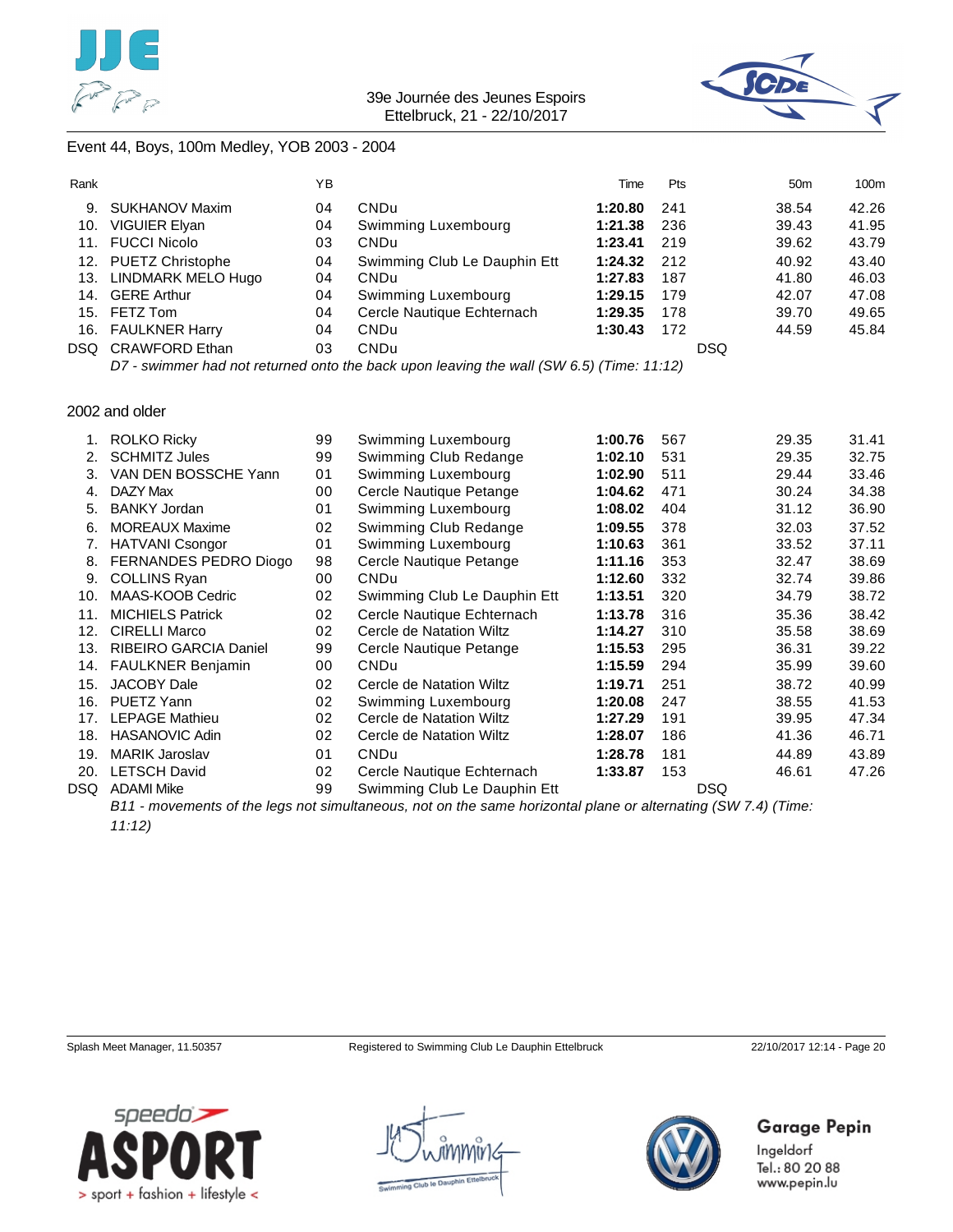Event 44, Boys, 100m Medley, YOB 2003 - 2004

| Rank | | YB | | Time | Pts | | 50m | 100m |
|---|---|---|---|---|---|---|---|---|
| 9. | SUKHANOV Maxim | 04 | CNDu | **1:20.80** | 241 | | 38.54 | 42.26 |
| 10. | VIGUIER Elyan | 04 | Swimming Luxembourg | **1:21.38** | 236 | | 39.43 | 41.95 |
| 11. | FUCCI Nicolo | 03 | CNDu | **1:23.41** | 219 | | 39.62 | 43.79 |
| 12. | PUETZ Christophe | 04 | Swimming Club Le Dauphin Ett | **1:24.32** | 212 | | 40.92 | 43.40 |
| 13. | LINDMARK MELO Hugo | 04 | CNDu | **1:27.83** | 187 | | 41.80 | 46.03 |
| 14. | GERE Arthur | 04 | Swimming Luxembourg | **1:29.15** | 179 | | 42.07 | 47.08 |
| 15. | FETZ Tom | 04 | Cercle Nautique Echternach | **1:29.35** | 178 | | 39.70 | 49.65 |
| 16. | FAULKNER Harry | 04 | CNDu | **1:30.43** | 172 | | 44.59 | 45.84 |
| DSQ | CRAWFORD Ethan | 03 | CNDu | | | DSQ | | |

*D7 - swimmer had not returned onto the back upon leaving the wall (SW 6.5) (Time: 11:12)*

2002 and older

| Rank | | YB | | Time | Pts | | 50m | 100m |
|---|---|---|---|---|---|---|---|---|
| 1. | ROLKO Ricky | 99 | Swimming Luxembourg | **1:00.76** | 567 | | 29.35 | 31.41 |
| 2. | SCHMITZ Jules | 99 | Swimming Club Redange | **1:02.10** | 531 | | 29.35 | 32.75 |
| 3. | VAN DEN BOSSCHE Yann | 01 | Swimming Luxembourg | **1:02.90** | 511 | | 29.44 | 33.46 |
| 4. | DAZY Max | 00 | Cercle Nautique Petange | **1:04.62** | 471 | | 30.24 | 34.38 |
| 5. | BANKY Jordan | 01 | Swimming Luxembourg | **1:08.02** | 404 | | 31.12 | 36.90 |
| 6. | MOREAUX Maxime | 02 | Swimming Club Redange | **1:09.55** | 378 | | 32.03 | 37.52 |
| 7. | HATVANI Csongor | 01 | Swimming Luxembourg | **1:10.63** | 361 | | 33.52 | 37.11 |
| 8. | FERNANDES PEDRO Diogo | 98 | Cercle Nautique Petange | **1:11.16** | 353 | | 32.47 | 38.69 |
| 9. | COLLINS Ryan | 00 | CNDu | **1:12.60** | 332 | | 32.74 | 39.86 |
| 10. | MAAS-KOOB Cedric | 02 | Swimming Club Le Dauphin Ett | **1:13.51** | 320 | | 34.79 | 38.72 |
| 11. | MICHIELS Patrick | 02 | Cercle Nautique Echternach | **1:13.78** | 316 | | 35.36 | 38.42 |
| 12. | CIRELLI Marco | 02 | Cercle de Natation Wiltz | **1:14.27** | 310 | | 35.58 | 38.69 |
| 13. | RIBEIRO GARCIA Daniel | 99 | Cercle Nautique Petange | **1:15.53** | 295 | | 36.31 | 39.22 |
| 14. | FAULKNER Benjamin | 00 | CNDu | **1:15.59** | 294 | | 35.99 | 39.60 |
| 15. | JACOBY Dale | 02 | Cercle de Natation Wiltz | **1:19.71** | 251 | | 38.72 | 40.99 |
| 16. | PUETZ Yann | 02 | Swimming Luxembourg | **1:20.08** | 247 | | 38.55 | 41.53 |
| 17. | LEPAGE Mathieu | 02 | Cercle de Natation Wiltz | **1:27.29** | 191 | | 39.95 | 47.34 |
| 18. | HASANOVIC Adin | 02 | Cercle de Natation Wiltz | **1:28.07** | 186 | | 41.36 | 46.71 |
| 19. | MARIK Jaroslav | 01 | CNDu | **1:28.78** | 181 | | 44.89 | 43.89 |
| 20. | LETSCH David | 02 | Cercle Nautique Echternach | **1:33.87** | 153 | | 46.61 | 47.26 |
| DSQ | ADAMI Mike | 99 | Swimming Club Le Dauphin Ett | | | DSQ | | |

*B11 - movements of the legs not simultaneous, not on the same horizontal plane or alternating (SW 7.4) (Time: 11:12)*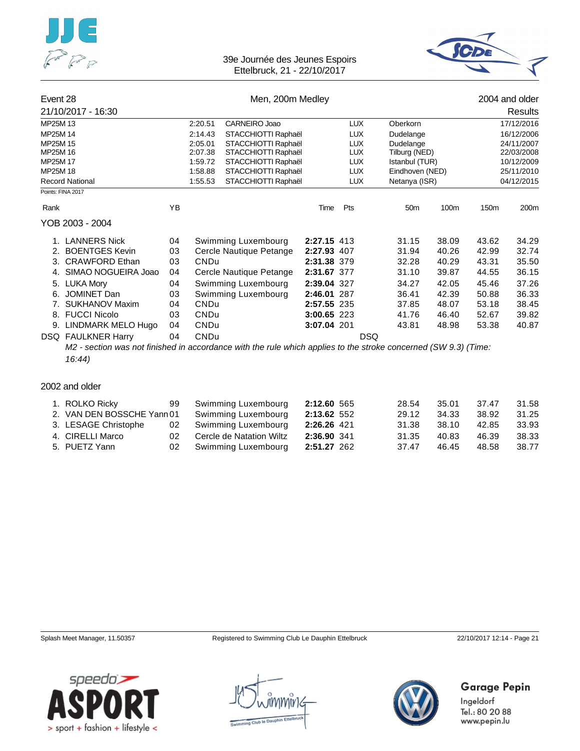39e Journée des Jeunes Espoirs
Ettelbruck, 21 - 22/10/2017

## Event 28 — Men, 200m Medley — 2004 and older

21/10/2017 - 16:30 — Results

| | | | | | |
|---|---|---|---|---|---|
| MP25M 13 | 2:20.51 | CARNEIRO Joao | LUX | Oberkorn | 17/12/2016 |
| MP25M 14 | 2:14.43 | STACCHIOTTI Raphaël | LUX | Dudelange | 16/12/2006 |
| MP25M 15 | 2:05.01 | STACCHIOTTI Raphaël | LUX | Dudelange | 24/11/2007 |
| MP25M 16 | 2:07.38 | STACCHIOTTI Raphaël | LUX | Tilburg (NED) | 22/03/2008 |
| MP25M 17 | 1:59.72 | STACCHIOTTI Raphaël | LUX | Istanbul (TUR) | 10/12/2009 |
| MP25M 18 | 1:58.88 | STACCHIOTTI Raphaël | LUX | Eindhoven (NED) | 25/11/2010 |
| Record National | 1:55.53 | STACCHIOTTI Raphaël | LUX | Netanya (ISR) | 04/12/2015 |

Points: FINA 2017

### YOB 2003 - 2004

| Rank | Name | YB | Club | Time | Pts | 50m | 100m | 150m | 200m |
|---|---|---|---|---|---|---|---|---|---|
| 1. | LANNERS Nick | 04 | Swimming Luxembourg | **2:27.15** | 413 | 31.15 | 38.09 | 43.62 | 34.29 |
| 2. | BOENTGES Kevin | 03 | Cercle Nautique Petange | **2:27.93** | 407 | 31.94 | 40.26 | 42.99 | 32.74 |
| 3. | CRAWFORD Ethan | 03 | CNDu | **2:31.38** | 379 | 32.28 | 40.29 | 43.31 | 35.50 |
| 4. | SIMAO NOGUEIRA Joao | 04 | Cercle Nautique Petange | **2:31.67** | 377 | 31.10 | 39.87 | 44.55 | 36.15 |
| 5. | LUKA Mory | 04 | Swimming Luxembourg | **2:39.04** | 327 | 34.27 | 42.05 | 45.46 | 37.26 |
| 6. | JOMINET Dan | 03 | Swimming Luxembourg | **2:46.01** | 287 | 36.41 | 42.39 | 50.88 | 36.33 |
| 7. | SUKHANOV Maxim | 04 | CNDu | **2:57.55** | 235 | 37.85 | 48.07 | 53.18 | 38.45 |
| 8. | FUCCI Nicolo | 03 | CNDu | **3:00.65** | 223 | 41.76 | 46.40 | 52.67 | 39.82 |
| 9. | LINDMARK MELO Hugo | 04 | CNDu | **3:07.04** | 201 | 43.81 | 48.98 | 53.38 | 40.87 |
| DSQ | FAULKNER Harry | 04 | CNDu | | DSQ | | | | |

*M2 - section was not finished in accordance with the rule which applies to the stroke concerned (SW 9.3) (Time: 16:44)*

### 2002 and older

| Rank | Name | YB | Club | Time | Pts | 50m | 100m | 150m | 200m |
|---|---|---|---|---|---|---|---|---|---|
| 1. | ROLKO Ricky | 99 | Swimming Luxembourg | **2:12.60** | 565 | 28.54 | 35.01 | 37.47 | 31.58 |
| 2. | VAN DEN BOSSCHE Yann | 01 | Swimming Luxembourg | **2:13.62** | 552 | 29.12 | 34.33 | 38.92 | 31.25 |
| 3. | LESAGE Christophe | 02 | Swimming Luxembourg | **2:26.26** | 421 | 31.38 | 38.10 | 42.85 | 33.93 |
| 4. | CIRELLI Marco | 02 | Cercle de Natation Wiltz | **2:36.90** | 341 | 31.35 | 40.83 | 46.39 | 38.33 |
| 5. | PUETZ Yann | 02 | Swimming Luxembourg | **2:51.27** | 262 | 37.47 | 46.45 | 48.58 | 38.77 |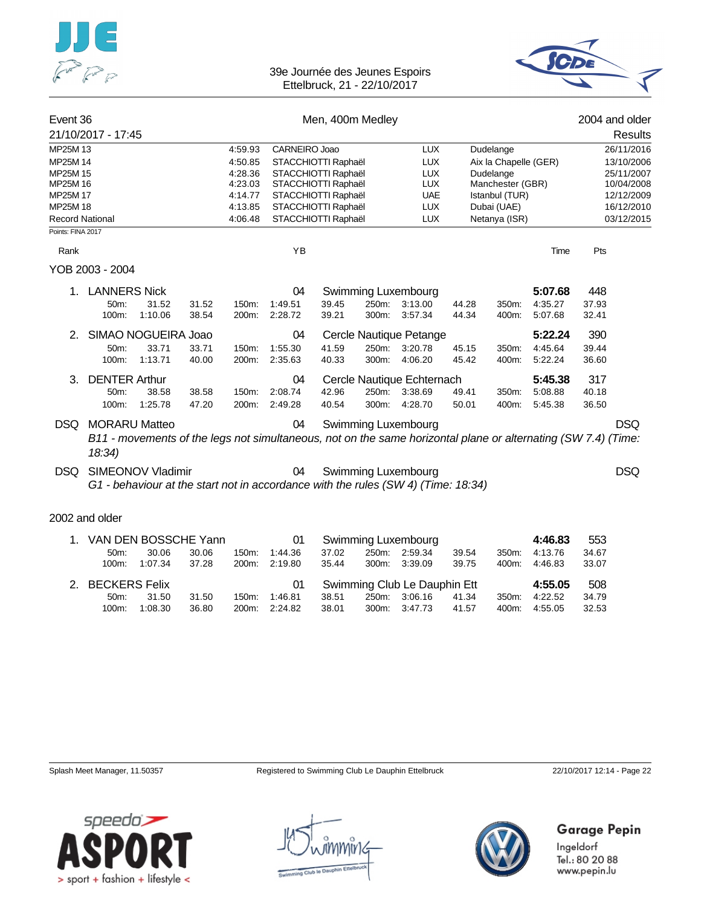39e Journée des Jeunes Espoirs
Ettelbruck, 21 - 22/10/2017

## Event 36 — Men, 400m Medley — 2004 and older

21/10/2017 - 17:45 — Results

| | | | | | |
|---|---|---|---|---|---|
| MP25M 13 | 4:59.93 | CARNEIRO Joao | LUX | Dudelange | 26/11/2016 |
| MP25M 14 | 4:50.85 | STACCHIOTTI Raphaël | LUX | Aix la Chapelle (GER) | 13/10/2006 |
| MP25M 15 | 4:28.36 | STACCHIOTTI Raphaël | LUX | Dudelange | 25/11/2007 |
| MP25M 16 | 4:23.03 | STACCHIOTTI Raphaël | LUX | Manchester (GBR) | 10/04/2008 |
| MP25M 17 | 4:14.77 | STACCHIOTTI Raphaël | UAE | Istanbul (TUR) | 12/12/2009 |
| MP25M 18 | 4:13.85 | STACCHIOTTI Raphaël | LUX | Dubai (UAE) | 16/12/2010 |
| Record National | 4:06.48 | STACCHIOTTI Raphaël | LUX | Netanya (ISR) | 03/12/2015 |

Points: FINA 2017

### YOB 2003 - 2004

| Rank | Name | YB | Club | Time | Pts |
|---|---|---|---|---|---|
| 1. | LANNERS Nick | 04 | Swimming Luxembourg | **5:07.68** | 448 |
| | 50m: 31.52 (31.52) · 100m: 1:10.06 (38.54) · 150m: 1:49.51 (39.45) · 200m: 2:28.72 (39.21) · 250m: 3:13.00 (44.28) · 300m: 3:57.34 (44.34) · 350m: 4:35.27 (37.93) · 400m: 5:07.68 (32.41) | | | | |
| 2. | SIMAO NOGUEIRA Joao | 04 | Cercle Nautique Petange | **5:22.24** | 390 |
| | 50m: 33.71 (33.71) · 100m: 1:13.71 (40.00) · 150m: 1:55.30 (41.59) · 200m: 2:35.63 (40.33) · 250m: 3:20.78 (45.15) · 300m: 4:06.20 (45.42) · 350m: 4:45.64 (39.44) · 400m: 5:22.24 (36.60) | | | | |
| 3. | DENTER Arthur | 04 | Cercle Nautique Echternach | **5:45.38** | 317 |
| | 50m: 38.58 (38.58) · 100m: 1:25.78 (47.20) · 150m: 2:08.74 (42.96) · 200m: 2:49.28 (40.54) · 250m: 3:38.69 (49.41) · 300m: 4:28.70 (50.01) · 350m: 5:08.88 (40.18) · 400m: 5:45.38 (36.50) | | | | |
| DSQ | MORARU Matteo | 04 | Swimming Luxembourg | | DSQ |
| | *B11 - movements of the legs not simultaneous, not on the same horizontal plane or alternating (SW 7.4) (Time: 18:34)* | | | | |
| DSQ | SIMEONOV Vladimir | 04 | Swimming Luxembourg | | DSQ |
| | *G1 - behaviour at the start not in accordance with the rules (SW 4) (Time: 18:34)* | | | | |

### 2002 and older

| Rank | Name | YB | Club | Time | Pts |
|---|---|---|---|---|---|
| 1. | VAN DEN BOSSCHE Yann | 01 | Swimming Luxembourg | **4:46.83** | 553 |
| | 50m: 30.06 (30.06) · 100m: 1:07.34 (37.28) · 150m: 1:44.36 (37.02) · 200m: 2:19.80 (35.44) · 250m: 2:59.34 (39.54) · 300m: 3:39.09 (39.75) · 350m: 4:13.76 (34.67) · 400m: 4:46.83 (33.07) | | | | |
| 2. | BECKERS Felix | 01 | Swimming Club Le Dauphin Ett | **4:55.05** | 508 |
| | 50m: 31.50 (31.50) · 100m: 1:08.30 (36.80) · 150m: 1:46.81 (38.51) · 200m: 2:24.82 (38.01) · 250m: 3:06.16 (41.34) · 300m: 3:47.73 (41.57) · 350m: 4:22.52 (34.79) · 400m: 4:55.05 (32.53) | | | | |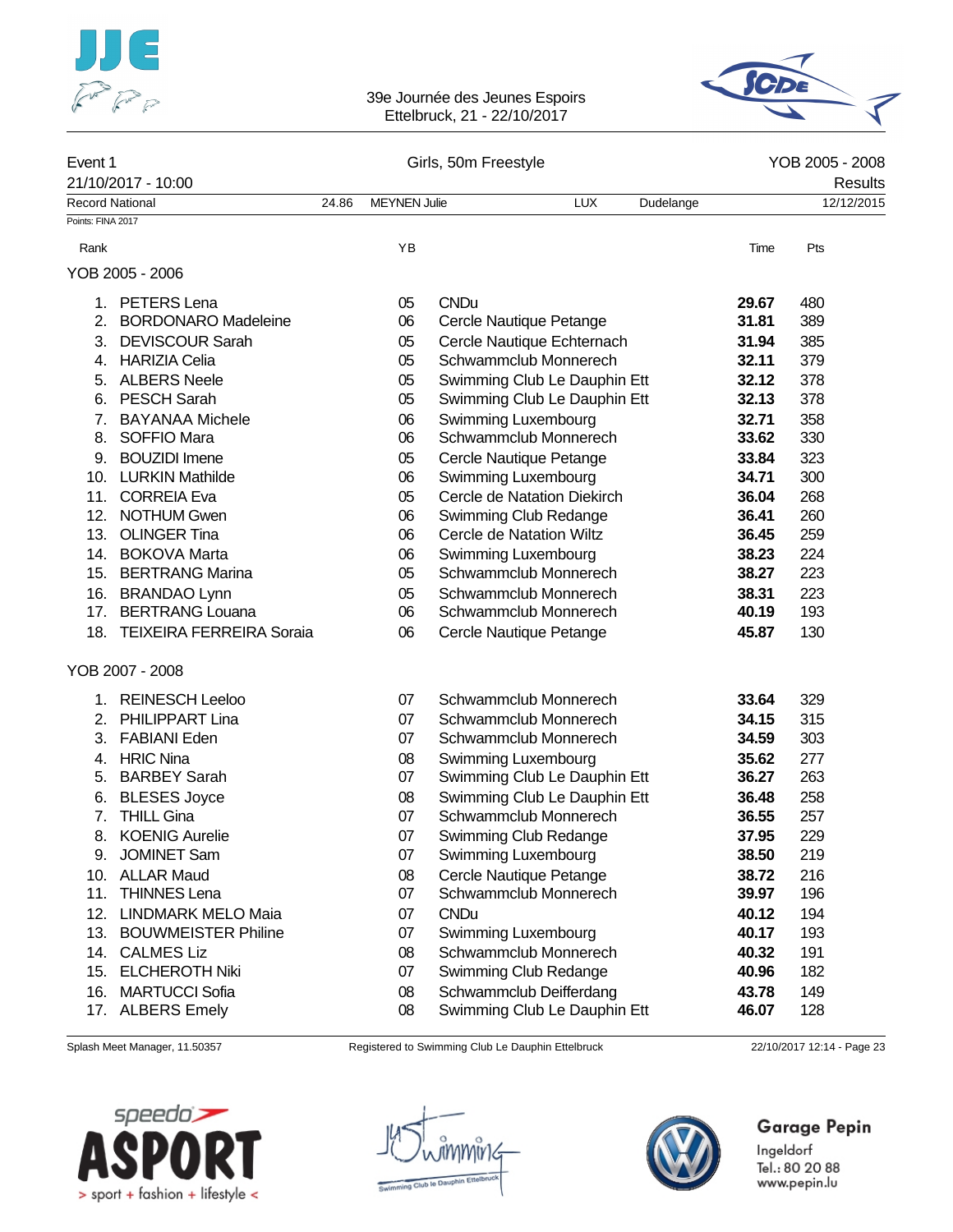39e Journée des Jeunes Espoirs
Ettelbruck, 21 - 22/10/2017

| Event 1 | Girls, 50m Freestyle | YOB 2005 - 2008 |
|---|---|---|
| 21/10/2017 - 10:00 | | Results |

| Record National | 24.86 | MEYNEN Julie | LUX | Dudelange | 12/12/2015 |
|---|---|---|---|---|---|

Points: FINA 2017

### YOB 2005 - 2006

| Rank | Name | YB | Club | Time | Pts |
|---|---|---|---|---|---|
| 1. | PETERS Lena | 05 | CNDu | **29.67** | 480 |
| 2. | BORDONARO Madeleine | 06 | Cercle Nautique Petange | **31.81** | 389 |
| 3. | DEVISCOUR Sarah | 05 | Cercle Nautique Echternach | **31.94** | 385 |
| 4. | HARIZIA Celia | 05 | Schwammclub Monnerech | **32.11** | 379 |
| 5. | ALBERS Neele | 05 | Swimming Club Le Dauphin Ett | **32.12** | 378 |
| 6. | PESCH Sarah | 05 | Swimming Club Le Dauphin Ett | **32.13** | 378 |
| 7. | BAYANAA Michele | 06 | Swimming Luxembourg | **32.71** | 358 |
| 8. | SOFFIO Mara | 06 | Schwammclub Monnerech | **33.62** | 330 |
| 9. | BOUZIDI Imene | 05 | Cercle Nautique Petange | **33.84** | 323 |
| 10. | LURKIN Mathilde | 06 | Swimming Luxembourg | **34.71** | 300 |
| 11. | CORREIA Eva | 05 | Cercle de Natation Diekirch | **36.04** | 268 |
| 12. | NOTHUM Gwen | 06 | Swimming Club Redange | **36.41** | 260 |
| 13. | OLINGER Tina | 06 | Cercle de Natation Wiltz | **36.45** | 259 |
| 14. | BOKOVA Marta | 06 | Swimming Luxembourg | **38.23** | 224 |
| 15. | BERTRANG Marina | 05 | Schwammclub Monnerech | **38.27** | 223 |
| 16. | BRANDAO Lynn | 05 | Schwammclub Monnerech | **38.31** | 223 |
| 17. | BERTRANG Louana | 06 | Schwammclub Monnerech | **40.19** | 193 |
| 18. | TEIXEIRA FERREIRA Soraia | 06 | Cercle Nautique Petange | **45.87** | 130 |

### YOB 2007 - 2008

| Rank | Name | YB | Club | Time | Pts |
|---|---|---|---|---|---|
| 1. | REINESCH Leeloo | 07 | Schwammclub Monnerech | **33.64** | 329 |
| 2. | PHILIPPART Lina | 07 | Schwammclub Monnerech | **34.15** | 315 |
| 3. | FABIANI Eden | 07 | Schwammclub Monnerech | **34.59** | 303 |
| 4. | HRIC Nina | 08 | Swimming Luxembourg | **35.62** | 277 |
| 5. | BARBEY Sarah | 07 | Swimming Club Le Dauphin Ett | **36.27** | 263 |
| 6. | BLESES Joyce | 08 | Swimming Club Le Dauphin Ett | **36.48** | 258 |
| 7. | THILL Gina | 07 | Schwammclub Monnerech | **36.55** | 257 |
| 8. | KOENIG Aurelie | 07 | Swimming Club Redange | **37.95** | 229 |
| 9. | JOMINET Sam | 07 | Swimming Luxembourg | **38.50** | 219 |
| 10. | ALLAR Maud | 08 | Cercle Nautique Petange | **38.72** | 216 |
| 11. | THINNES Lena | 07 | Schwammclub Monnerech | **39.97** | 196 |
| 12. | LINDMARK MELO Maia | 07 | CNDu | **40.12** | 194 |
| 13. | BOUWMEISTER Philine | 07 | Swimming Luxembourg | **40.17** | 193 |
| 14. | CALMES Liz | 08 | Schwammclub Monnerech | **40.32** | 191 |
| 15. | ELCHEROTH Niki | 07 | Swimming Club Redange | **40.96** | 182 |
| 16. | MARTUCCI Sofia | 08 | Schwammclub Deifferdang | **43.78** | 149 |
| 17. | ALBERS Emely | 08 | Swimming Club Le Dauphin Ett | **46.07** | 128 |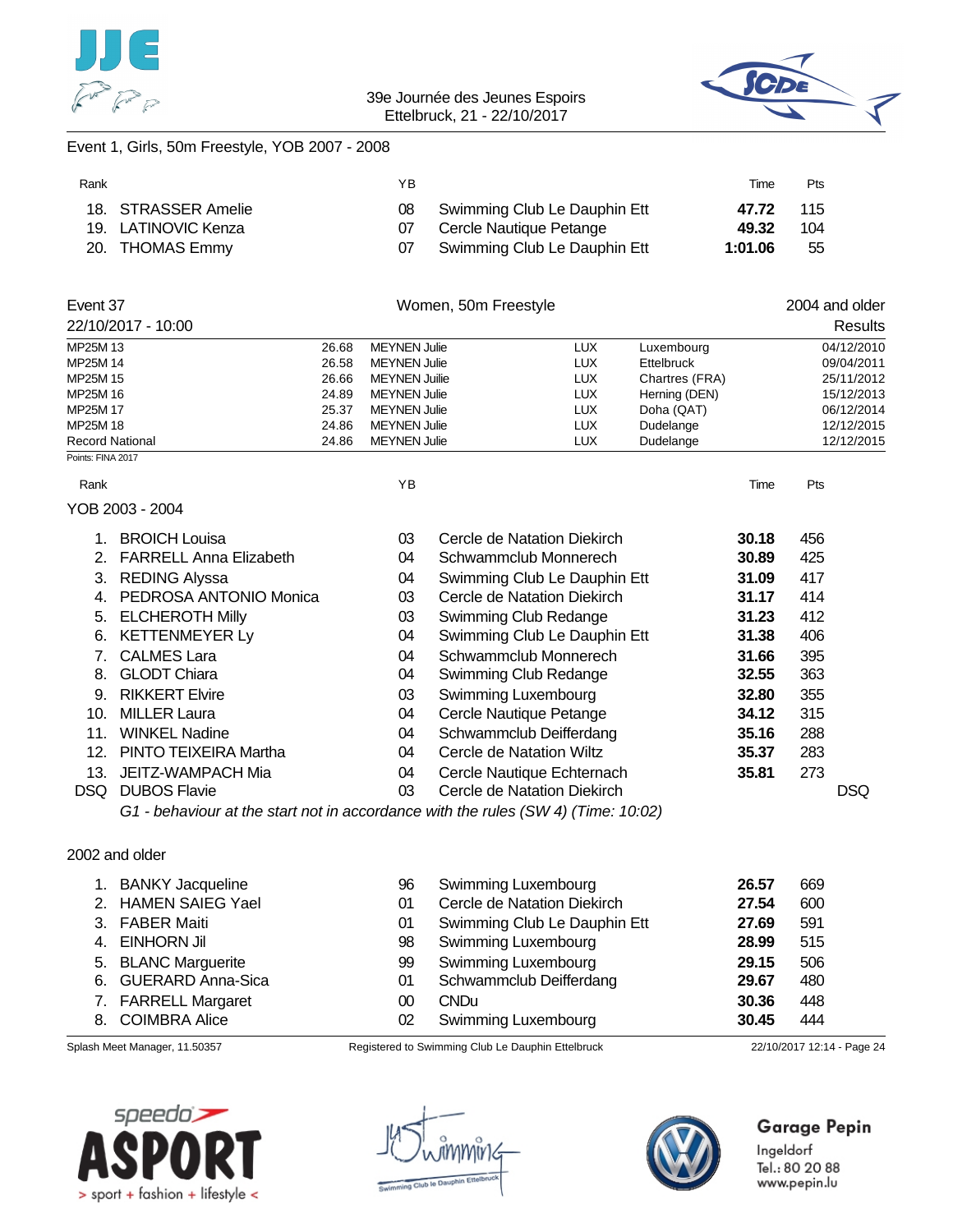Event 1, Girls, 50m Freestyle, YOB 2007 - 2008

| Rank | | YB | | Time | Pts |
|---|---|---|---|---|---|
| 18. | STRASSER Amelie | 08 | Swimming Club Le Dauphin Ett | **47.72** | 115 |
| 19. | LATINOVIC Kenza | 07 | Cercle Nautique Petange | **49.32** | 104 |
| 20. | THOMAS Emmy | 07 | Swimming Club Le Dauphin Ett | **1:01.06** | 55 |

## Event 37 — Women, 50m Freestyle — 2004 and older

22/10/2017 - 10:00 — Results

| | | | | | |
|---|---|---|---|---|---|
| MP25M 13 | 26.68 | MEYNEN Julie | LUX | Luxembourg | 04/12/2010 |
| MP25M 14 | 26.58 | MEYNEN Julie | LUX | Ettelbruck | 09/04/2011 |
| MP25M 15 | 26.66 | MEYNEN Juilie | LUX | Chartres (FRA) | 25/11/2012 |
| MP25M 16 | 24.89 | MEYNEN Julie | LUX | Herning (DEN) | 15/12/2013 |
| MP25M 17 | 25.37 | MEYNEN Julie | LUX | Doha (QAT) | 06/12/2014 |
| MP25M 18 | 24.86 | MEYNEN Julie | LUX | Dudelange | 12/12/2015 |
| Record National | 24.86 | MEYNEN Julie | LUX | Dudelange | 12/12/2015 |

Points: FINA 2017

### YOB 2003 - 2004

| Rank | | YB | | Time | Pts |
|---|---|---|---|---|---|
| 1. | BROICH Louisa | 03 | Cercle de Natation Diekirch | **30.18** | 456 |
| 2. | FARRELL Anna Elizabeth | 04 | Schwammclub Monnerech | **30.89** | 425 |
| 3. | REDING Alyssa | 04 | Swimming Club Le Dauphin Ett | **31.09** | 417 |
| 4. | PEDROSA ANTONIO Monica | 03 | Cercle de Natation Diekirch | **31.17** | 414 |
| 5. | ELCHEROTH Milly | 03 | Swimming Club Redange | **31.23** | 412 |
| 6. | KETTENMEYER Ly | 04 | Swimming Club Le Dauphin Ett | **31.38** | 406 |
| 7. | CALMES Lara | 04 | Schwammclub Monnerech | **31.66** | 395 |
| 8. | GLODT Chiara | 04 | Swimming Club Redange | **32.55** | 363 |
| 9. | RIKKERT Elvire | 03 | Swimming Luxembourg | **32.80** | 355 |
| 10. | MILLER Laura | 04 | Cercle Nautique Petange | **34.12** | 315 |
| 11. | WINKEL Nadine | 04 | Schwammclub Deifferdang | **35.16** | 288 |
| 12. | PINTO TEIXEIRA Martha | 04 | Cercle de Natation Wiltz | **35.37** | 283 |
| 13. | JEITZ-WAMPACH Mia | 04 | Cercle Nautique Echternach | **35.81** | 273 |
| DSQ | DUBOS Flavie | 03 | Cercle de Natation Diekirch | | DSQ |

*G1 - behaviour at the start not in accordance with the rules (SW 4) (Time: 10:02)*

### 2002 and older

| Rank | | YB | | Time | Pts |
|---|---|---|---|---|---|
| 1. | BANKY Jacqueline | 96 | Swimming Luxembourg | **26.57** | 669 |
| 2. | HAMEN SAIEG Yael | 01 | Cercle de Natation Diekirch | **27.54** | 600 |
| 3. | FABER Maiti | 01 | Swimming Club Le Dauphin Ett | **27.69** | 591 |
| 4. | EINHORN Jil | 98 | Swimming Luxembourg | **28.99** | 515 |
| 5. | BLANC Marguerite | 99 | Swimming Luxembourg | **29.15** | 506 |
| 6. | GUERARD Anna-Sica | 01 | Schwammclub Deifferdang | **29.67** | 480 |
| 7. | FARRELL Margaret | 00 | CNDu | **30.36** | 448 |
| 8. | COIMBRA Alice | 02 | Swimming Luxembourg | **30.45** | 444 |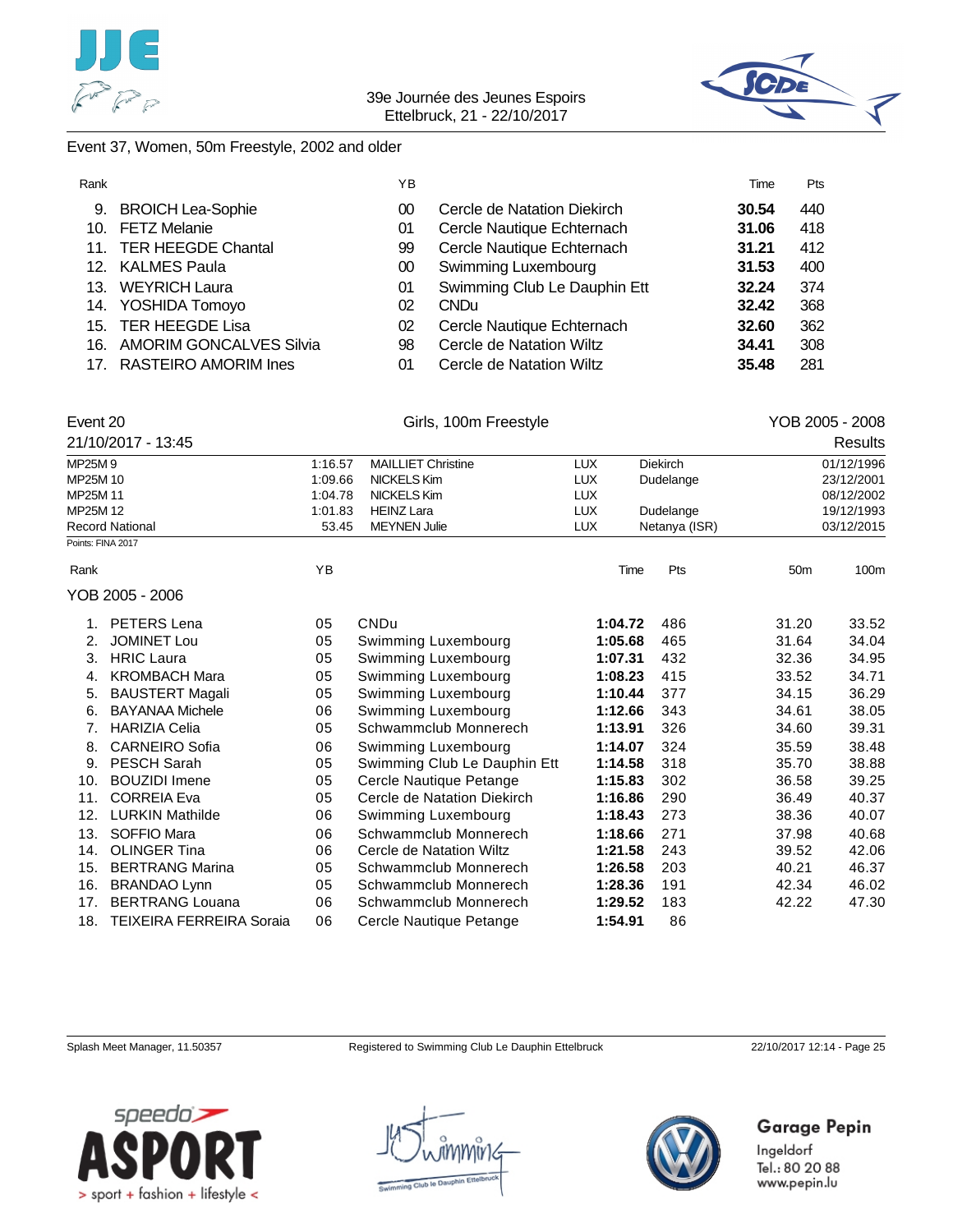Event 37, Women, 50m Freestyle, 2002 and older

| Rank | | YB | | Time | Pts |
|---|---|---|---|---|---|
| 9. | BROICH Lea-Sophie | 00 | Cercle de Natation Diekirch | **30.54** | 440 |
| 10. | FETZ Melanie | 01 | Cercle Nautique Echternach | **31.06** | 418 |
| 11. | TER HEEGDE Chantal | 99 | Cercle Nautique Echternach | **31.21** | 412 |
| 12. | KALMES Paula | 00 | Swimming Luxembourg | **31.53** | 400 |
| 13. | WEYRICH Laura | 01 | Swimming Club Le Dauphin Ett | **32.24** | 374 |
| 14. | YOSHIDA Tomoyo | 02 | CNDu | **32.42** | 368 |
| 15. | TER HEEGDE Lisa | 02 | Cercle Nautique Echternach | **32.60** | 362 |
| 16. | AMORIM GONCALVES Silvia | 98 | Cercle de Natation Wiltz | **34.41** | 308 |
| 17. | RASTEIRO AMORIM Ines | 01 | Cercle de Natation Wiltz | **35.48** | 281 |

## Event 20 — Girls, 100m Freestyle — YOB 2005 - 2008

21/10/2017 - 13:45 — Results

| | | | | | |
|---|---|---|---|---|---|
| MP25M 9 | 1:16.57 | MAILLIET Christine | LUX | Diekirch | 01/12/1996 |
| MP25M 10 | 1:09.66 | NICKELS Kim | LUX | Dudelange | 23/12/2001 |
| MP25M 11 | 1:04.78 | NICKELS Kim | LUX | | 08/12/2002 |
| MP25M 12 | 1:01.83 | HEINZ Lara | LUX | Dudelange | 19/12/1993 |
| Record National | 53.45 | MEYNEN Julie | LUX | Netanya (ISR) | 03/12/2015 |

Points: FINA 2017

### YOB 2005 - 2006

| Rank | | YB | | Time | Pts | 50m | 100m |
|---|---|---|---|---|---|---|---|
| 1. | PETERS Lena | 05 | CNDu | **1:04.72** | 486 | 31.20 | 33.52 |
| 2. | JOMINET Lou | 05 | Swimming Luxembourg | **1:05.68** | 465 | 31.64 | 34.04 |
| 3. | HRIC Laura | 05 | Swimming Luxembourg | **1:07.31** | 432 | 32.36 | 34.95 |
| 4. | KROMBACH Mara | 05 | Swimming Luxembourg | **1:08.23** | 415 | 33.52 | 34.71 |
| 5. | BAUSTERT Magali | 05 | Swimming Luxembourg | **1:10.44** | 377 | 34.15 | 36.29 |
| 6. | BAYANAA Michele | 06 | Swimming Luxembourg | **1:12.66** | 343 | 34.61 | 38.05 |
| 7. | HARIZIA Celia | 05 | Schwammclub Monnerech | **1:13.91** | 326 | 34.60 | 39.31 |
| 8. | CARNEIRO Sofia | 06 | Swimming Luxembourg | **1:14.07** | 324 | 35.59 | 38.48 |
| 9. | PESCH Sarah | 05 | Swimming Club Le Dauphin Ett | **1:14.58** | 318 | 35.70 | 38.88 |
| 10. | BOUZIDI Imene | 05 | Cercle Nautique Petange | **1:15.83** | 302 | 36.58 | 39.25 |
| 11. | CORREIA Eva | 05 | Cercle de Natation Diekirch | **1:16.86** | 290 | 36.49 | 40.37 |
| 12. | LURKIN Mathilde | 06 | Swimming Luxembourg | **1:18.43** | 273 | 38.36 | 40.07 |
| 13. | SOFFIO Mara | 06 | Schwammclub Monnerech | **1:18.66** | 271 | 37.98 | 40.68 |
| 14. | OLINGER Tina | 06 | Cercle de Natation Wiltz | **1:21.58** | 243 | 39.52 | 42.06 |
| 15. | BERTRANG Marina | 05 | Schwammclub Monnerech | **1:26.58** | 203 | 40.21 | 46.37 |
| 16. | BRANDAO Lynn | 05 | Schwammclub Monnerech | **1:28.36** | 191 | 42.34 | 46.02 |
| 17. | BERTRANG Louana | 06 | Schwammclub Monnerech | **1:29.52** | 183 | 42.22 | 47.30 |
| 18. | TEIXEIRA FERREIRA Soraia | 06 | Cercle Nautique Petange | **1:54.91** | 86 | | |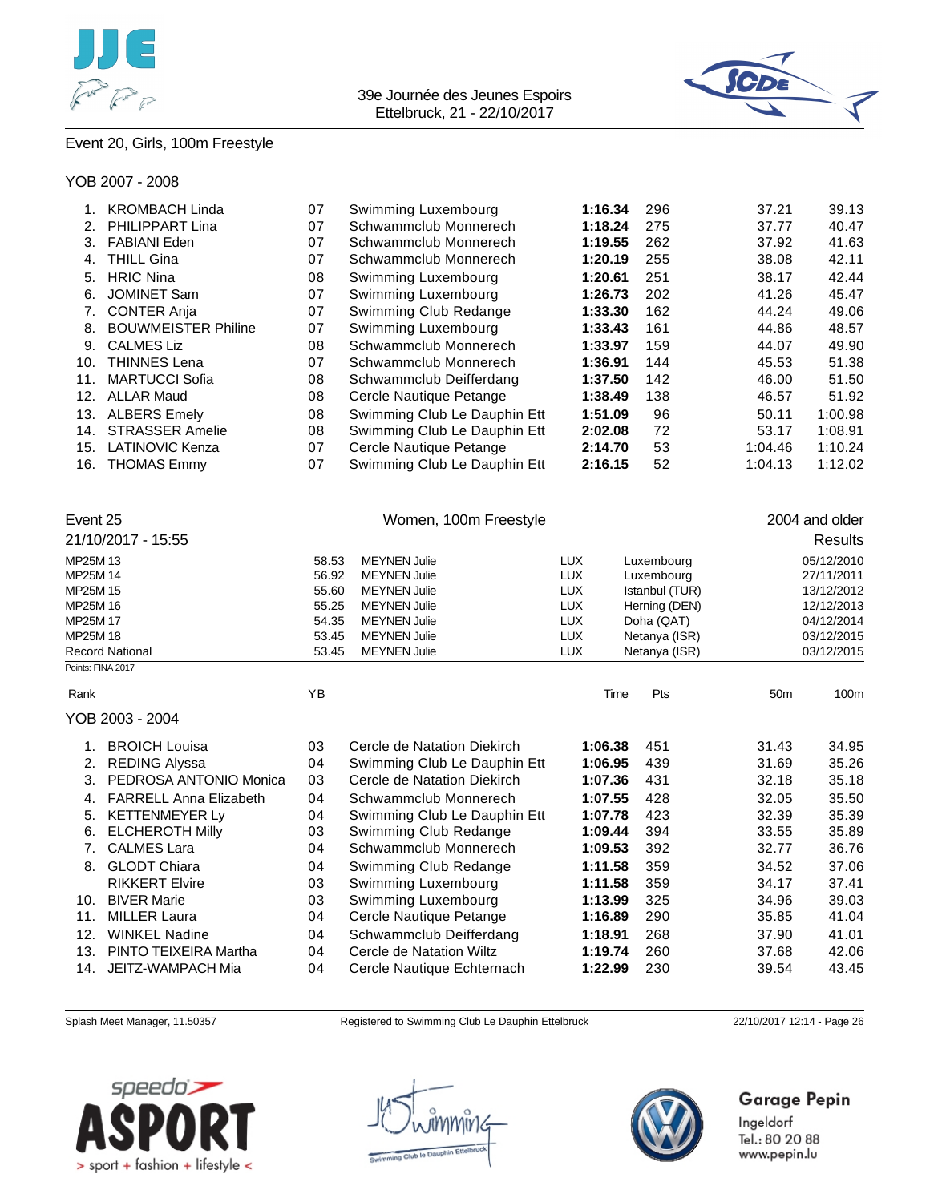## Event 20, Girls, 100m Freestyle

### YOB 2007 - 2008

| Rank | Name | YB | Club | Time | Pts | 50m | 100m |
|---|---|---|---|---|---|---|---|
| 1. | KROMBACH Linda | 07 | Swimming Luxembourg | **1:16.34** | 296 | 37.21 | 39.13 |
| 2. | PHILIPPART Lina | 07 | Schwammclub Monnerech | **1:18.24** | 275 | 37.77 | 40.47 |
| 3. | FABIANI Eden | 07 | Schwammclub Monnerech | **1:19.55** | 262 | 37.92 | 41.63 |
| 4. | THILL Gina | 07 | Schwammclub Monnerech | **1:20.19** | 255 | 38.08 | 42.11 |
| 5. | HRIC Nina | 08 | Swimming Luxembourg | **1:20.61** | 251 | 38.17 | 42.44 |
| 6. | JOMINET Sam | 07 | Swimming Luxembourg | **1:26.73** | 202 | 41.26 | 45.47 |
| 7. | CONTER Anja | 07 | Swimming Club Redange | **1:33.30** | 162 | 44.24 | 49.06 |
| 8. | BOUWMEISTER Philine | 07 | Swimming Luxembourg | **1:33.43** | 161 | 44.86 | 48.57 |
| 9. | CALMES Liz | 08 | Schwammclub Monnerech | **1:33.97** | 159 | 44.07 | 49.90 |
| 10. | THINNES Lena | 07 | Schwammclub Monnerech | **1:36.91** | 144 | 45.53 | 51.38 |
| 11. | MARTUCCI Sofia | 08 | Schwammclub Deifferdang | **1:37.50** | 142 | 46.00 | 51.50 |
| 12. | ALLAR Maud | 08 | Cercle Nautique Petange | **1:38.49** | 138 | 46.57 | 51.92 |
| 13. | ALBERS Emely | 08 | Swimming Club Le Dauphin Ett | **1:51.09** | 96 | 50.11 | 1:00.98 |
| 14. | STRASSER Amelie | 08 | Swimming Club Le Dauphin Ett | **2:02.08** | 72 | 53.17 | 1:08.91 |
| 15. | LATINOVIC Kenza | 07 | Cercle Nautique Petange | **2:14.70** | 53 | 1:04.46 | 1:10.24 |
| 16. | THOMAS Emmy | 07 | Swimming Club Le Dauphin Ett | **2:16.15** | 52 | 1:04.13 | 1:12.02 |

## Event 25 — Women, 100m Freestyle — 2004 and older

21/10/2017 - 15:55 — Results

| Record | Time | Name | Nation | Place | Date |
|---|---|---|---|---|---|
| MP25M 13 | 58.53 | MEYNEN Julie | LUX | Luxembourg | 05/12/2010 |
| MP25M 14 | 56.92 | MEYNEN Julie | LUX | Luxembourg | 27/11/2011 |
| MP25M 15 | 55.60 | MEYNEN Julie | LUX | Istanbul (TUR) | 13/12/2012 |
| MP25M 16 | 55.25 | MEYNEN Julie | LUX | Herning (DEN) | 12/12/2013 |
| MP25M 17 | 54.35 | MEYNEN Julie | LUX | Doha (QAT) | 04/12/2014 |
| MP25M 18 | 53.45 | MEYNEN Julie | LUX | Netanya (ISR) | 03/12/2015 |
| Record National | 53.45 | MEYNEN Julie | LUX | Netanya (ISR) | 03/12/2015 |

Points: FINA 2017

### YOB 2003 - 2004

| Rank | Name | YB | Club | Time | Pts | 50m | 100m |
|---|---|---|---|---|---|---|---|
| 1. | BROICH Louisa | 03 | Cercle de Natation Diekirch | **1:06.38** | 451 | 31.43 | 34.95 |
| 2. | REDING Alyssa | 04 | Swimming Club Le Dauphin Ett | **1:06.95** | 439 | 31.69 | 35.26 |
| 3. | PEDROSA ANTONIO Monica | 03 | Cercle de Natation Diekirch | **1:07.36** | 431 | 32.18 | 35.18 |
| 4. | FARRELL Anna Elizabeth | 04 | Schwammclub Monnerech | **1:07.55** | 428 | 32.05 | 35.50 |
| 5. | KETTENMEYER Ly | 04 | Swimming Club Le Dauphin Ett | **1:07.78** | 423 | 32.39 | 35.39 |
| 6. | ELCHEROTH Milly | 03 | Swimming Club Redange | **1:09.44** | 394 | 33.55 | 35.89 |
| 7. | CALMES Lara | 04 | Schwammclub Monnerech | **1:09.53** | 392 | 32.77 | 36.76 |
| 8. | GLODT Chiara | 04 | Swimming Club Redange | **1:11.58** | 359 | 34.52 | 37.06 |
| | RIKKERT Elvire | 03 | Swimming Luxembourg | **1:11.58** | 359 | 34.17 | 37.41 |
| 10. | BIVER Marie | 03 | Swimming Luxembourg | **1:13.99** | 325 | 34.96 | 39.03 |
| 11. | MILLER Laura | 04 | Cercle Nautique Petange | **1:16.89** | 290 | 35.85 | 41.04 |
| 12. | WINKEL Nadine | 04 | Schwammclub Deifferdang | **1:18.91** | 268 | 37.90 | 41.01 |
| 13. | PINTO TEIXEIRA Martha | 04 | Cercle de Natation Wiltz | **1:19.74** | 260 | 37.68 | 42.06 |
| 14. | JEITZ-WAMPACH Mia | 04 | Cercle Nautique Echternach | **1:22.99** | 230 | 39.54 | 43.45 |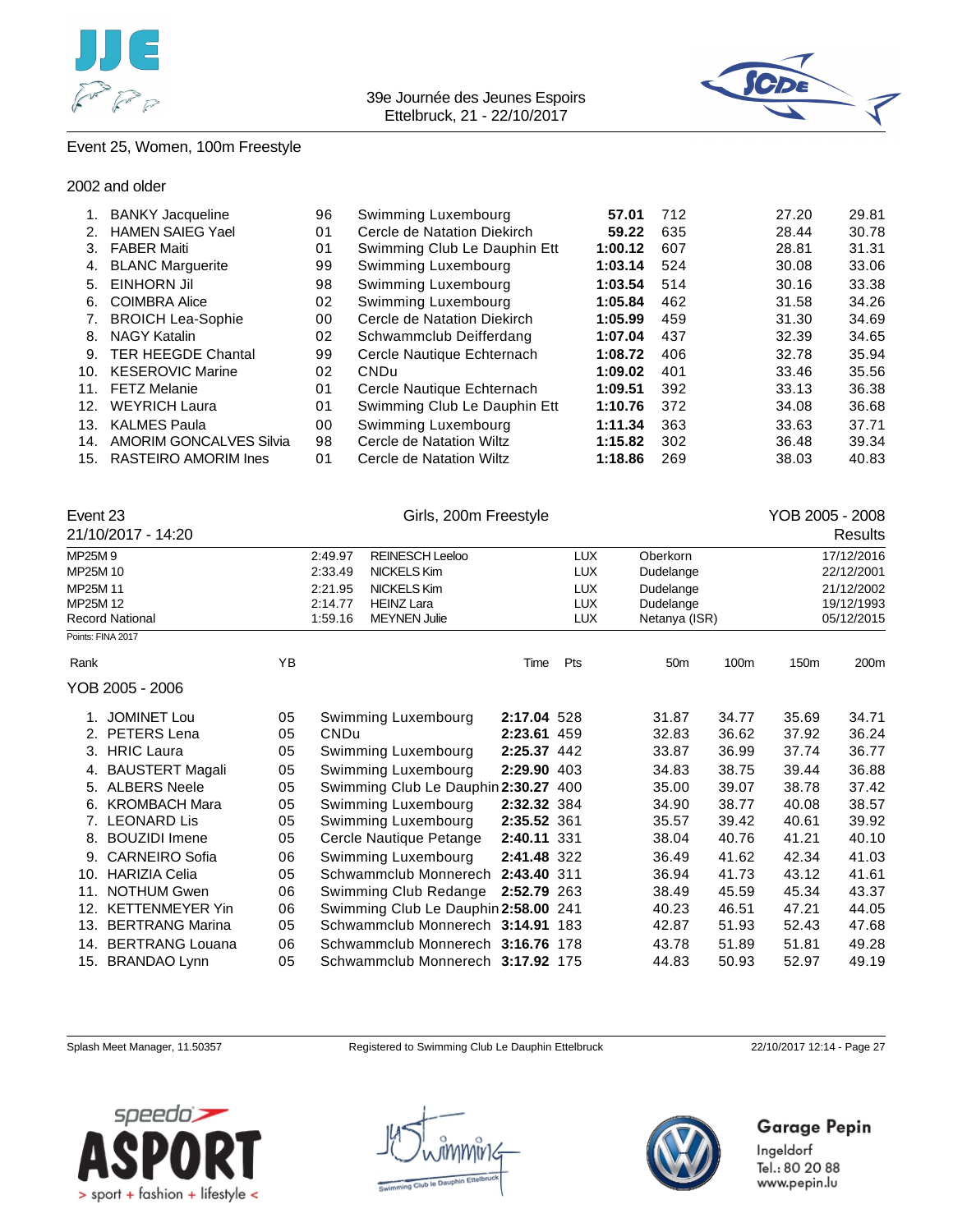## Event 25, Women, 100m Freestyle

### 2002 and older

| Rank | Name | YB | Club | Time | Pts | 50m | 100m |
|---|---|---|---|---|---|---|---|
| 1. | BANKY Jacqueline | 96 | Swimming Luxembourg | **57.01** | 712 | 27.20 | 29.81 |
| 2. | HAMEN SAIEG Yael | 01 | Cercle de Natation Diekirch | **59.22** | 635 | 28.44 | 30.78 |
| 3. | FABER Maiti | 01 | Swimming Club Le Dauphin Ett | **1:00.12** | 607 | 28.81 | 31.31 |
| 4. | BLANC Marguerite | 99 | Swimming Luxembourg | **1:03.14** | 524 | 30.08 | 33.06 |
| 5. | EINHORN Jil | 98 | Swimming Luxembourg | **1:03.54** | 514 | 30.16 | 33.38 |
| 6. | COIMBRA Alice | 02 | Swimming Luxembourg | **1:05.84** | 462 | 31.58 | 34.26 |
| 7. | BROICH Lea-Sophie | 00 | Cercle de Natation Diekirch | **1:05.99** | 459 | 31.30 | 34.69 |
| 8. | NAGY Katalin | 02 | Schwammclub Deifferdang | **1:07.04** | 437 | 32.39 | 34.65 |
| 9. | TER HEEGDE Chantal | 99 | Cercle Nautique Echternach | **1:08.72** | 406 | 32.78 | 35.94 |
| 10. | KESEROVIC Marine | 02 | CNDu | **1:09.02** | 401 | 33.46 | 35.56 |
| 11. | FETZ Melanie | 01 | Cercle Nautique Echternach | **1:09.51** | 392 | 33.13 | 36.38 |
| 12. | WEYRICH Laura | 01 | Swimming Club Le Dauphin Ett | **1:10.76** | 372 | 34.08 | 36.68 |
| 13. | KALMES Paula | 00 | Swimming Luxembourg | **1:11.34** | 363 | 33.63 | 37.71 |
| 14. | AMORIM GONCALVES Silvia | 98 | Cercle de Natation Wiltz | **1:15.82** | 302 | 36.48 | 39.34 |
| 15. | RASTEIRO AMORIM Ines | 01 | Cercle de Natation Wiltz | **1:18.86** | 269 | 38.03 | 40.83 |

## Event 23 — Girls, 200m Freestyle — YOB 2005 - 2008

21/10/2017 - 14:20 — Results

| Record | Time | Name | Nation | Place | Date |
|---|---|---|---|---|---|
| MP25M 9 | 2:49.97 | REINESCH Leeloo | LUX | Oberkorn | 17/12/2016 |
| MP25M 10 | 2:33.49 | NICKELS Kim | LUX | Dudelange | 22/12/2001 |
| MP25M 11 | 2:21.95 | NICKELS Kim | LUX | Dudelange | 21/12/2002 |
| MP25M 12 | 2:14.77 | HEINZ Lara | LUX | Dudelange | 19/12/1993 |
| Record National | 1:59.16 | MEYNEN Julie | LUX | Netanya (ISR) | 05/12/2015 |

Points: FINA 2017

### YOB 2005 - 2006

| Rank | Name | YB | Club | Time | Pts | 50m | 100m | 150m | 200m |
|---|---|---|---|---|---|---|---|---|---|
| 1. | JOMINET Lou | 05 | Swimming Luxembourg | **2:17.04** | 528 | 31.87 | 34.77 | 35.69 | 34.71 |
| 2. | PETERS Lena | 05 | CNDu | **2:23.61** | 459 | 32.83 | 36.62 | 37.92 | 36.24 |
| 3. | HRIC Laura | 05 | Swimming Luxembourg | **2:25.37** | 442 | 33.87 | 36.99 | 37.74 | 36.77 |
| 4. | BAUSTERT Magali | 05 | Swimming Luxembourg | **2:29.90** | 403 | 34.83 | 38.75 | 39.44 | 36.88 |
| 5. | ALBERS Neele | 05 | Swimming Club Le Dauphin | **2:30.27** | 400 | 35.00 | 39.07 | 38.78 | 37.42 |
| 6. | KROMBACH Mara | 05 | Swimming Luxembourg | **2:32.32** | 384 | 34.90 | 38.77 | 40.08 | 38.57 |
| 7. | LEONARD Lis | 05 | Swimming Luxembourg | **2:35.52** | 361 | 35.57 | 39.42 | 40.61 | 39.92 |
| 8. | BOUZIDI Imene | 05 | Cercle Nautique Petange | **2:40.11** | 331 | 38.04 | 40.76 | 41.21 | 40.10 |
| 9. | CARNEIRO Sofia | 06 | Swimming Luxembourg | **2:41.48** | 322 | 36.49 | 41.62 | 42.34 | 41.03 |
| 10. | HARIZIA Celia | 05 | Schwammclub Monnerech | **2:43.40** | 311 | 36.94 | 41.73 | 43.12 | 41.61 |
| 11. | NOTHUM Gwen | 06 | Swimming Club Redange | **2:52.79** | 263 | 38.49 | 45.59 | 45.34 | 43.37 |
| 12. | KETTENMEYER Yin | 06 | Swimming Club Le Dauphin | **2:58.00** | 241 | 40.23 | 46.51 | 47.21 | 44.05 |
| 13. | BERTRANG Marina | 05 | Schwammclub Monnerech | **3:14.91** | 183 | 42.87 | 51.93 | 52.43 | 47.68 |
| 14. | BERTRANG Louana | 06 | Schwammclub Monnerech | **3:16.76** | 178 | 43.78 | 51.89 | 51.81 | 49.28 |
| 15. | BRANDAO Lynn | 05 | Schwammclub Monnerech | **3:17.92** | 175 | 44.83 | 50.93 | 52.97 | 49.19 |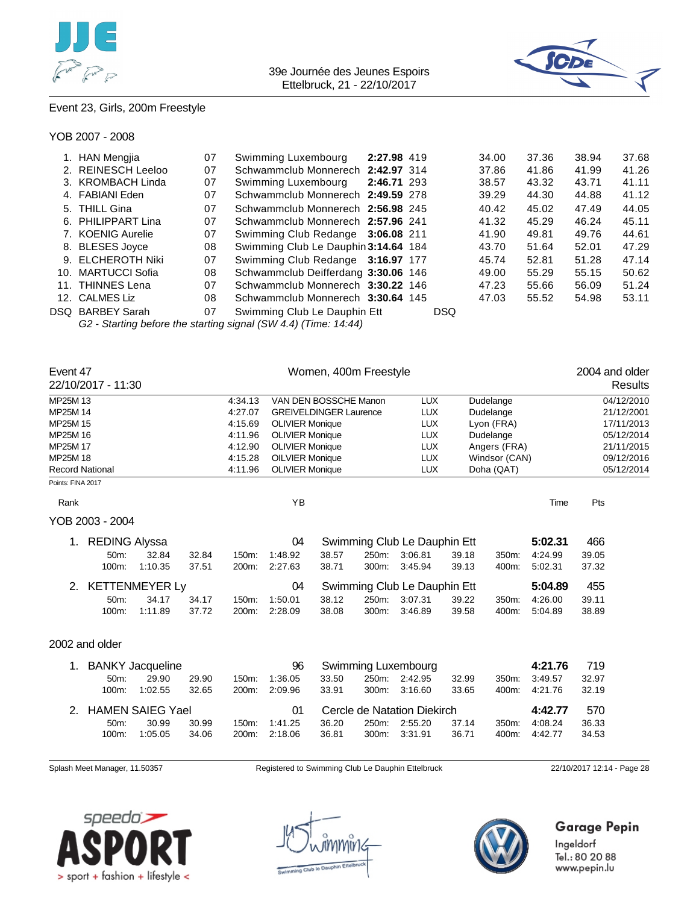Event 23, Girls, 200m Freestyle

YOB 2007 - 2008

| Rank | Name | YB | Club | Time | Pts | 50m | 100m | 150m | 200m |
|---|---|---|---|---|---|---|---|---|---|
| 1. | HAN Mengjia | 07 | Swimming Luxembourg | **2:27.98** | 419 | 34.00 | 37.36 | 38.94 | 37.68 |
| 2. | REINESCH Leeloo | 07 | Schwammclub Monnerech | **2:42.97** | 314 | 37.86 | 41.86 | 41.99 | 41.26 |
| 3. | KROMBACH Linda | 07 | Swimming Luxembourg | **2:46.71** | 293 | 38.57 | 43.32 | 43.71 | 41.11 |
| 4. | FABIANI Eden | 07 | Schwammclub Monnerech | **2:49.59** | 278 | 39.29 | 44.30 | 44.88 | 41.12 |
| 5. | THILL Gina | 07 | Schwammclub Monnerech | **2:56.98** | 245 | 40.42 | 45.02 | 47.49 | 44.05 |
| 6. | PHILIPPART Lina | 07 | Schwammclub Monnerech | **2:57.96** | 241 | 41.32 | 45.29 | 46.24 | 45.11 |
| 7. | KOENIG Aurelie | 07 | Swimming Club Redange | **3:06.08** | 211 | 41.90 | 49.81 | 49.76 | 44.61 |
| 8. | BLESES Joyce | 08 | Swimming Club Le Dauphin | **3:14.64** | 184 | 43.70 | 51.64 | 52.01 | 47.29 |
| 9. | ELCHEROTH Niki | 07 | Swimming Club Redange | **3:16.97** | 177 | 45.74 | 52.81 | 51.28 | 47.14 |
| 10. | MARTUCCI Sofia | 08 | Schwammclub Deifferdang | **3:30.06** | 146 | 49.00 | 55.29 | 55.15 | 50.62 |
| 11. | THINNES Lena | 07 | Schwammclub Monnerech | **3:30.22** | 146 | 47.23 | 55.66 | 56.09 | 51.24 |
| 12. | CALMES Liz | 08 | Schwammclub Monnerech | **3:30.64** | 145 | 47.03 | 55.52 | 54.98 | 53.11 |
| DSQ | BARBEY Sarah | 07 | Swimming Club Le Dauphin Ett | DSQ | | | | | |

*G2 - Starting before the starting signal (SW 4.4) (Time: 14:44)*

## Event 47 — Women, 400m Freestyle — 2004 and older

22/10/2017 - 11:30 — Results

| Record | Time | Name | Nation | Place | Date |
|---|---|---|---|---|---|
| MP25M 13 | 4:34.13 | VAN DEN BOSSCHE Manon | LUX | Dudelange | 04/12/2010 |
| MP25M 14 | 4:27.07 | GREIVELDINGER Laurence | LUX | Dudelange | 21/12/2001 |
| MP25M 15 | 4:15.69 | OLIVIER Monique | LUX | Lyon (FRA) | 17/11/2013 |
| MP25M 16 | 4:11.96 | OLIVIER Monique | LUX | Dudelange | 05/12/2014 |
| MP25M 17 | 4:12.90 | OLIVIER Monique | LUX | Angers (FRA) | 21/11/2015 |
| MP25M 18 | 4:15.28 | OILVIER Monique | LUX | Windsor (CAN) | 09/12/2016 |
| Record National | 4:11.96 | OLIVIER Monique | LUX | Doha (QAT) | 05/12/2014 |

Points: FINA 2017

### YOB 2003 - 2004

| Rank | Name | YB | Club | Time | Pts |
|---|---|---|---|---|---|
| 1. | REDING Alyssa | 04 | Swimming Club Le Dauphin Ett | **5:02.31** | 466 |
| 2. | KETTENMEYER Ly | 04 | Swimming Club Le Dauphin Ett | **5:04.89** | 455 |

REDING Alyssa splits:

| 50m | 32.84 | 32.84 | 150m | 1:48.92 | 38.57 | 250m | 3:06.81 | 39.18 | 350m | 4:24.99 | 39.05 |
|---|---|---|---|---|---|---|---|---|---|---|---|
| 100m | 1:10.35 | 37.51 | 200m | 2:27.63 | 38.71 | 300m | 3:45.94 | 39.13 | 400m | 5:02.31 | 37.32 |

KETTENMEYER Ly splits:

| 50m | 34.17 | 34.17 | 150m | 1:50.01 | 38.12 | 250m | 3:07.31 | 39.22 | 350m | 4:26.00 | 39.11 |
|---|---|---|---|---|---|---|---|---|---|---|---|
| 100m | 1:11.89 | 37.72 | 200m | 2:28.09 | 38.08 | 300m | 3:46.89 | 39.58 | 400m | 5:04.89 | 38.89 |

### 2002 and older

| Rank | Name | YB | Club | Time | Pts |
|---|---|---|---|---|---|
| 1. | BANKY Jacqueline | 96 | Swimming Luxembourg | **4:21.76** | 719 |
| 2. | HAMEN SAIEG Yael | 01 | Cercle de Natation Diekirch | **4:42.77** | 570 |

BANKY Jacqueline splits:

| 50m | 29.90 | 29.90 | 150m | 1:36.05 | 33.50 | 250m | 2:42.95 | 32.99 | 350m | 3:49.57 | 32.97 |
|---|---|---|---|---|---|---|---|---|---|---|---|
| 100m | 1:02.55 | 32.65 | 200m | 2:09.96 | 33.91 | 300m | 3:16.60 | 33.65 | 400m | 4:21.76 | 32.19 |

HAMEN SAIEG Yael splits:

| 50m | 30.99 | 30.99 | 150m | 1:41.25 | 36.20 | 250m | 2:55.20 | 37.14 | 350m | 4:08.24 | 36.33 |
|---|---|---|---|---|---|---|---|---|---|---|---|
| 100m | 1:05.05 | 34.06 | 200m | 2:18.06 | 36.81 | 300m | 3:31.91 | 36.71 | 400m | 4:42.77 | 34.53 |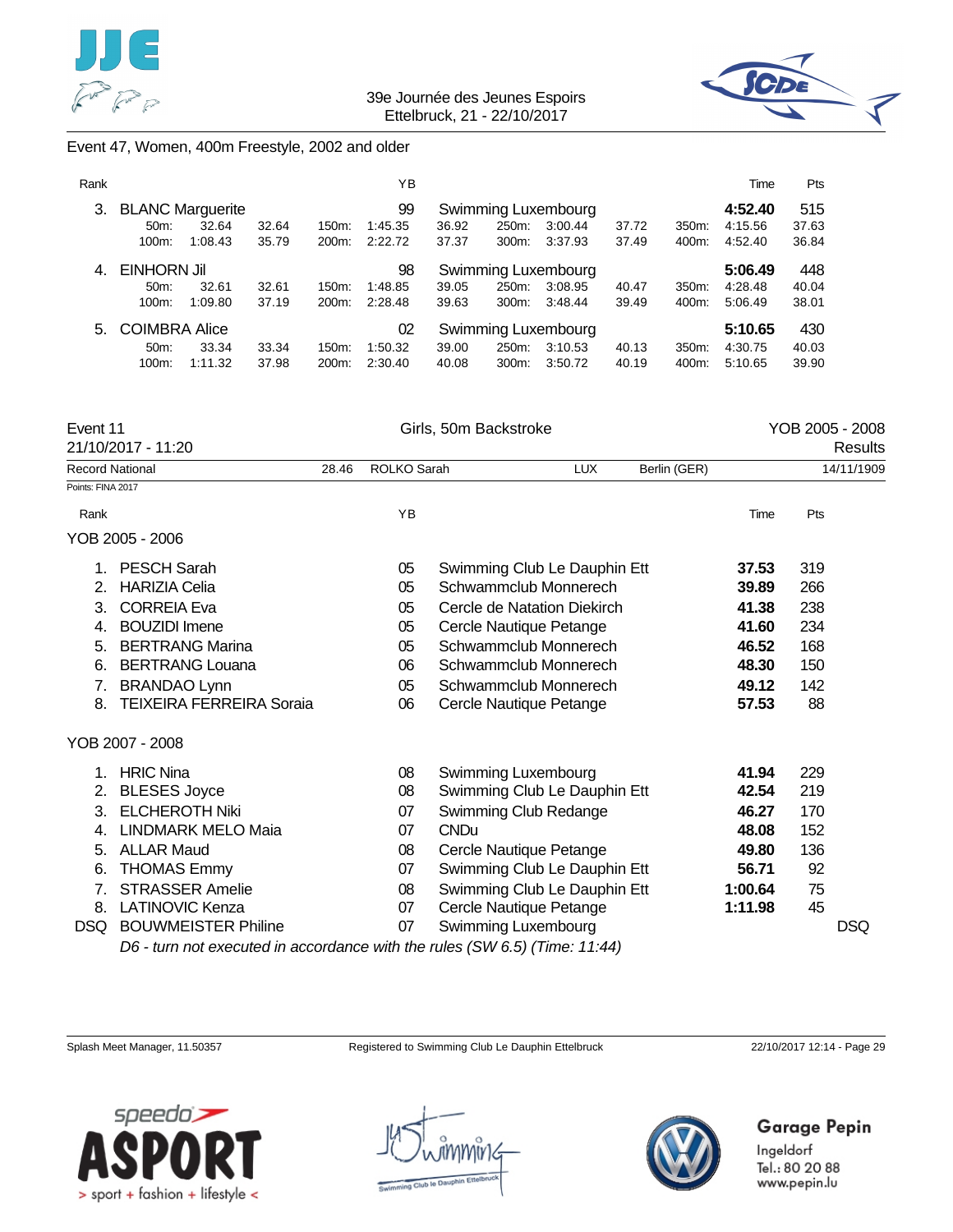### Event 47, Women, 400m Freestyle, 2002 and older

| Rank | Name | YB | Club | Time | Pts |
|---|---|---|---|---|---|
| 3. | BLANC Marguerite | 99 | Swimming Luxembourg | **4:52.40** | 515 |
| | 50m: 32.64 (32.64) · 100m: 1:08.43 (35.79) · 150m: 1:45.35 (36.92) · 200m: 2:22.72 (37.37) · 250m: 3:00.44 (37.72) · 300m: 3:37.93 (37.49) · 350m: 4:15.56 (37.63) · 400m: 4:52.40 (36.84) | | | | |
| 4. | EINHORN Jil | 98 | Swimming Luxembourg | **5:06.49** | 448 |
| | 50m: 32.61 (32.61) · 100m: 1:09.80 (37.19) · 150m: 1:48.85 (39.05) · 200m: 2:28.48 (39.63) · 250m: 3:08.95 (40.47) · 300m: 3:48.44 (39.49) · 350m: 4:28.48 (40.04) · 400m: 5:06.49 (38.01) | | | | |
| 5. | COIMBRA Alice | 02 | Swimming Luxembourg | **5:10.65** | 430 |
| | 50m: 33.34 (33.34) · 100m: 1:11.32 (37.98) · 150m: 1:50.32 (39.00) · 200m: 2:30.40 (40.08) · 250m: 3:10.53 (40.13) · 300m: 3:50.72 (40.19) · 350m: 4:30.75 (40.03) · 400m: 5:10.65 (39.90) | | | | |

### Event 11 — Girls, 50m Backstroke — YOB 2005 - 2008

21/10/2017 - 11:20 — Results

Record National: 28.46 ROLKO Sarah, LUX, Berlin (GER), 14/11/1909

Points: FINA 2017

#### YOB 2005 - 2006

| Rank | Name | YB | Club | Time | Pts |
|---|---|---|---|---|---|
| 1. | PESCH Sarah | 05 | Swimming Club Le Dauphin Ett | **37.53** | 319 |
| 2. | HARIZIA Celia | 05 | Schwammclub Monnerech | **39.89** | 266 |
| 3. | CORREIA Eva | 05 | Cercle de Natation Diekirch | **41.38** | 238 |
| 4. | BOUZIDI Imene | 05 | Cercle Nautique Petange | **41.60** | 234 |
| 5. | BERTRANG Marina | 05 | Schwammclub Monnerech | **46.52** | 168 |
| 6. | BERTRANG Louana | 06 | Schwammclub Monnerech | **48.30** | 150 |
| 7. | BRANDAO Lynn | 05 | Schwammclub Monnerech | **49.12** | 142 |
| 8. | TEIXEIRA FERREIRA Soraia | 06 | Cercle Nautique Petange | **57.53** | 88 |

#### YOB 2007 - 2008

| Rank | Name | YB | Club | Time | Pts |
|---|---|---|---|---|---|
| 1. | HRIC Nina | 08 | Swimming Luxembourg | **41.94** | 229 |
| 2. | BLESES Joyce | 08 | Swimming Club Le Dauphin Ett | **42.54** | 219 |
| 3. | ELCHEROTH Niki | 07 | Swimming Club Redange | **46.27** | 170 |
| 4. | LINDMARK MELO Maia | 07 | CNDu | **48.08** | 152 |
| 5. | ALLAR Maud | 08 | Cercle Nautique Petange | **49.80** | 136 |
| 6. | THOMAS Emmy | 07 | Swimming Club Le Dauphin Ett | **56.71** | 92 |
| 7. | STRASSER Amelie | 08 | Swimming Club Le Dauphin Ett | **1:00.64** | 75 |
| 8. | LATINOVIC Kenza | 07 | Cercle Nautique Petange | **1:11.98** | 45 |
| DSQ | BOUWMEISTER Philine | 07 | Swimming Luxembourg | | DSQ |

*D6 - turn not executed in accordance with the rules (SW 6.5) (Time: 11:44)*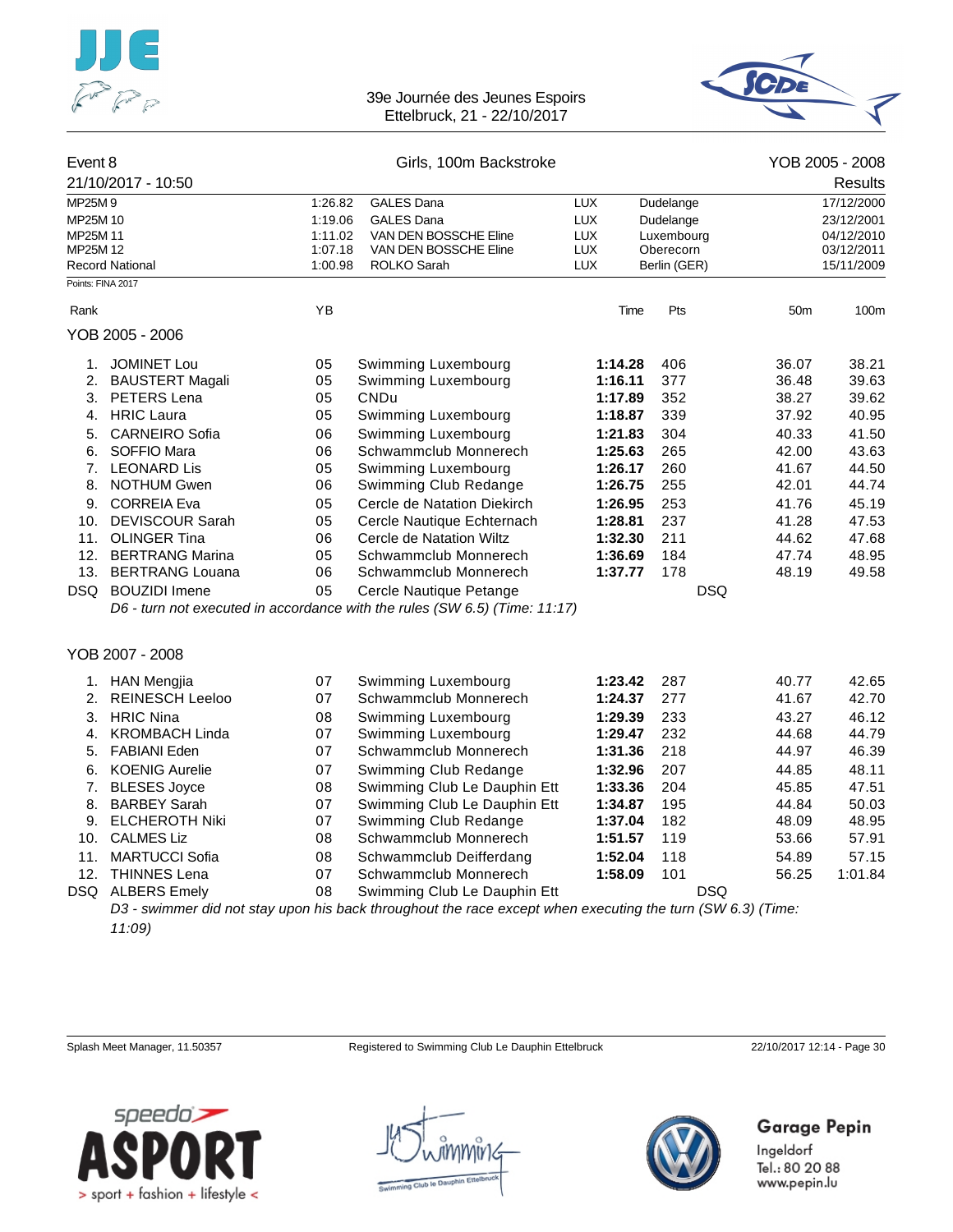| Event 8 | Girls, 100m Backstroke | YOB 2005 - 2008 |
|---|---|---|
| 21/10/2017 - 10:50 | | Results |

| Record | Time | Name | Nat | Place | Date |
|---|---|---|---|---|---|
| MP25M 9 | 1:26.82 | GALES Dana | LUX | Dudelange | 17/12/2000 |
| MP25M 10 | 1:19.06 | GALES Dana | LUX | Dudelange | 23/12/2001 |
| MP25M 11 | 1:11.02 | VAN DEN BOSSCHE Eline | LUX | Luxembourg | 04/12/2010 |
| MP25M 12 | 1:07.18 | VAN DEN BOSSCHE Eline | LUX | Oberecorn | 03/12/2011 |
| Record National | 1:00.98 | ROLKO Sarah | LUX | Berlin (GER) | 15/11/2009 |

Points: FINA 2017

### YOB 2005 - 2006

| Rank | Name | YB | Club | Time | Pts | 50m | 100m |
|---|---|---|---|---|---|---|---|
| 1. | JOMINET Lou | 05 | Swimming Luxembourg | **1:14.28** | 406 | 36.07 | 38.21 |
| 2. | BAUSTERT Magali | 05 | Swimming Luxembourg | **1:16.11** | 377 | 36.48 | 39.63 |
| 3. | PETERS Lena | 05 | CNDu | **1:17.89** | 352 | 38.27 | 39.62 |
| 4. | HRIC Laura | 05 | Swimming Luxembourg | **1:18.87** | 339 | 37.92 | 40.95 |
| 5. | CARNEIRO Sofia | 06 | Swimming Luxembourg | **1:21.83** | 304 | 40.33 | 41.50 |
| 6. | SOFFIO Mara | 06 | Schwammclub Monnerech | **1:25.63** | 265 | 42.00 | 43.63 |
| 7. | LEONARD Lis | 05 | Swimming Luxembourg | **1:26.17** | 260 | 41.67 | 44.50 |
| 8. | NOTHUM Gwen | 06 | Swimming Club Redange | **1:26.75** | 255 | 42.01 | 44.74 |
| 9. | CORREIA Eva | 05 | Cercle de Natation Diekirch | **1:26.95** | 253 | 41.76 | 45.19 |
| 10. | DEVISCOUR Sarah | 05 | Cercle Nautique Echternach | **1:28.81** | 237 | 41.28 | 47.53 |
| 11. | OLINGER Tina | 06 | Cercle de Natation Wiltz | **1:32.30** | 211 | 44.62 | 47.68 |
| 12. | BERTRANG Marina | 05 | Schwammclub Monnerech | **1:36.69** | 184 | 47.74 | 48.95 |
| 13. | BERTRANG Louana | 06 | Schwammclub Monnerech | **1:37.77** | 178 | 48.19 | 49.58 |
| DSQ | BOUZIDI Imene | 05 | Cercle Nautique Petange | | DSQ | | |

*D6 - turn not executed in accordance with the rules (SW 6.5) (Time: 11:17)*

### YOB 2007 - 2008

| Rank | Name | YB | Club | Time | Pts | 50m | 100m |
|---|---|---|---|---|---|---|---|
| 1. | HAN Mengjia | 07 | Swimming Luxembourg | **1:23.42** | 287 | 40.77 | 42.65 |
| 2. | REINESCH Leeloo | 07 | Schwammclub Monnerech | **1:24.37** | 277 | 41.67 | 42.70 |
| 3. | HRIC Nina | 08 | Swimming Luxembourg | **1:29.39** | 233 | 43.27 | 46.12 |
| 4. | KROMBACH Linda | 07 | Swimming Luxembourg | **1:29.47** | 232 | 44.68 | 44.79 |
| 5. | FABIANI Eden | 07 | Schwammclub Monnerech | **1:31.36** | 218 | 44.97 | 46.39 |
| 6. | KOENIG Aurelie | 07 | Swimming Club Redange | **1:32.96** | 207 | 44.85 | 48.11 |
| 7. | BLESES Joyce | 08 | Swimming Club Le Dauphin Ett | **1:33.36** | 204 | 45.85 | 47.51 |
| 8. | BARBEY Sarah | 07 | Swimming Club Le Dauphin Ett | **1:34.87** | 195 | 44.84 | 50.03 |
| 9. | ELCHEROTH Niki | 07 | Swimming Club Redange | **1:37.04** | 182 | 48.09 | 48.95 |
| 10. | CALMES Liz | 08 | Schwammclub Monnerech | **1:51.57** | 119 | 53.66 | 57.91 |
| 11. | MARTUCCI Sofia | 08 | Schwammclub Deifferdang | **1:52.04** | 118 | 54.89 | 57.15 |
| 12. | THINNES Lena | 07 | Schwammclub Monnerech | **1:58.09** | 101 | 56.25 | 1:01.84 |
| DSQ | ALBERS Emely | 08 | Swimming Club Le Dauphin Ett | | DSQ | | |

*D3 - swimmer did not stay upon his back throughout the race except when executing the turn (SW 6.3) (Time: 11:09)*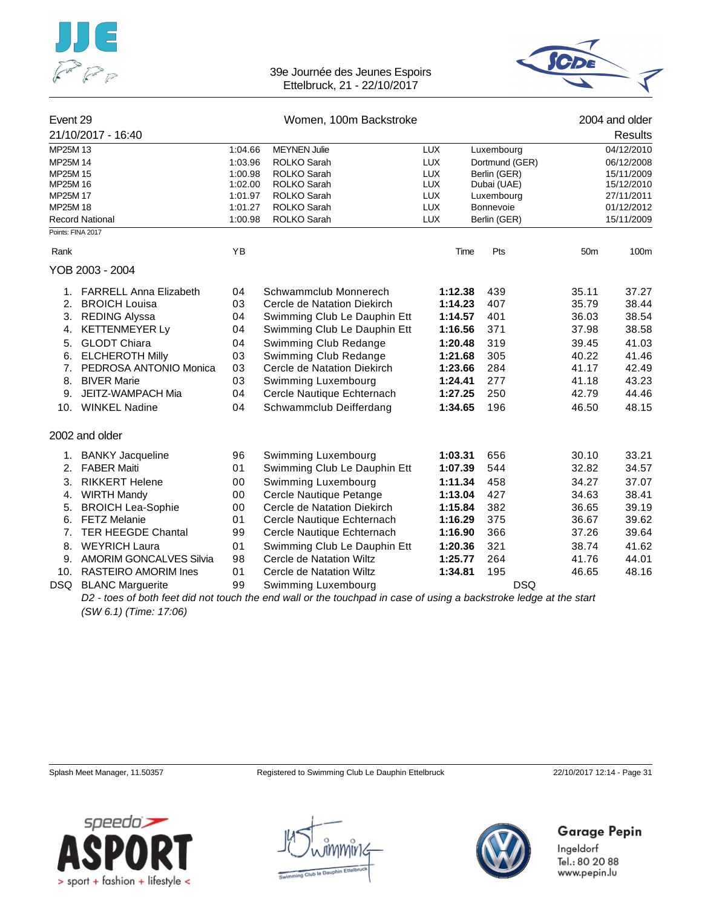39e Journée des Jeunes Espoirs
Ettelbruck, 21 - 22/10/2017

## Event 29 — Women, 100m Backstroke — 2004 and older

21/10/2017 - 16:40 — Results

| | | | | | |
|---|---|---|---|---|---|
| MP25M 13 | 1:04.66 | MEYNEN Julie | LUX | Luxembourg | 04/12/2010 |
| MP25M 14 | 1:03.96 | ROLKO Sarah | LUX | Dortmund (GER) | 06/12/2008 |
| MP25M 15 | 1:00.98 | ROLKO Sarah | LUX | Berlin (GER) | 15/11/2009 |
| MP25M 16 | 1:02.00 | ROLKO Sarah | LUX | Dubai (UAE) | 15/12/2010 |
| MP25M 17 | 1:01.97 | ROLKO Sarah | LUX | Luxembourg | 27/11/2011 |
| MP25M 18 | 1:01.27 | ROLKO Sarah | LUX | Bonnevoie | 01/12/2012 |
| Record National | 1:00.98 | ROLKO Sarah | LUX | Berlin (GER) | 15/11/2009 |

Points: FINA 2017

### YOB 2003 - 2004

| Rank | Name | YB | Club | Time | Pts | 50m | 100m |
|---|---|---|---|---|---|---|---|
| 1. | FARRELL Anna Elizabeth | 04 | Schwammclub Monnerech | **1:12.38** | 439 | 35.11 | 37.27 |
| 2. | BROICH Louisa | 03 | Cercle de Natation Diekirch | **1:14.23** | 407 | 35.79 | 38.44 |
| 3. | REDING Alyssa | 04 | Swimming Club Le Dauphin Ett | **1:14.57** | 401 | 36.03 | 38.54 |
| 4. | KETTENMEYER Ly | 04 | Swimming Club Le Dauphin Ett | **1:16.56** | 371 | 37.98 | 38.58 |
| 5. | GLODT Chiara | 04 | Swimming Club Redange | **1:20.48** | 319 | 39.45 | 41.03 |
| 6. | ELCHEROTH Milly | 03 | Swimming Club Redange | **1:21.68** | 305 | 40.22 | 41.46 |
| 7. | PEDROSA ANTONIO Monica | 03 | Cercle de Natation Diekirch | **1:23.66** | 284 | 41.17 | 42.49 |
| 8. | BIVER Marie | 03 | Swimming Luxembourg | **1:24.41** | 277 | 41.18 | 43.23 |
| 9. | JEITZ-WAMPACH Mia | 04 | Cercle Nautique Echternach | **1:27.25** | 250 | 42.79 | 44.46 |
| 10. | WINKEL Nadine | 04 | Schwammclub Deifferdang | **1:34.65** | 196 | 46.50 | 48.15 |

### 2002 and older

| Rank | Name | YB | Club | Time | Pts | 50m | 100m |
|---|---|---|---|---|---|---|---|
| 1. | BANKY Jacqueline | 96 | Swimming Luxembourg | **1:03.31** | 656 | 30.10 | 33.21 |
| 2. | FABER Maiti | 01 | Swimming Club Le Dauphin Ett | **1:07.39** | 544 | 32.82 | 34.57 |
| 3. | RIKKERT Helene | 00 | Swimming Luxembourg | **1:11.34** | 458 | 34.27 | 37.07 |
| 4. | WIRTH Mandy | 00 | Cercle Nautique Petange | **1:13.04** | 427 | 34.63 | 38.41 |
| 5. | BROICH Lea-Sophie | 00 | Cercle de Natation Diekirch | **1:15.84** | 382 | 36.65 | 39.19 |
| 6. | FETZ Melanie | 01 | Cercle Nautique Echternach | **1:16.29** | 375 | 36.67 | 39.62 |
| 7. | TER HEEGDE Chantal | 99 | Cercle Nautique Echternach | **1:16.90** | 366 | 37.26 | 39.64 |
| 8. | WEYRICH Laura | 01 | Swimming Club Le Dauphin Ett | **1:20.36** | 321 | 38.74 | 41.62 |
| 9. | AMORIM GONCALVES Silvia | 98 | Cercle de Natation Wiltz | **1:25.77** | 264 | 41.76 | 44.01 |
| 10. | RASTEIRO AMORIM Ines | 01 | Cercle de Natation Wiltz | **1:34.81** | 195 | 46.65 | 48.16 |
| DSQ | BLANC Marguerite | 99 | Swimming Luxembourg | | DSQ | | |

*D2 - toes of both feet did not touch the end wall or the touchpad in case of using a backstroke ledge at the start (SW 6.1) (Time: 17:06)*

Splash Meet Manager, 11.50357 — Registered to Swimming Club Le Dauphin Ettelbruck — 22/10/2017 12:14

Garage Pepin
Ingeldorf
Tel.: 80 20 88
www.pepin.lu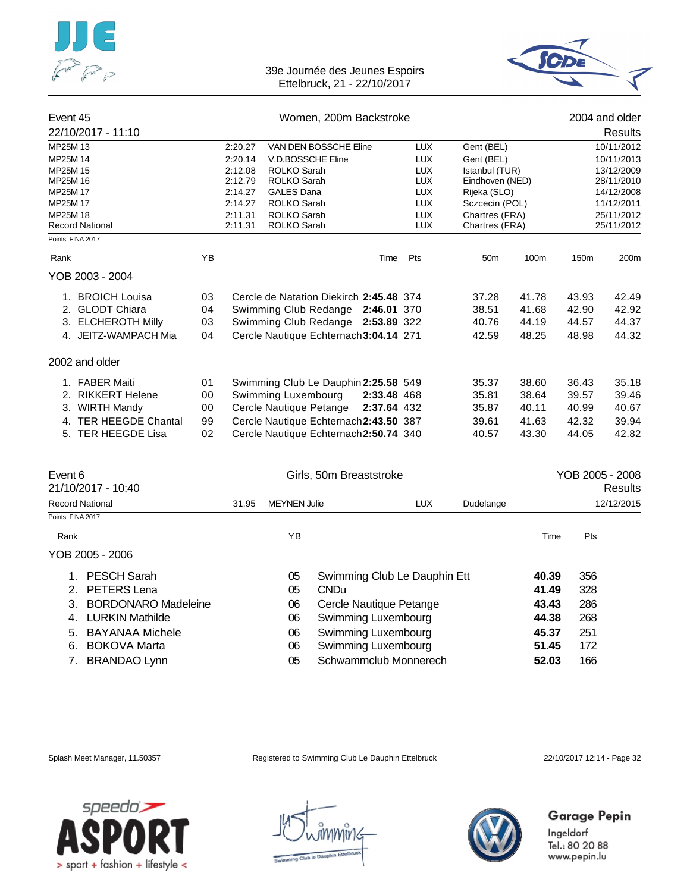39e Journée des Jeunes Espoirs
Ettelbruck, 21 - 22/10/2017

## Event 45 — Women, 200m Backstroke — 2004 and older

22/10/2017 - 11:10 — Results

| | | | | | |
|---|---|---|---|---|---|
| MP25M 13 | 2:20.27 | VAN DEN BOSSCHE Eline | LUX | Gent (BEL) | 10/11/2012 |
| MP25M 14 | 2:20.14 | V.D.BOSSCHE Eline | LUX | Gent (BEL) | 10/11/2013 |
| MP25M 15 | 2:12.08 | ROLKO Sarah | LUX | Istanbul (TUR) | 13/12/2009 |
| MP25M 16 | 2:12.79 | ROLKO Sarah | LUX | Eindhoven (NED) | 28/11/2010 |
| MP25M 17 | 2:14.27 | GALES Dana | LUX | Rijeka (SLO) | 14/12/2008 |
| MP25M 17 | 2:14.27 | ROLKO Sarah | LUX | Sczcecin (POL) | 11/12/2011 |
| MP25M 18 | 2:11.31 | ROLKO Sarah | LUX | Chartres (FRA) | 25/11/2012 |
| Record National | 2:11.31 | ROLKO Sarah | LUX | Chartres (FRA) | 25/11/2012 |

Points: FINA 2017

| Rank | | YB | | Time | Pts | 50m | 100m | 150m | 200m |
|---|---|---|---|---|---|---|---|---|---|
| **YOB 2003 - 2004** | | | | | | | | | |
| 1. | BROICH Louisa | 03 | Cercle de Natation Diekirch | **2:45.48** | 374 | 37.28 | 41.78 | 43.93 | 42.49 |
| 2. | GLODT Chiara | 04 | Swimming Club Redange | **2:46.01** | 370 | 38.51 | 41.68 | 42.90 | 42.92 |
| 3. | ELCHEROTH Milly | 03 | Swimming Club Redange | **2:53.89** | 322 | 40.76 | 44.19 | 44.57 | 44.37 |
| 4. | JEITZ-WAMPACH Mia | 04 | Cercle Nautique Echternach | **3:04.14** | 271 | 42.59 | 48.25 | 48.98 | 44.32 |
| **2002 and older** | | | | | | | | | |
| 1. | FABER Maiti | 01 | Swimming Club Le Dauphin | **2:25.58** | 549 | 35.37 | 38.60 | 36.43 | 35.18 |
| 2. | RIKKERT Helene | 00 | Swimming Luxembourg | **2:33.48** | 468 | 35.81 | 38.64 | 39.57 | 39.46 |
| 3. | WIRTH Mandy | 00 | Cercle Nautique Petange | **2:37.64** | 432 | 35.87 | 40.11 | 40.99 | 40.67 |
| 4. | TER HEEGDE Chantal | 99 | Cercle Nautique Echternach | **2:43.50** | 387 | 39.61 | 41.63 | 42.32 | 39.94 |
| 5. | TER HEEGDE Lisa | 02 | Cercle Nautique Echternach | **2:50.74** | 340 | 40.57 | 43.30 | 44.05 | 42.82 |

## Event 6 — Girls, 50m Breaststroke — YOB 2005 - 2008

21/10/2017 - 10:40 — Results

| | | | | | |
|---|---|---|---|---|---|
| Record National | 31.95 | MEYNEN Julie | LUX | Dudelange | 12/12/2015 |

Points: FINA 2017

| Rank | | YB | | Time | Pts |
|---|---|---|---|---|---|
| **YOB 2005 - 2006** | | | | | |
| 1. | PESCH Sarah | 05 | Swimming Club Le Dauphin Ett | **40.39** | 356 |
| 2. | PETERS Lena | 05 | CNDu | **41.49** | 328 |
| 3. | BORDONARO Madeleine | 06 | Cercle Nautique Petange | **43.43** | 286 |
| 4. | LURKIN Mathilde | 06 | Swimming Luxembourg | **44.38** | 268 |
| 5. | BAYANAA Michele | 06 | Swimming Luxembourg | **45.37** | 251 |
| 6. | BOKOVA Marta | 06 | Swimming Luxembourg | **51.45** | 172 |
| 7. | BRANDAO Lynn | 05 | Schwammclub Monnerech | **52.03** | 166 |

Splash Meet Manager, 11.50357 — Registered to Swimming Club Le Dauphin Ettelbruck — 22/10/2017 12:14

Garage Pepin
Ingeldorf
Tel.: 80 20 88
www.pepin.lu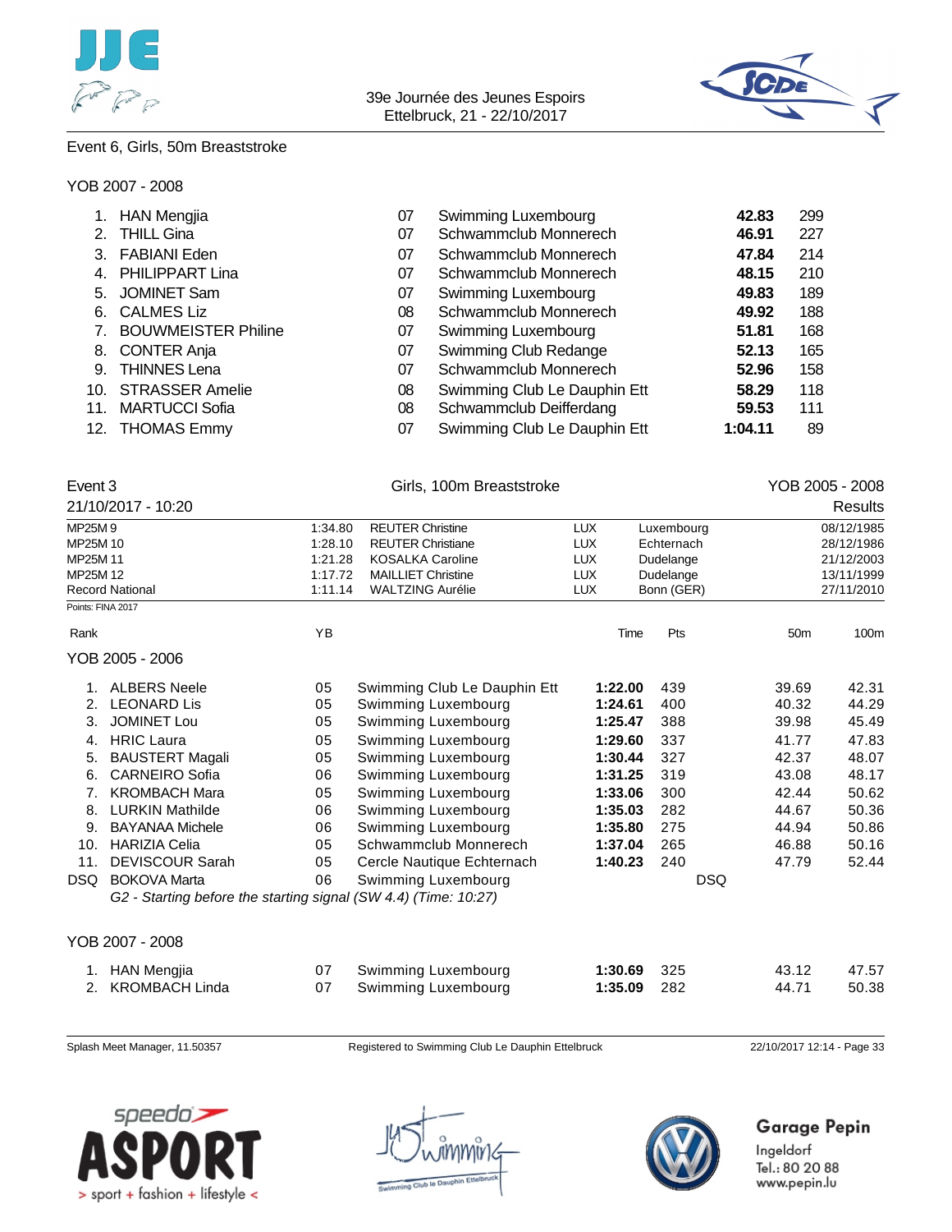Event 6, Girls, 50m Breaststroke

YOB 2007 - 2008

| Rank | Name | YB | Club | Time | Pts |
|---|---|---|---|---|---|
| 1. | HAN Mengjia | 07 | Swimming Luxembourg | **42.83** | 299 |
| 2. | THILL Gina | 07 | Schwammclub Monnerech | **46.91** | 227 |
| 3. | FABIANI Eden | 07 | Schwammclub Monnerech | **47.84** | 214 |
| 4. | PHILIPPART Lina | 07 | Schwammclub Monnerech | **48.15** | 210 |
| 5. | JOMINET Sam | 07 | Swimming Luxembourg | **49.83** | 189 |
| 6. | CALMES Liz | 08 | Schwammclub Monnerech | **49.92** | 188 |
| 7. | BOUWMEISTER Philine | 07 | Swimming Luxembourg | **51.81** | 168 |
| 8. | CONTER Anja | 07 | Swimming Club Redange | **52.13** | 165 |
| 9. | THINNES Lena | 07 | Schwammclub Monnerech | **52.96** | 158 |
| 10. | STRASSER Amelie | 08 | Swimming Club Le Dauphin Ett | **58.29** | 118 |
| 11. | MARTUCCI Sofia | 08 | Schwammclub Deifferdang | **59.53** | 111 |
| 12. | THOMAS Emmy | 07 | Swimming Club Le Dauphin Ett | **1:04.11** | 89 |

Event 3 — Girls, 100m Breaststroke — YOB 2005 - 2008

21/10/2017 - 10:20 — Results

| | | | | | |
|---|---|---|---|---|---|
| MP25M 9 | 1:34.80 | REUTER Christine | LUX | Luxembourg | 08/12/1985 |
| MP25M 10 | 1:28.10 | REUTER Christiane | LUX | Echternach | 28/12/1986 |
| MP25M 11 | 1:21.28 | KOSALKA Caroline | LUX | Dudelange | 21/12/2003 |
| MP25M 12 | 1:17.72 | MAILLIET Christine | LUX | Dudelange | 13/11/1999 |
| Record National | 1:11.14 | WALTZING Aurélie | LUX | Bonn (GER) | 27/11/2010 |

Points: FINA 2017

YOB 2005 - 2006

| Rank | Name | YB | Club | Time | Pts | 50m | 100m |
|---|---|---|---|---|---|---|---|
| 1. | ALBERS Neele | 05 | Swimming Club Le Dauphin Ett | **1:22.00** | 439 | 39.69 | 42.31 |
| 2. | LEONARD Lis | 05 | Swimming Luxembourg | **1:24.61** | 400 | 40.32 | 44.29 |
| 3. | JOMINET Lou | 05 | Swimming Luxembourg | **1:25.47** | 388 | 39.98 | 45.49 |
| 4. | HRIC Laura | 05 | Swimming Luxembourg | **1:29.60** | 337 | 41.77 | 47.83 |
| 5. | BAUSTERT Magali | 05 | Swimming Luxembourg | **1:30.44** | 327 | 42.37 | 48.07 |
| 6. | CARNEIRO Sofia | 06 | Swimming Luxembourg | **1:31.25** | 319 | 43.08 | 48.17 |
| 7. | KROMBACH Mara | 05 | Swimming Luxembourg | **1:33.06** | 300 | 42.44 | 50.62 |
| 8. | LURKIN Mathilde | 06 | Swimming Luxembourg | **1:35.03** | 282 | 44.67 | 50.36 |
| 9. | BAYANAA Michele | 06 | Swimming Luxembourg | **1:35.80** | 275 | 44.94 | 50.86 |
| 10. | HARIZIA Celia | 05 | Schwammclub Monnerech | **1:37.04** | 265 | 46.88 | 50.16 |
| 11. | DEVISCOUR Sarah | 05 | Cercle Nautique Echternach | **1:40.23** | 240 | 47.79 | 52.44 |
| DSQ | BOKOVA Marta | 06 | Swimming Luxembourg | | DSQ | | |

*G2 - Starting before the starting signal (SW 4.4) (Time: 10:27)*

YOB 2007 - 2008

| Rank | Name | YB | Club | Time | Pts | 50m | 100m |
|---|---|---|---|---|---|---|---|
| 1. | HAN Mengjia | 07 | Swimming Luxembourg | **1:30.69** | 325 | 43.12 | 47.57 |
| 2. | KROMBACH Linda | 07 | Swimming Luxembourg | **1:35.09** | 282 | 44.71 | 50.38 |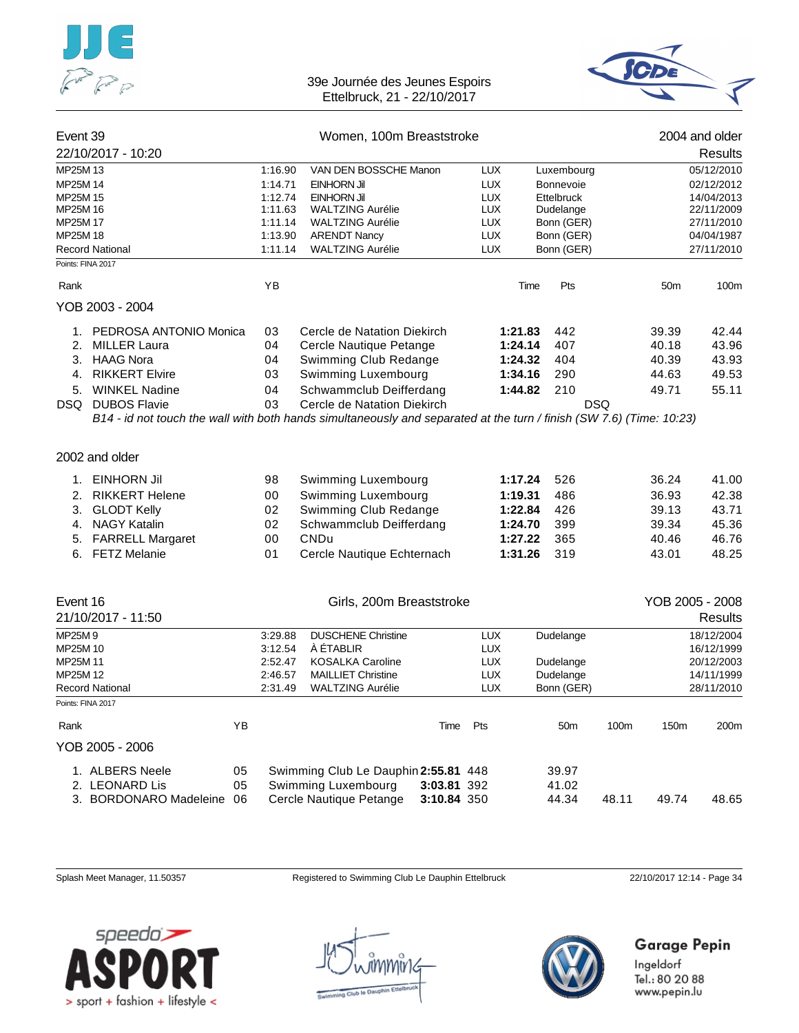39e Journée des Jeunes Espoirs
Ettelbruck, 21 - 22/10/2017

## Event 39 — Women, 100m Breaststroke — 2004 and older

22/10/2017 - 10:20 — Results

| | | | | | |
|---|---|---|---|---|---|
| MP25M 13 | 1:16.90 | VAN DEN BOSSCHE Manon | LUX | Luxembourg | 05/12/2010 |
| MP25M 14 | 1:14.71 | EINHORN Jil | LUX | Bonnevoie | 02/12/2012 |
| MP25M 15 | 1:12.74 | EINHORN Jil | LUX | Ettelbruck | 14/04/2013 |
| MP25M 16 | 1:11.63 | WALTZING Aurélie | LUX | Dudelange | 22/11/2009 |
| MP25M 17 | 1:11.14 | WALTZING Aurélie | LUX | Bonn (GER) | 27/11/2010 |
| MP25M 18 | 1:13.90 | ARENDT Nancy | LUX | Bonn (GER) | 04/04/1987 |
| Record National | 1:11.14 | WALTZING Aurélie | LUX | Bonn (GER) | 27/11/2010 |

Points: FINA 2017

### YOB 2003 - 2004

| Rank | Name | YB | Club | Time | Pts | 50m | 100m |
|---|---|---|---|---|---|---|---|
| 1. | PEDROSA ANTONIO Monica | 03 | Cercle de Natation Diekirch | **1:21.83** | 442 | 39.39 | 42.44 |
| 2. | MILLER Laura | 04 | Cercle Nautique Petange | **1:24.14** | 407 | 40.18 | 43.96 |
| 3. | HAAG Nora | 04 | Swimming Club Redange | **1:24.32** | 404 | 40.39 | 43.93 |
| 4. | RIKKERT Elvire | 03 | Swimming Luxembourg | **1:34.16** | 290 | 44.63 | 49.53 |
| 5. | WINKEL Nadine | 04 | Schwammclub Deifferdang | **1:44.82** | 210 | 49.71 | 55.11 |
| DSQ | DUBOS Flavie | 03 | Cercle de Natation Diekirch | DSQ | | | |

*B14 - id not touch the wall with both hands simultaneously and separated at the turn / finish (SW 7.6) (Time: 10:23)*

### 2002 and older

| Rank | Name | YB | Club | Time | Pts | 50m | 100m |
|---|---|---|---|---|---|---|---|
| 1. | EINHORN Jil | 98 | Swimming Luxembourg | **1:17.24** | 526 | 36.24 | 41.00 |
| 2. | RIKKERT Helene | 00 | Swimming Luxembourg | **1:19.31** | 486 | 36.93 | 42.38 |
| 3. | GLODT Kelly | 02 | Swimming Club Redange | **1:22.84** | 426 | 39.13 | 43.71 |
| 4. | NAGY Katalin | 02 | Schwammclub Deifferdang | **1:24.70** | 399 | 39.34 | 45.36 |
| 5. | FARRELL Margaret | 00 | CNDu | **1:27.22** | 365 | 40.46 | 46.76 |
| 6. | FETZ Melanie | 01 | Cercle Nautique Echternach | **1:31.26** | 319 | 43.01 | 48.25 |

## Event 16 — Girls, 200m Breaststroke — YOB 2005 - 2008

21/10/2017 - 11:50 — Results

| | | | | | |
|---|---|---|---|---|---|
| MP25M 9 | 3:29.88 | DUSCHENE Christine | LUX | Dudelange | 18/12/2004 |
| MP25M 10 | 3:12.54 | À ÉTABLIR | LUX | | 16/12/1999 |
| MP25M 11 | 2:52.47 | KOSALKA Caroline | LUX | Dudelange | 20/12/2003 |
| MP25M 12 | 2:46.57 | MAILLIET Christine | LUX | Dudelange | 14/11/1999 |
| Record National | 2:31.49 | WALTZING Aurélie | LUX | Bonn (GER) | 28/11/2010 |

Points: FINA 2017

### YOB 2005 - 2006

| Rank | Name | YB | Club | Time | Pts | 50m | 100m | 150m | 200m |
|---|---|---|---|---|---|---|---|---|---|
| 1. | ALBERS Neele | 05 | Swimming Club Le Dauphin | **2:55.81** | 448 | 39.97 | | | |
| 2. | LEONARD Lis | 05 | Swimming Luxembourg | **3:03.81** | 392 | 41.02 | | | |
| 3. | BORDONARO Madeleine | 06 | Cercle Nautique Petange | **3:10.84** | 350 | 44.34 | 48.11 | 49.74 | 48.65 |

Splash Meet Manager, 11.50357 — Registered to Swimming Club Le Dauphin Ettelbruck — 22/10/2017 12:14

speedo ASPORT > sport + fashion + lifestyle <

Garage Pepin
Ingeldorf
Tel.: 80 20 88
www.pepin.lu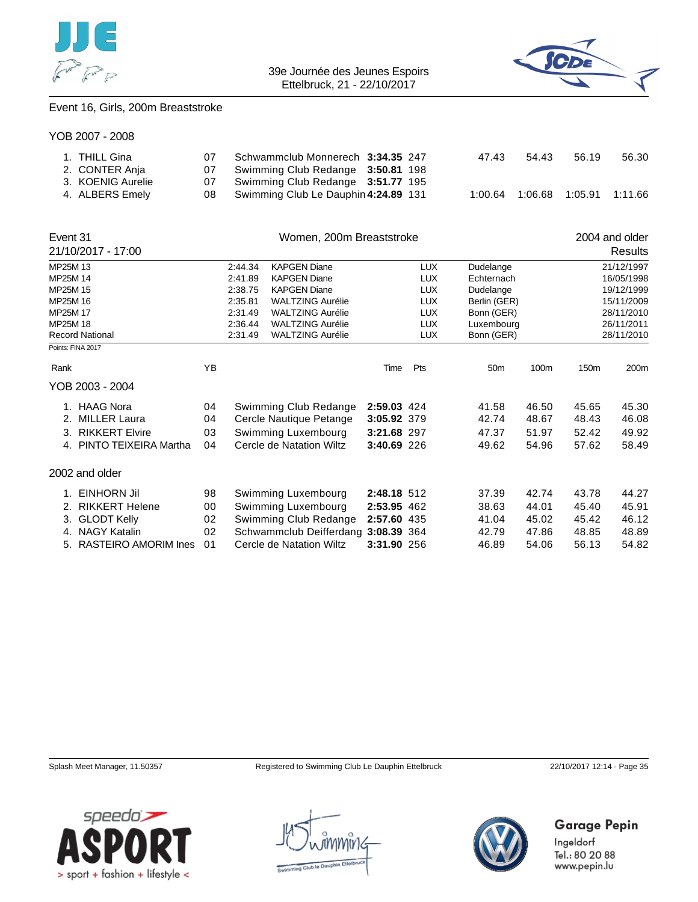Event 16, Girls, 200m Breaststroke

YOB 2007 - 2008

| Rank | Name | YB | Club | Time | Pts | 50m | 100m | 150m | 200m |
|---|---|---|---|---|---|---|---|---|---|
| 1. | THILL Gina | 07 | Schwammclub Monnerech | **3:34.35** | 247 | 47.43 | 54.43 | 56.19 | 56.30 |
| 2. | CONTER Anja | 07 | Swimming Club Redange | **3:50.81** | 198 | | | | |
| 3. | KOENIG Aurelie | 07 | Swimming Club Redange | **3:51.77** | 195 | | | | |
| 4. | ALBERS Emely | 08 | Swimming Club Le Dauphin | **4:24.89** | 131 | 1:00.64 | 1:06.68 | 1:05.91 | 1:11.66 |

## Event 31 — Women, 200m Breaststroke — 2004 and older

21/10/2017 - 17:00 — Results

| Record | Time | Name | Nation | Place | Date |
|---|---|---|---|---|---|
| MP25M 13 | 2:44.34 | KAPGEN Diane | LUX | Dudelange | 21/12/1997 |
| MP25M 14 | 2:41.89 | KAPGEN Diane | LUX | Echternach | 16/05/1998 |
| MP25M 15 | 2:38.75 | KAPGEN Diane | LUX | Dudelange | 19/12/1999 |
| MP25M 16 | 2:35.81 | WALTZING Aurélie | LUX | Berlin (GER) | 15/11/2009 |
| MP25M 17 | 2:31.49 | WALTZING Aurélie | LUX | Bonn (GER) | 28/11/2010 |
| MP25M 18 | 2:36.44 | WALTZING Aurélie | LUX | Luxembourg | 26/11/2011 |
| Record National | 2:31.49 | WALTZING Aurélie | LUX | Bonn (GER) | 28/11/2010 |

Points: FINA 2017

YOB 2003 - 2004

| Rank | Name | YB | Club | Time | Pts | 50m | 100m | 150m | 200m |
|---|---|---|---|---|---|---|---|---|---|
| 1. | HAAG Nora | 04 | Swimming Club Redange | **2:59.03** | 424 | 41.58 | 46.50 | 45.65 | 45.30 |
| 2. | MILLER Laura | 04 | Cercle Nautique Petange | **3:05.92** | 379 | 42.74 | 48.67 | 48.43 | 46.08 |
| 3. | RIKKERT Elvire | 03 | Swimming Luxembourg | **3:21.68** | 297 | 47.37 | 51.97 | 52.42 | 49.92 |
| 4. | PINTO TEIXEIRA Martha | 04 | Cercle de Natation Wiltz | **3:40.69** | 226 | 49.62 | 54.96 | 57.62 | 58.49 |

2002 and older

| Rank | Name | YB | Club | Time | Pts | 50m | 100m | 150m | 200m |
|---|---|---|---|---|---|---|---|---|---|
| 1. | EINHORN Jil | 98 | Swimming Luxembourg | **2:48.18** | 512 | 37.39 | 42.74 | 43.78 | 44.27 |
| 2. | RIKKERT Helene | 00 | Swimming Luxembourg | **2:53.95** | 462 | 38.63 | 44.01 | 45.40 | 45.91 |
| 3. | GLODT Kelly | 02 | Swimming Club Redange | **2:57.60** | 435 | 41.04 | 45.02 | 45.42 | 46.12 |
| 4. | NAGY Katalin | 02 | Schwammclub Deifferdang | **3:08.39** | 364 | 42.79 | 47.86 | 48.85 | 48.89 |
| 5. | RASTEIRO AMORIM Ines | 01 | Cercle de Natation Wiltz | **3:31.90** | 256 | 46.89 | 54.06 | 56.13 | 54.82 |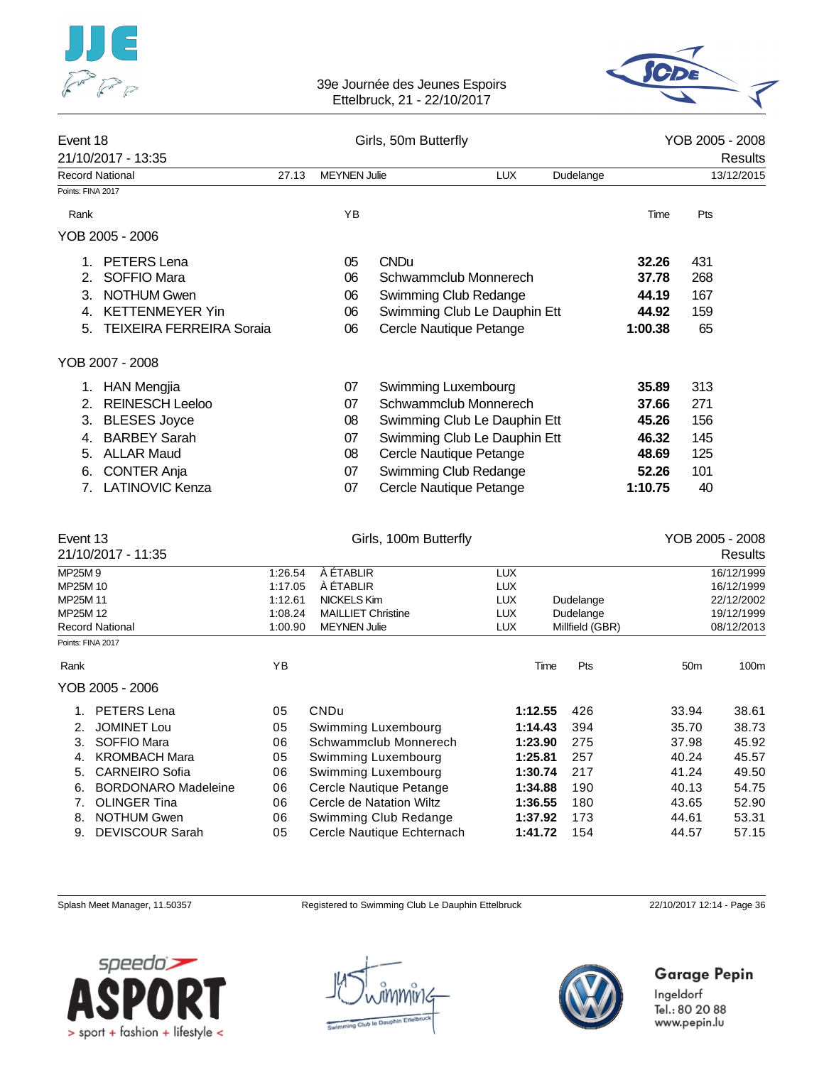39e Journée des Jeunes Espoirs
Ettelbruck, 21 - 22/10/2017

## Event 18 — Girls, 50m Butterfly — YOB 2005 - 2008

21/10/2017 - 13:35 — Results

| Record National | 27.13 | MEYNEN Julie | LUX | Dudelange | 13/12/2015 |
|---|---|---|---|---|---|

Points: FINA 2017

### YOB 2005 - 2006

| Rank | Name | YB | Club | Time | Pts |
|---|---|---|---|---|---|
| 1. | PETERS Lena | 05 | CNDu | **32.26** | 431 |
| 2. | SOFFIO Mara | 06 | Schwammclub Monnerech | **37.78** | 268 |
| 3. | NOTHUM Gwen | 06 | Swimming Club Redange | **44.19** | 167 |
| 4. | KETTENMEYER Yin | 06 | Swimming Club Le Dauphin Ett | **44.92** | 159 |
| 5. | TEIXEIRA FERREIRA Soraia | 06 | Cercle Nautique Petange | **1:00.38** | 65 |

### YOB 2007 - 2008

| Rank | Name | YB | Club | Time | Pts |
|---|---|---|---|---|---|
| 1. | HAN Mengjia | 07 | Swimming Luxembourg | **35.89** | 313 |
| 2. | REINESCH Leeloo | 07 | Schwammclub Monnerech | **37.66** | 271 |
| 3. | BLESES Joyce | 08 | Swimming Club Le Dauphin Ett | **45.26** | 156 |
| 4. | BARBEY Sarah | 07 | Swimming Club Le Dauphin Ett | **46.32** | 145 |
| 5. | ALLAR Maud | 08 | Cercle Nautique Petange | **48.69** | 125 |
| 6. | CONTER Anja | 07 | Swimming Club Redange | **52.26** | 101 |
| 7. | LATINOVIC Kenza | 07 | Cercle Nautique Petange | **1:10.75** | 40 |

## Event 13 — Girls, 100m Butterfly — YOB 2005 - 2008

21/10/2017 - 11:35 — Results

| Record | Time | Name | Nation | Place | Date |
|---|---|---|---|---|---|
| MP25M 9 | 1:26.54 | À ÉTABLIR | LUX | | 16/12/1999 |
| MP25M 10 | 1:17.05 | À ÉTABLIR | LUX | | 16/12/1999 |
| MP25M 11 | 1:12.61 | NICKELS Kim | LUX | Dudelange | 22/12/2002 |
| MP25M 12 | 1:08.24 | MAILLIET Christine | LUX | Dudelange | 19/12/1999 |
| Record National | 1:00.90 | MEYNEN Julie | LUX | Millfield (GBR) | 08/12/2013 |

Points: FINA 2017

### YOB 2005 - 2006

| Rank | Name | YB | Club | Time | Pts | 50m | 100m |
|---|---|---|---|---|---|---|---|
| 1. | PETERS Lena | 05 | CNDu | **1:12.55** | 426 | 33.94 | 38.61 |
| 2. | JOMINET Lou | 05 | Swimming Luxembourg | **1:14.43** | 394 | 35.70 | 38.73 |
| 3. | SOFFIO Mara | 06 | Schwammclub Monnerech | **1:23.90** | 275 | 37.98 | 45.92 |
| 4. | KROMBACH Mara | 05 | Swimming Luxembourg | **1:25.81** | 257 | 40.24 | 45.57 |
| 5. | CARNEIRO Sofia | 06 | Swimming Luxembourg | **1:30.74** | 217 | 41.24 | 49.50 |
| 6. | BORDONARO Madeleine | 06 | Cercle Nautique Petange | **1:34.88** | 190 | 40.13 | 54.75 |
| 7. | OLINGER Tina | 06 | Cercle de Natation Wiltz | **1:36.55** | 180 | 43.65 | 52.90 |
| 8. | NOTHUM Gwen | 06 | Swimming Club Redange | **1:37.92** | 173 | 44.61 | 53.31 |
| 9. | DEVISCOUR Sarah | 05 | Cercle Nautique Echternach | **1:41.72** | 154 | 44.57 | 57.15 |

Splash Meet Manager, 11.50357 — Registered to Swimming Club Le Dauphin Ettelbruck — 22/10/2017 12:14 - Page 36

Garage Pepin
Ingeldorf
Tel.: 80 20 88
www.pepin.lu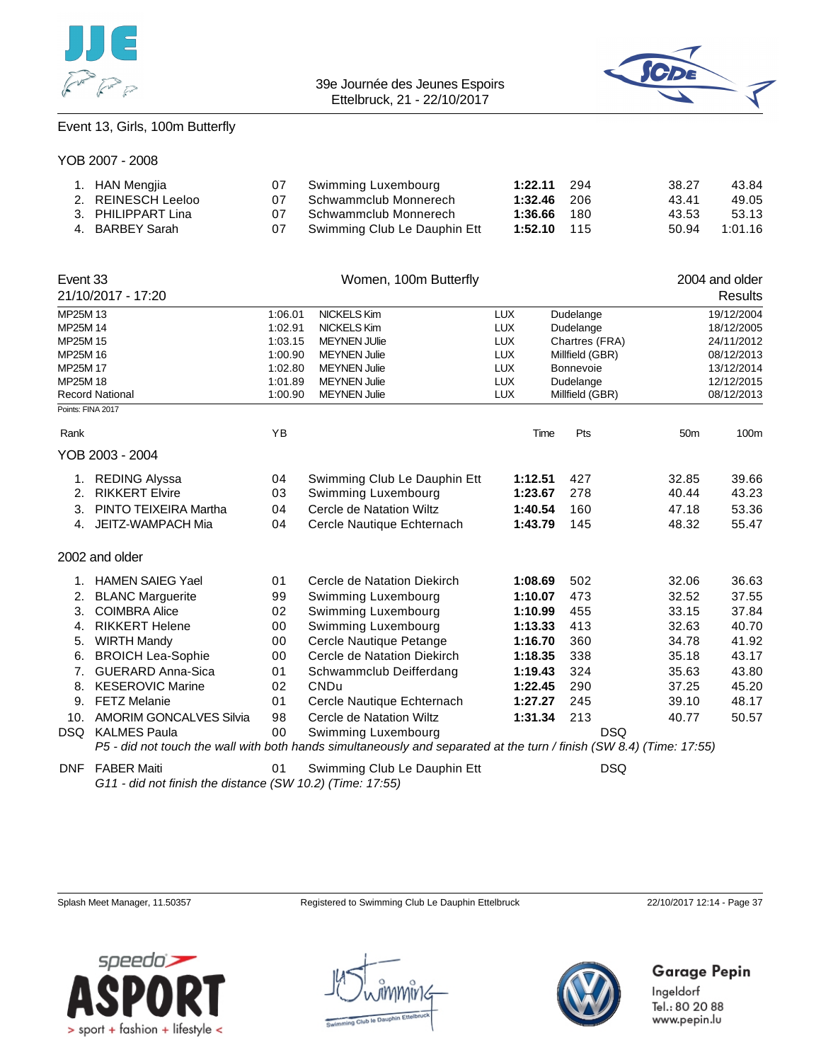Event 13, Girls, 100m Butterfly

YOB 2007 - 2008

| Rank | Name | YB | Club | Time | Pts | 50m | 100m |
|---|---|---|---|---|---|---|---|
| 1. | HAN Mengjia | 07 | Swimming Luxembourg | **1:22.11** | 294 | 38.27 | 43.84 |
| 2. | REINESCH Leeloo | 07 | Schwammclub Monnerech | **1:32.46** | 206 | 43.41 | 49.05 |
| 3. | PHILIPPART Lina | 07 | Schwammclub Monnerech | **1:36.66** | 180 | 43.53 | 53.13 |
| 4. | BARBEY Sarah | 07 | Swimming Club Le Dauphin Ett | **1:52.10** | 115 | 50.94 | 1:01.16 |

## Event 33 — Women, 100m Butterfly — 2004 and older

21/10/2017 - 17:20 — Results

| Record | Time | Name | Nat | Place | Date |
|---|---|---|---|---|---|
| MP25M 13 | 1:06.01 | NICKELS Kim | LUX | Dudelange | 19/12/2004 |
| MP25M 14 | 1:02.91 | NICKELS Kim | LUX | Dudelange | 18/12/2005 |
| MP25M 15 | 1:03.15 | MEYNEN JUlie | LUX | Chartres (FRA) | 24/11/2012 |
| MP25M 16 | 1:00.90 | MEYNEN Julie | LUX | Millfield (GBR) | 08/12/2013 |
| MP25M 17 | 1:02.80 | MEYNEN Julie | LUX | Bonnevoie | 13/12/2014 |
| MP25M 18 | 1:01.89 | MEYNEN Julie | LUX | Dudelange | 12/12/2015 |
| Record National | 1:00.90 | MEYNEN Julie | LUX | Millfield (GBR) | 08/12/2013 |

Points: FINA 2017

YOB 2003 - 2004

| Rank | Name | YB | Club | Time | Pts | 50m | 100m |
|---|---|---|---|---|---|---|---|
| 1. | REDING Alyssa | 04 | Swimming Club Le Dauphin Ett | **1:12.51** | 427 | 32.85 | 39.66 |
| 2. | RIKKERT Elvire | 03 | Swimming Luxembourg | **1:23.67** | 278 | 40.44 | 43.23 |
| 3. | PINTO TEIXEIRA Martha | 04 | Cercle de Natation Wiltz | **1:40.54** | 160 | 47.18 | 53.36 |
| 4. | JEITZ-WAMPACH Mia | 04 | Cercle Nautique Echternach | **1:43.79** | 145 | 48.32 | 55.47 |

2002 and older

| Rank | Name | YB | Club | Time | Pts | 50m | 100m |
|---|---|---|---|---|---|---|---|
| 1. | HAMEN SAIEG Yael | 01 | Cercle de Natation Diekirch | **1:08.69** | 502 | 32.06 | 36.63 |
| 2. | BLANC Marguerite | 99 | Swimming Luxembourg | **1:10.07** | 473 | 32.52 | 37.55 |
| 3. | COIMBRA Alice | 02 | Swimming Luxembourg | **1:10.99** | 455 | 33.15 | 37.84 |
| 4. | RIKKERT Helene | 00 | Swimming Luxembourg | **1:13.33** | 413 | 32.63 | 40.70 |
| 5. | WIRTH Mandy | 00 | Cercle Nautique Petange | **1:16.70** | 360 | 34.78 | 41.92 |
| 6. | BROICH Lea-Sophie | 00 | Cercle de Natation Diekirch | **1:18.35** | 338 | 35.18 | 43.17 |
| 7. | GUERARD Anna-Sica | 01 | Schwammclub Deifferdang | **1:19.43** | 324 | 35.63 | 43.80 |
| 8. | KESEROVIC Marine | 02 | CNDu | **1:22.45** | 290 | 37.25 | 45.20 |
| 9. | FETZ Melanie | 01 | Cercle Nautique Echternach | **1:27.27** | 245 | 39.10 | 48.17 |
| 10. | AMORIM GONCALVES Silvia | 98 | Cercle de Natation Wiltz | **1:31.34** | 213 | 40.77 | 50.57 |
| DSQ | KALMES Paula | 00 | Swimming Luxembourg | | DSQ | | |
| | *P5 - did not touch the wall with both hands simultaneously and separated at the turn / finish (SW 8.4) (Time: 17:55)* | | | | | | |
| DNF | FABER Maiti | 01 | Swimming Club Le Dauphin Ett | | DSQ | | |
| | *G11 - did not finish the distance (SW 10.2) (Time: 17:55)* | | | | | | |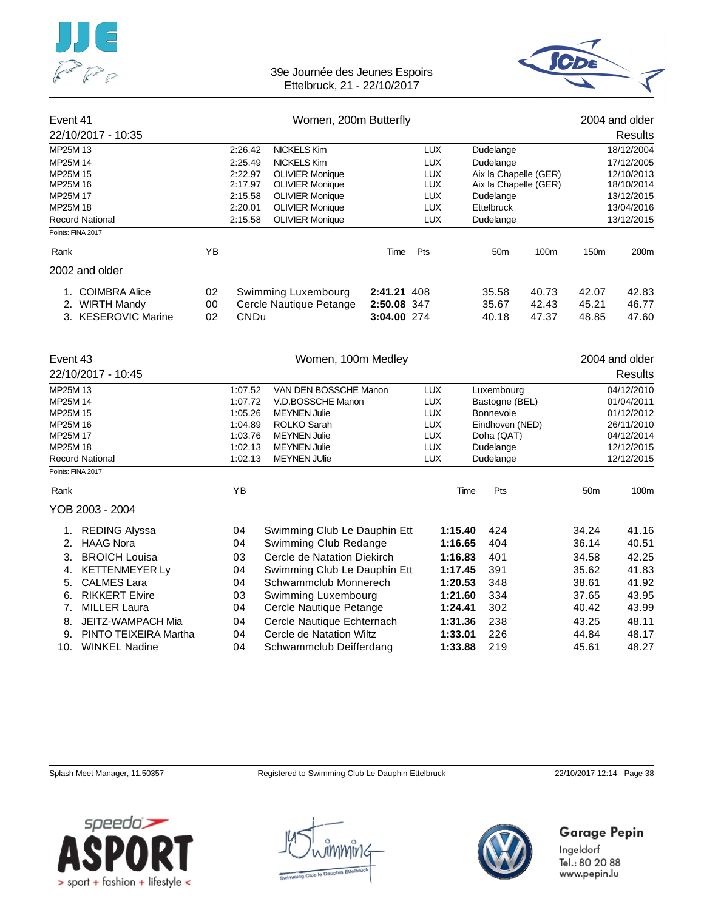39e Journée des Jeunes Espoirs
Ettelbruck, 21 - 22/10/2017

## Event 41 — Women, 200m Butterfly — 2004 and older

22/10/2017 - 10:35 — Results

| | Time | Name | Nat | Place | Date |
|---|---|---|---|---|---|
| MP25M 13 | 2:26.42 | NICKELS Kim | LUX | Dudelange | 18/12/2004 |
| MP25M 14 | 2:25.49 | NICKELS Kim | LUX | Dudelange | 17/12/2005 |
| MP25M 15 | 2:22.97 | OLIVIER Monique | LUX | Aix la Chapelle (GER) | 12/10/2013 |
| MP25M 16 | 2:17.97 | OLIVIER Monique | LUX | Aix la Chapelle (GER) | 18/10/2014 |
| MP25M 17 | 2:15.58 | OLIVIER Monique | LUX | Dudelange | 13/12/2015 |
| MP25M 18 | 2:20.01 | OLIVIER Monique | LUX | Ettelbruck | 13/04/2016 |
| Record National | 2:15.58 | OLIVIER Monique | LUX | Dudelange | 13/12/2015 |

Points: FINA 2017

**2002 and older**

| Rank | Name | YB | Club | Time | Pts | 50m | 100m | 150m | 200m |
|---|---|---|---|---|---|---|---|---|---|
| 1. | COIMBRA Alice | 02 | Swimming Luxembourg | **2:41.21** | 408 | 35.58 | 40.73 | 42.07 | 42.83 |
| 2. | WIRTH Mandy | 00 | Cercle Nautique Petange | **2:50.08** | 347 | 35.67 | 42.43 | 45.21 | 46.77 |
| 3. | KESEROVIC Marine | 02 | CNDu | **3:04.00** | 274 | 40.18 | 47.37 | 48.85 | 47.60 |

## Event 43 — Women, 100m Medley — 2004 and older

22/10/2017 - 10:45 — Results

| | Time | Name | Nat | Place | Date |
|---|---|---|---|---|---|
| MP25M 13 | 1:07.52 | VAN DEN BOSSCHE Manon | LUX | Luxembourg | 04/12/2010 |
| MP25M 14 | 1:07.72 | V.D.BOSSCHE Manon | LUX | Bastogne (BEL) | 01/04/2011 |
| MP25M 15 | 1:05.26 | MEYNEN Julie | LUX | Bonnevoie | 01/12/2012 |
| MP25M 16 | 1:04.89 | ROLKO Sarah | LUX | Eindhoven (NED) | 26/11/2010 |
| MP25M 17 | 1:03.76 | MEYNEN Julie | LUX | Doha (QAT) | 04/12/2014 |
| MP25M 18 | 1:02.13 | MEYNEN Julie | LUX | Dudelange | 12/12/2015 |
| Record National | 1:02.13 | MEYNEN JUlie | LUX | Dudelange | 12/12/2015 |

Points: FINA 2017

**YOB 2003 - 2004**

| Rank | Name | YB | Club | Time | Pts | 50m | 100m |
|---|---|---|---|---|---|---|---|
| 1. | REDING Alyssa | 04 | Swimming Club Le Dauphin Ett | **1:15.40** | 424 | 34.24 | 41.16 |
| 2. | HAAG Nora | 04 | Swimming Club Redange | **1:16.65** | 404 | 36.14 | 40.51 |
| 3. | BROICH Louisa | 03 | Cercle de Natation Diekirch | **1:16.83** | 401 | 34.58 | 42.25 |
| 4. | KETTENMEYER Ly | 04 | Swimming Club Le Dauphin Ett | **1:17.45** | 391 | 35.62 | 41.83 |
| 5. | CALMES Lara | 04 | Schwammclub Monnerech | **1:20.53** | 348 | 38.61 | 41.92 |
| 6. | RIKKERT Elvire | 03 | Swimming Luxembourg | **1:21.60** | 334 | 37.65 | 43.95 |
| 7. | MILLER Laura | 04 | Cercle Nautique Petange | **1:24.41** | 302 | 40.42 | 43.99 |
| 8. | JEITZ-WAMPACH Mia | 04 | Cercle Nautique Echternach | **1:31.36** | 238 | 43.25 | 48.11 |
| 9. | PINTO TEIXEIRA Martha | 04 | Cercle de Natation Wiltz | **1:33.01** | 226 | 44.84 | 48.17 |
| 10. | WINKEL Nadine | 04 | Schwammclub Deifferdang | **1:33.88** | 219 | 45.61 | 48.27 |

Splash Meet Manager, 11.50357 — Registered to Swimming Club Le Dauphin Ettelbruck — 22/10/2017 12:14

Garage Pepin
Ingeldorf
Tel.: 80 20 88
www.pepin.lu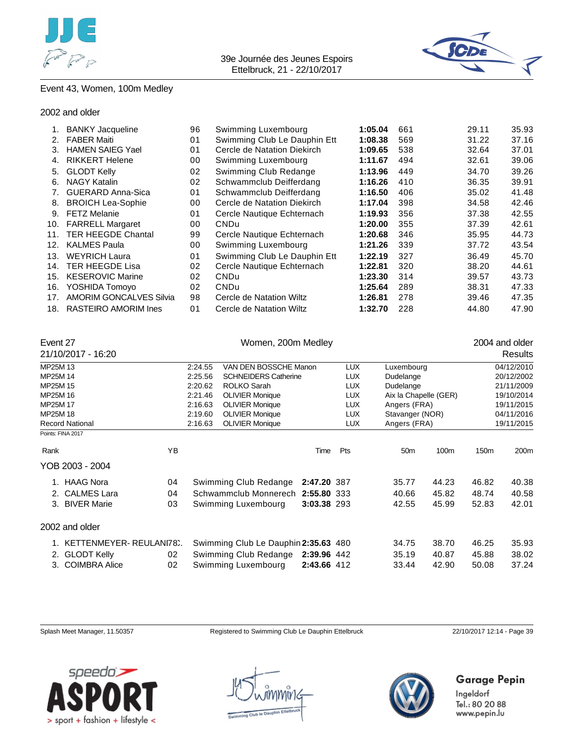## Event 43, Women, 100m Medley

### 2002 and older

| Rank | Name | YB | Club | Time | Pts | 50m | 100m |
|---|---|---|---|---|---|---|---|
| 1. | BANKY Jacqueline | 96 | Swimming Luxembourg | **1:05.04** | 661 | 29.11 | 35.93 |
| 2. | FABER Maiti | 01 | Swimming Club Le Dauphin Ett | **1:08.38** | 569 | 31.22 | 37.16 |
| 3. | HAMEN SAIEG Yael | 01 | Cercle de Natation Diekirch | **1:09.65** | 538 | 32.64 | 37.01 |
| 4. | RIKKERT Helene | 00 | Swimming Luxembourg | **1:11.67** | 494 | 32.61 | 39.06 |
| 5. | GLODT Kelly | 02 | Swimming Club Redange | **1:13.96** | 449 | 34.70 | 39.26 |
| 6. | NAGY Katalin | 02 | Schwammclub Deifferdang | **1:16.26** | 410 | 36.35 | 39.91 |
| 7. | GUERARD Anna-Sica | 01 | Schwammclub Deifferdang | **1:16.50** | 406 | 35.02 | 41.48 |
| 8. | BROICH Lea-Sophie | 00 | Cercle de Natation Diekirch | **1:17.04** | 398 | 34.58 | 42.46 |
| 9. | FETZ Melanie | 01 | Cercle Nautique Echternach | **1:19.93** | 356 | 37.38 | 42.55 |
| 10. | FARRELL Margaret | 00 | CNDu | **1:20.00** | 355 | 37.39 | 42.61 |
| 11. | TER HEEGDE Chantal | 99 | Cercle Nautique Echternach | **1:20.68** | 346 | 35.95 | 44.73 |
| 12. | KALMES Paula | 00 | Swimming Luxembourg | **1:21.26** | 339 | 37.72 | 43.54 |
| 13. | WEYRICH Laura | 01 | Swimming Club Le Dauphin Ett | **1:22.19** | 327 | 36.49 | 45.70 |
| 14. | TER HEEGDE Lisa | 02 | Cercle Nautique Echternach | **1:22.81** | 320 | 38.20 | 44.61 |
| 15. | KESEROVIC Marine | 02 | CNDu | **1:23.30** | 314 | 39.57 | 43.73 |
| 16. | YOSHIDA Tomoyo | 02 | CNDu | **1:25.64** | 289 | 38.31 | 47.33 |
| 17. | AMORIM GONCALVES Silvia | 98 | Cercle de Natation Wiltz | **1:26.81** | 278 | 39.46 | 47.35 |
| 18. | RASTEIRO AMORIM Ines | 01 | Cercle de Natation Wiltz | **1:32.70** | 228 | 44.80 | 47.90 |

## Event 27 — Women, 200m Medley — 2004 and older

21/10/2017 - 16:20 — Results

| Record | Time | Name | Nat | Place | Date |
|---|---|---|---|---|---|
| MP25M 13 | 2:24.55 | VAN DEN BOSSCHE Manon | LUX | Luxembourg | 04/12/2010 |
| MP25M 14 | 2:25.56 | SCHNEIDERS Catherine | LUX | Dudelange | 20/12/2002 |
| MP25M 15 | 2:20.62 | ROLKO Sarah | LUX | Dudelange | 21/11/2009 |
| MP25M 16 | 2:21.46 | OLIVIER Monique | LUX | Aix la Chapelle (GER) | 19/10/2014 |
| MP25M 17 | 2:16.63 | OLIVIER Monique | LUX | Angers (FRA) | 19/11/2015 |
| MP25M 18 | 2:19.60 | OLIVIER Monique | LUX | Stavanger (NOR) | 04/11/2016 |
| Record National | 2:16.63 | OLIVIER Monique | LUX | Angers (FRA) | 19/11/2015 |

Points: FINA 2017

### YOB 2003 - 2004

| Rank | Name | YB | Club | Time | Pts | 50m | 100m | 150m | 200m |
|---|---|---|---|---|---|---|---|---|---|
| 1. | HAAG Nora | 04 | Swimming Club Redange | **2:47.20** | 387 | 35.77 | 44.23 | 46.82 | 40.38 |
| 2. | CALMES Lara | 04 | Schwammclub Monnerech | **2:55.80** | 333 | 40.66 | 45.82 | 48.74 | 40.58 |
| 3. | BIVER Marie | 03 | Swimming Luxembourg | **3:03.38** | 293 | 42.55 | 45.99 | 52.83 | 42.01 |

### 2002 and older

| Rank | Name | YB | Club | Time | Pts | 50m | 100m | 150m | 200m |
|---|---|---|---|---|---|---|---|---|---|
| 1. | KETTENMEYER- REULANI | 78 | Swimming Club Le Dauphin | **2:35.63** | 480 | 34.75 | 38.70 | 46.25 | 35.93 |
| 2. | GLODT Kelly | 02 | Swimming Club Redange | **2:39.96** | 442 | 35.19 | 40.87 | 45.88 | 38.02 |
| 3. | COIMBRA Alice | 02 | Swimming Luxembourg | **2:43.66** | 412 | 33.44 | 42.90 | 50.08 | 37.24 |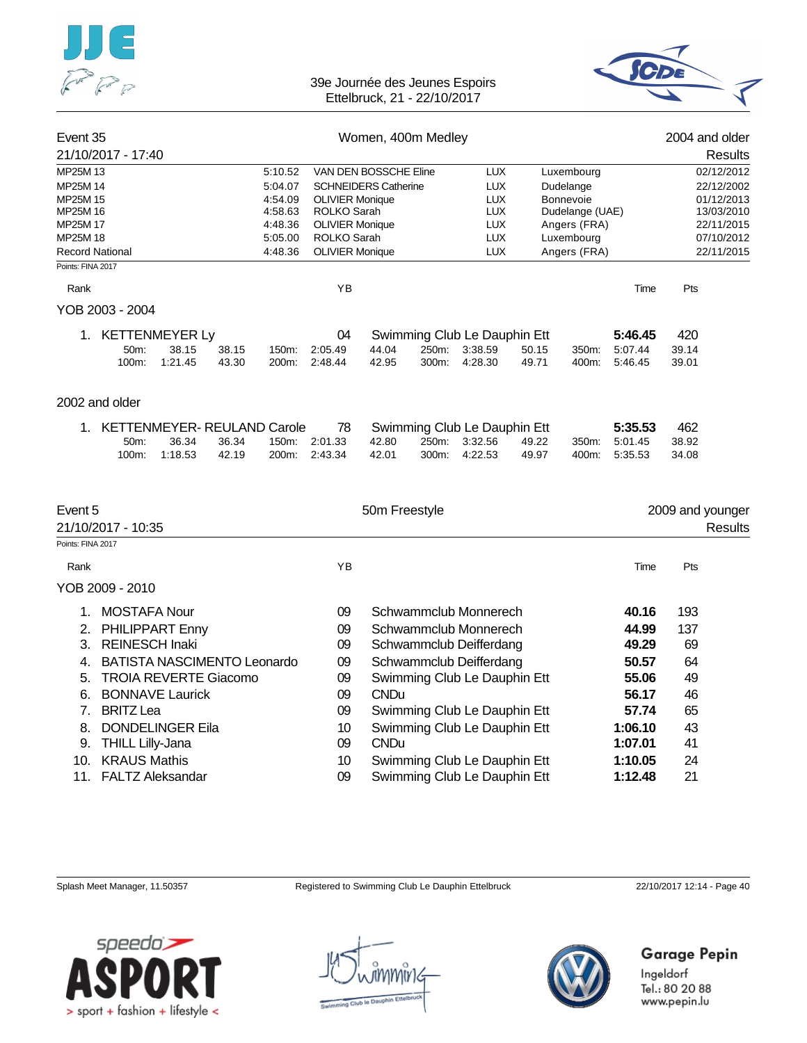## Event 35 — Women, 400m Medley — 2004 and older

21/10/2017 - 17:40 — Results

| Record | Time | Name | Nat | Place | Date |
|---|---|---|---|---|---|
| MP25M 13 | 5:10.52 | VAN DEN BOSSCHE Eline | LUX | Luxembourg | 02/12/2012 |
| MP25M 14 | 5:04.07 | SCHNEIDERS Catherine | LUX | Dudelange | 22/12/2002 |
| MP25M 15 | 4:54.09 | OLIVIER Monique | LUX | Bonnevoie | 01/12/2013 |
| MP25M 16 | 4:58.63 | ROLKO Sarah | LUX | Dudelange (UAE) | 13/03/2010 |
| MP25M 17 | 4:48.36 | OLIVIER Monique | LUX | Angers (FRA) | 22/11/2015 |
| MP25M 18 | 5:05.00 | ROLKO Sarah | LUX | Luxembourg | 07/10/2012 |
| Record National | 4:48.36 | OLIVIER Monique | LUX | Angers (FRA) | 22/11/2015 |

Points: FINA 2017

### YOB 2003 - 2004

| Rank | Name | YB | Club | Time | Pts |
|---|---|---|---|---|---|
| 1. | KETTENMEYER Ly | 04 | Swimming Club Le Dauphin Ett | **5:46.45** | 420 |

50m: 38.15 (38.15) — 100m: 1:21.45 (43.30) — 150m: 2:05.49 (44.04) — 200m: 2:48.44 (42.95) — 250m: 3:38.59 (50.15) — 300m: 4:28.30 (49.71) — 350m: 5:07.44 (39.14) — 400m: 5:46.45 (39.01)

### 2002 and older

| Rank | Name | YB | Club | Time | Pts |
|---|---|---|---|---|---|
| 1. | KETTENMEYER- REULAND Carole | 78 | Swimming Club Le Dauphin Ett | **5:35.53** | 462 |

50m: 36.34 (36.34) — 100m: 1:18.53 (42.19) — 150m: 2:01.33 (42.80) — 200m: 2:43.34 (42.01) — 250m: 3:32.56 (49.22) — 300m: 4:22.53 (49.97) — 350m: 5:01.45 (38.92) — 400m: 5:35.53 (34.08)

## Event 5 — 50m Freestyle — 2009 and younger

21/10/2017 - 10:35 — Results

Points: FINA 2017

### YOB 2009 - 2010

| Rank | Name | YB | Club | Time | Pts |
|---|---|---|---|---|---|
| 1. | MOSTAFA Nour | 09 | Schwammclub Monnerech | **40.16** | 193 |
| 2. | PHILIPPART Enny | 09 | Schwammclub Monnerech | **44.99** | 137 |
| 3. | REINESCH Inaki | 09 | Schwammclub Deifferdang | **49.29** | 69 |
| 4. | BATISTA NASCIMENTO Leonardo | 09 | Schwammclub Deifferdang | **50.57** | 64 |
| 5. | TROIA REVERTE Giacomo | 09 | Swimming Club Le Dauphin Ett | **55.06** | 49 |
| 6. | BONNAVE Laurick | 09 | CNDu | **56.17** | 46 |
| 7. | BRITZ Lea | 09 | Swimming Club Le Dauphin Ett | **57.74** | 65 |
| 8. | DONDELINGER Eila | 10 | Swimming Club Le Dauphin Ett | **1:06.10** | 43 |
| 9. | THILL Lilly-Jana | 09 | CNDu | **1:07.01** | 41 |
| 10. | KRAUS Mathis | 10 | Swimming Club Le Dauphin Ett | **1:10.05** | 24 |
| 11. | FALTZ Aleksandar | 09 | Swimming Club Le Dauphin Ett | **1:12.48** | 21 |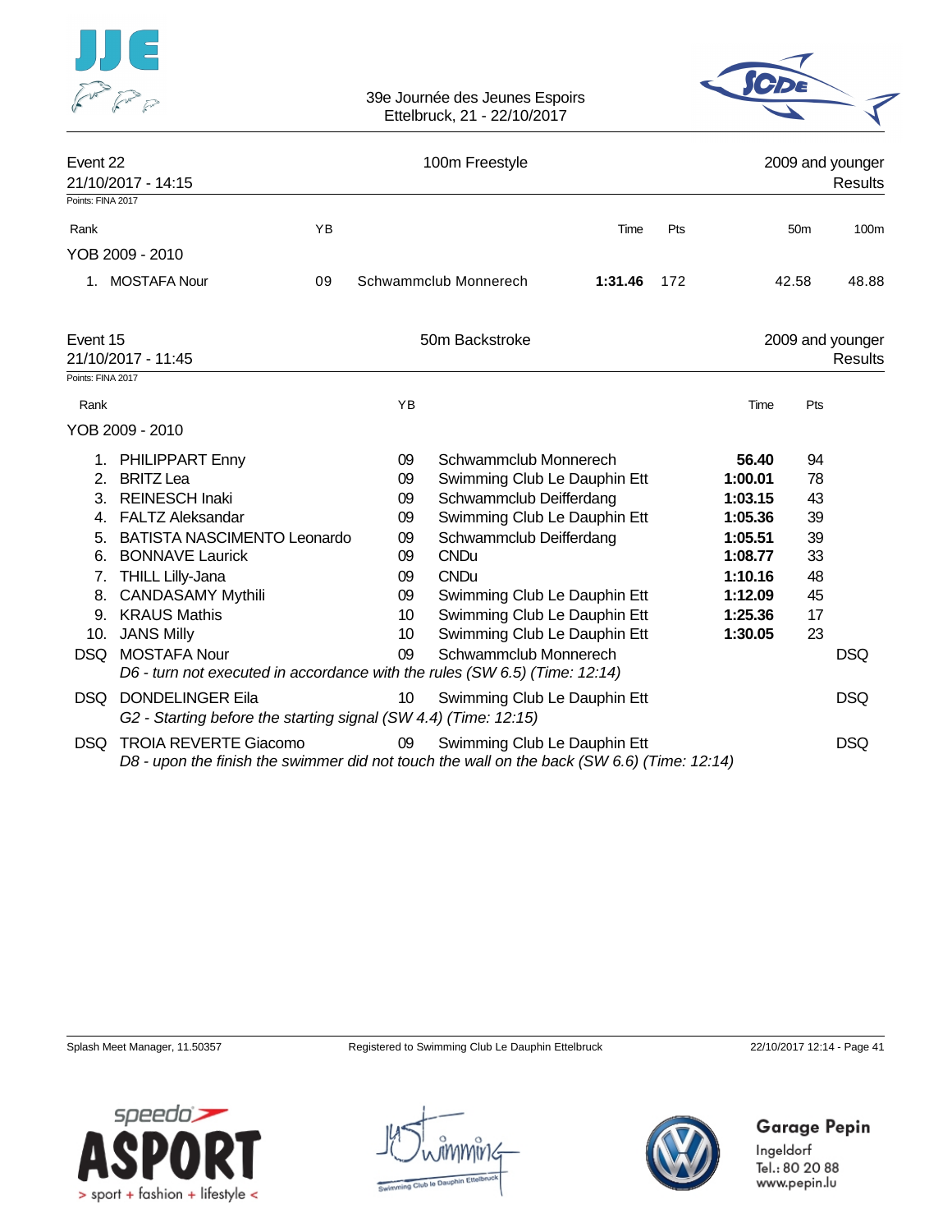## Event 22 — 100m Freestyle — 2009 and younger

21/10/2017 - 14:15

Results

Points: FINA 2017

| Rank | | YB | | Time | Pts | 50m | 100m |
|---|---|---|---|---|---|---|---|
| **YOB 2009 - 2010** | | | | | | | |
| 1. | MOSTAFA Nour | 09 | Schwammclub Monnerech | **1:31.46** | 172 | 42.58 | 48.88 |

## Event 15 — 50m Backstroke — 2009 and younger

21/10/2017 - 11:45

Results

Points: FINA 2017

| Rank | | YB | | Time | Pts | |
|---|---|---|---|---|---|---|
| **YOB 2009 - 2010** | | | | | | |
| 1. | PHILIPPART Enny | 09 | Schwammclub Monnerech | **56.40** | 94 | |
| 2. | BRITZ Lea | 09 | Swimming Club Le Dauphin Ett | **1:00.01** | 78 | |
| 3. | REINESCH Inaki | 09 | Schwammclub Deifferdang | **1:03.15** | 43 | |
| 4. | FALTZ Aleksandar | 09 | Swimming Club Le Dauphin Ett | **1:05.36** | 39 | |
| 5. | BATISTA NASCIMENTO Leonardo | 09 | Schwammclub Deifferdang | **1:05.51** | 39 | |
| 6. | BONNAVE Laurick | 09 | CNDu | **1:08.77** | 33 | |
| 7. | THILL Lilly-Jana | 09 | CNDu | **1:10.16** | 48 | |
| 8. | CANDASAMY Mythili | 09 | Swimming Club Le Dauphin Ett | **1:12.09** | 45 | |
| 9. | KRAUS Mathis | 10 | Swimming Club Le Dauphin Ett | **1:25.36** | 17 | |
| 10. | JANS Milly | 10 | Swimming Club Le Dauphin Ett | **1:30.05** | 23 | |
| DSQ | MOSTAFA Nour<br>*D6 - turn not executed in accordance with the rules (SW 6.5) (Time: 12:14)* | 09 | Schwammclub Monnerech | | | DSQ |
| DSQ | DONDELINGER Eila<br>*G2 - Starting before the starting signal (SW 4.4) (Time: 12:15)* | 10 | Swimming Club Le Dauphin Ett | | | DSQ |
| DSQ | TROIA REVERTE Giacomo<br>*D8 - upon the finish the swimmer did not touch the wall on the back (SW 6.6) (Time: 12:14)* | 09 | Swimming Club Le Dauphin Ett | | | DSQ |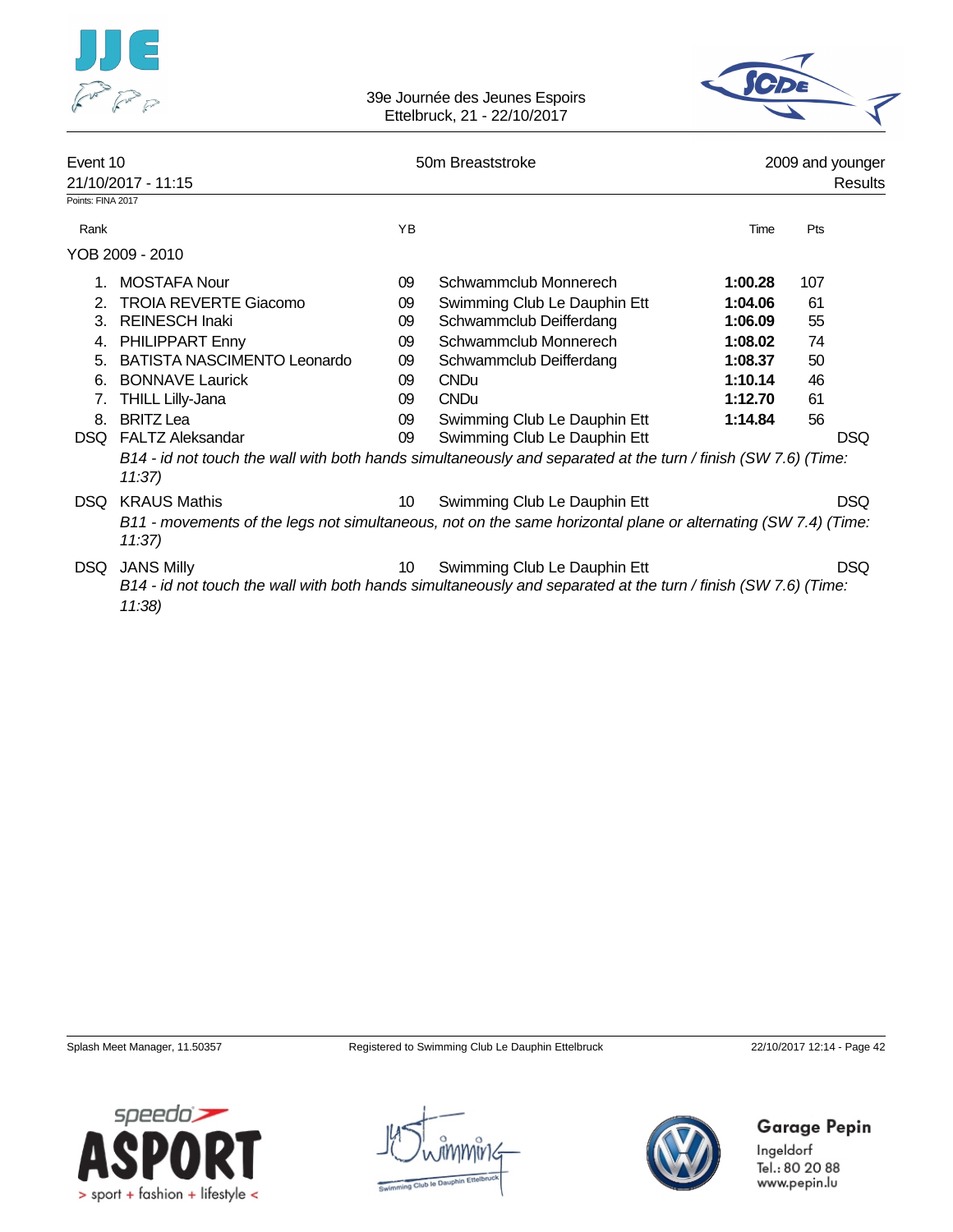Event 10 — 50m Breaststroke — 2009 and younger

21/10/2017 - 11:15 — Results

Points: FINA 2017

YOB 2009 - 2010

| Rank | | YB | | Time | Pts |
|---|---|---|---|---|---|
| 1. | MOSTAFA Nour | 09 | Schwammclub Monnerech | **1:00.28** | 107 |
| 2. | TROIA REVERTE Giacomo | 09 | Swimming Club Le Dauphin Ett | **1:04.06** | 61 |
| 3. | REINESCH Inaki | 09 | Schwammclub Deifferdang | **1:06.09** | 55 |
| 4. | PHILIPPART Enny | 09 | Schwammclub Monnerech | **1:08.02** | 74 |
| 5. | BATISTA NASCIMENTO Leonardo | 09 | Schwammclub Deifferdang | **1:08.37** | 50 |
| 6. | BONNAVE Laurick | 09 | CNDu | **1:10.14** | 46 |
| 7. | THILL Lilly-Jana | 09 | CNDu | **1:12.70** | 61 |
| 8. | BRITZ Lea | 09 | Swimming Club Le Dauphin Ett | **1:14.84** | 56 |
| DSQ | FALTZ Aleksandar | 09 | Swimming Club Le Dauphin Ett | | DSQ |
| | *B14 - id not touch the wall with both hands simultaneously and separated at the turn / finish (SW 7.6) (Time: 11:37)* | | | | |
| DSQ | KRAUS Mathis | 10 | Swimming Club Le Dauphin Ett | | DSQ |
| | *B11 - movements of the legs not simultaneous, not on the same horizontal plane or alternating (SW 7.4) (Time: 11:37)* | | | | |
| DSQ | JANS Milly | 10 | Swimming Club Le Dauphin Ett | | DSQ |
| | *B14 - id not touch the wall with both hands simultaneously and separated at the turn / finish (SW 7.6) (Time: 11:38)* | | | | |